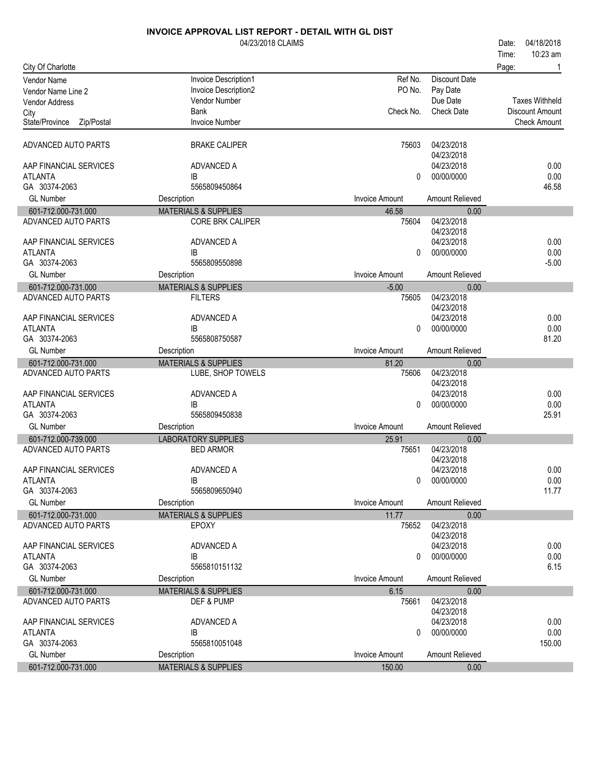# INVOICE APPROVAL LIST REPORT - DETAIL WITH GL DIST

04/23/2018 CLAIMS

Date: 04/18/2018
Time: 10:23 am

City Of Charlotte

| Vendor Name / Vendor Name Line 2 / Vendor Address / City / State/Province Zip/Postal | Invoice Description1 / Invoice Description2 / Vendor Number / Bank / Invoice Number | Ref No. / PO No. / Check No. | Discount Date / Pay Date / Due Date / Check Date | Taxes Withheld / Discount Amount / Check Amount |
|---|---|---|---|---|
| ADVANCED AUTO PARTS | BRAKE CALIPER | 75603 | 04/23/2018 | |
| | | | 04/23/2018 | |
| AAP FINANCIAL SERVICES | ADVANCED A | | 04/23/2018 | 0.00 |
| ATLANTA | IB | 0 | 00/00/0000 | 0.00 |
| GA 30374-2063 | 5565809450864 | | | 46.58 |
| **GL Number** | **Description** | **Invoice Amount** | **Amount Relieved** | |
| 601-712.000-731.000 | MATERIALS & SUPPLIES | 46.58 | 0.00 | |
| ADVANCED AUTO PARTS | CORE BRK CALIPER | 75604 | 04/23/2018 | |
| | | | 04/23/2018 | |
| AAP FINANCIAL SERVICES | ADVANCED A | | 04/23/2018 | 0.00 |
| ATLANTA | IB | 0 | 00/00/0000 | 0.00 |
| GA 30374-2063 | 5565809550898 | | | -5.00 |
| **GL Number** | **Description** | **Invoice Amount** | **Amount Relieved** | |
| 601-712.000-731.000 | MATERIALS & SUPPLIES | -5.00 | 0.00 | |
| ADVANCED AUTO PARTS | FILTERS | 75605 | 04/23/2018 | |
| | | | 04/23/2018 | |
| AAP FINANCIAL SERVICES | ADVANCED A | | 04/23/2018 | 0.00 |
| ATLANTA | IB | 0 | 00/00/0000 | 0.00 |
| GA 30374-2063 | 5565808750587 | | | 81.20 |
| **GL Number** | **Description** | **Invoice Amount** | **Amount Relieved** | |
| 601-712.000-731.000 | MATERIALS & SUPPLIES | 81.20 | 0.00 | |
| ADVANCED AUTO PARTS | LUBE, SHOP TOWELS | 75606 | 04/23/2018 | |
| | | | 04/23/2018 | |
| AAP FINANCIAL SERVICES | ADVANCED A | | 04/23/2018 | 0.00 |
| ATLANTA | IB | 0 | 00/00/0000 | 0.00 |
| GA 30374-2063 | 5565809450838 | | | 25.91 |
| **GL Number** | **Description** | **Invoice Amount** | **Amount Relieved** | |
| 601-712.000-739.000 | LABORATORY SUPPLIES | 25.91 | 0.00 | |
| ADVANCED AUTO PARTS | BED ARMOR | 75651 | 04/23/2018 | |
| | | | 04/23/2018 | |
| AAP FINANCIAL SERVICES | ADVANCED A | | 04/23/2018 | 0.00 |
| ATLANTA | IB | 0 | 00/00/0000 | 0.00 |
| GA 30374-2063 | 5565809650940 | | | 11.77 |
| **GL Number** | **Description** | **Invoice Amount** | **Amount Relieved** | |
| 601-712.000-731.000 | MATERIALS & SUPPLIES | 11.77 | 0.00 | |
| ADVANCED AUTO PARTS | EPOXY | 75652 | 04/23/2018 | |
| | | | 04/23/2018 | |
| AAP FINANCIAL SERVICES | ADVANCED A | | 04/23/2018 | 0.00 |
| ATLANTA | IB | 0 | 00/00/0000 | 0.00 |
| GA 30374-2063 | 5565810151132 | | | 6.15 |
| **GL Number** | **Description** | **Invoice Amount** | **Amount Relieved** | |
| 601-712.000-731.000 | MATERIALS & SUPPLIES | 6.15 | 0.00 | |
| ADVANCED AUTO PARTS | DEF & PUMP | 75661 | 04/23/2018 | |
| | | | 04/23/2018 | |
| AAP FINANCIAL SERVICES | ADVANCED A | | 04/23/2018 | 0.00 |
| ATLANTA | IB | 0 | 00/00/0000 | 0.00 |
| GA 30374-2063 | 5565810051048 | | | 150.00 |
| **GL Number** | **Description** | **Invoice Amount** | **Amount Relieved** | |
| 601-712.000-731.000 | MATERIALS & SUPPLIES | 150.00 | 0.00 | |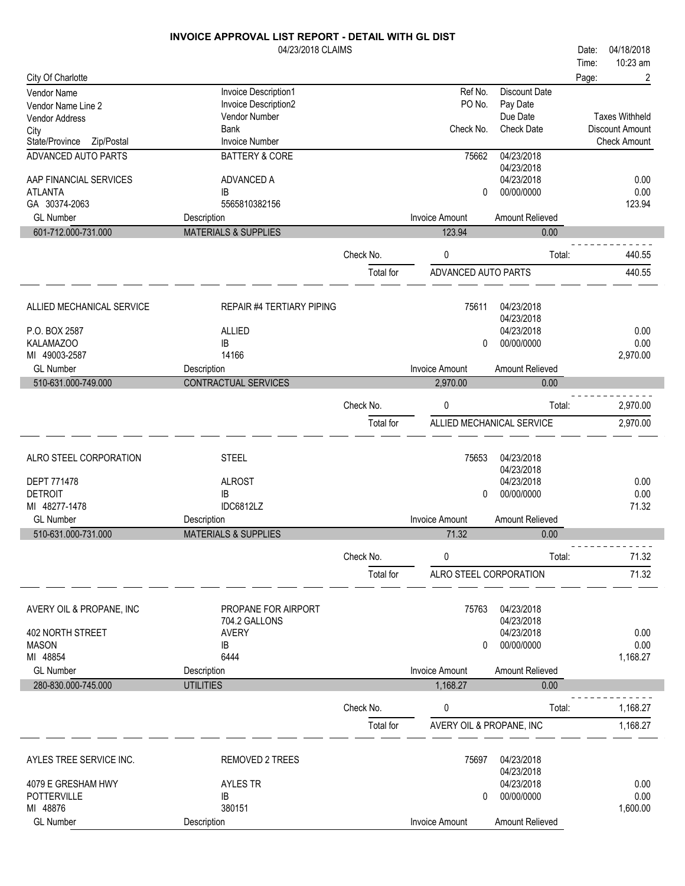# INVOICE APPROVAL LIST REPORT - DETAIL WITH GL DIST

04/23/2018 CLAIMS

Date: 04/18/2018
Time: 10:23 am

City Of Charlotte

| Vendor Name | Invoice Description1 | Ref No. | Discount Date | |
|---|---|---|---|---|
| Vendor Name Line 2 | Invoice Description2 | PO No. | Pay Date | |
| Vendor Address | Vendor Number | | Due Date | Taxes Withheld |
| City | Bank | Check No. | Check Date | Discount Amount |
| State/Province Zip/Postal | Invoice Number | | | Check Amount |

---

| | | | | |
|---|---|---|---|---|
| ADVANCED AUTO PARTS | BATTERY & CORE | 75662 | 04/23/2018 | |
| | | | 04/23/2018 | |
| AAP FINANCIAL SERVICES | ADVANCED A | | 04/23/2018 | 0.00 |
| ATLANTA | IB | 0 | 00/00/0000 | 0.00 |
| GA 30374-2063 | 5565810382156 | | | 123.94 |

| GL Number | Description | Invoice Amount | Amount Relieved |
|---|---|---|---|
| 601-712.000-731.000 | MATERIALS & SUPPLIES | 123.94 | 0.00 |

Check No. 0 Total: 440.55

Total for ADVANCED AUTO PARTS 440.55

---

| | | | | |
|---|---|---|---|---|
| ALLIED MECHANICAL SERVICE | REPAIR #4 TERTIARY PIPING | 75611 | 04/23/2018 | |
| | | | 04/23/2018 | |
| P.O. BOX 2587 | ALLIED | | 04/23/2018 | 0.00 |
| KALAMAZOO | IB | 0 | 00/00/0000 | 0.00 |
| MI 49003-2587 | 14166 | | | 2,970.00 |

| GL Number | Description | Invoice Amount | Amount Relieved |
|---|---|---|---|
| 510-631.000-749.000 | CONTRACTUAL SERVICES | 2,970.00 | 0.00 |

Check No. 0 Total: 2,970.00

Total for ALLIED MECHANICAL SERVICE 2,970.00

---

| | | | | |
|---|---|---|---|---|
| ALRO STEEL CORPORATION | STEEL | 75653 | 04/23/2018 | |
| | | | 04/23/2018 | |
| DEPT 771478 | ALROST | | 04/23/2018 | 0.00 |
| DETROIT | IB | 0 | 00/00/0000 | 0.00 |
| MI 48277-1478 | IDC6812LZ | | | 71.32 |

| GL Number | Description | Invoice Amount | Amount Relieved |
|---|---|---|---|
| 510-631.000-731.000 | MATERIALS & SUPPLIES | 71.32 | 0.00 |

Check No. 0 Total: 71.32

Total for ALRO STEEL CORPORATION 71.32

---

| | | | | |
|---|---|---|---|---|
| AVERY OIL & PROPANE, INC | PROPANE FOR AIRPORT | 75763 | 04/23/2018 | |
| | 704.2 GALLONS | | 04/23/2018 | |
| 402 NORTH STREET | AVERY | | 04/23/2018 | 0.00 |
| MASON | IB | 0 | 00/00/0000 | 0.00 |
| MI 48854 | 6444 | | | 1,168.27 |

| GL Number | Description | Invoice Amount | Amount Relieved |
|---|---|---|---|
| 280-830.000-745.000 | UTILITIES | 1,168.27 | 0.00 |

Check No. 0 Total: 1,168.27

Total for AVERY OIL & PROPANE, INC 1,168.27

---

| | | | | |
|---|---|---|---|---|
| AYLES TREE SERVICE INC. | REMOVED 2 TREES | 75697 | 04/23/2018 | |
| | | | 04/23/2018 | |
| 4079 E GRESHAM HWY | AYLES TR | | 04/23/2018 | 0.00 |
| POTTERVILLE | IB | 0 | 00/00/0000 | 0.00 |
| MI 48876 | 380151 | | | 1,600.00 |

| GL Number | Description | Invoice Amount | Amount Relieved |
|---|---|---|---|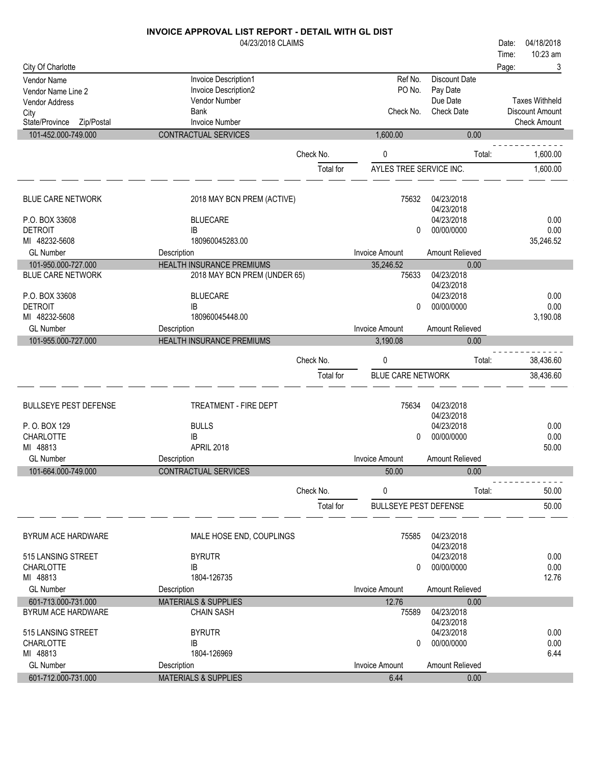**INVOICE APPROVAL LIST REPORT - DETAIL WITH GL DIST**

04/23/2018 CLAIMS

Date: 04/18/2018
Time: 10:23 am

City Of Charlotte

| Vendor Name / Vendor Name Line 2 / Vendor Address / City / State/Province Zip/Postal | Invoice Description1 / Invoice Description2 / Vendor Number / Bank / Invoice Number | Ref No. / PO No. / Check No. | Discount Date / Pay Date / Due Date / Check Date | Taxes Withheld / Discount Amount / Check Amount |
|---|---|---|---|---|
| 101-452.000-749.000 | CONTRACTUAL SERVICES | 1,600.00 | 0.00 | |
| | Check No. | 0 | Total: | 1,600.00 |
| | Total for | AYLES TREE SERVICE INC. | | 1,600.00 |
| BLUE CARE NETWORK | 2018 MAY BCN PREM (ACTIVE) | 75632 | 04/23/2018 | |
| | | | 04/23/2018 | |
| P.O. BOX 33608 | BLUECARE | | 04/23/2018 | 0.00 |
| DETROIT | IB | 0 | 00/00/0000 | 0.00 |
| MI 48232-5608 | 180960045283.00 | | | 35,246.52 |
| GL Number | Description | Invoice Amount | Amount Relieved | |
| 101-950.000-727.000 | HEALTH INSURANCE PREMIUMS | 35,246.52 | 0.00 | |
| BLUE CARE NETWORK | 2018 MAY BCN PREM (UNDER 65) | 75633 | 04/23/2018 | |
| | | | 04/23/2018 | |
| P.O. BOX 33608 | BLUECARE | | 04/23/2018 | 0.00 |
| DETROIT | IB | 0 | 00/00/0000 | 0.00 |
| MI 48232-5608 | 180960045448.00 | | | 3,190.08 |
| GL Number | Description | Invoice Amount | Amount Relieved | |
| 101-955.000-727.000 | HEALTH INSURANCE PREMIUMS | 3,190.08 | 0.00 | |
| | Check No. | 0 | Total: | 38,436.60 |
| | Total for | BLUE CARE NETWORK | | 38,436.60 |
| BULLSEYE PEST DEFENSE | TREATMENT - FIRE DEPT | 75634 | 04/23/2018 | |
| | | | 04/23/2018 | |
| P. O. BOX 129 | BULLS | | 04/23/2018 | 0.00 |
| CHARLOTTE | IB | 0 | 00/00/0000 | 0.00 |
| MI 48813 | APRIL 2018 | | | 50.00 |
| GL Number | Description | Invoice Amount | Amount Relieved | |
| 101-664.000-749.000 | CONTRACTUAL SERVICES | 50.00 | 0.00 | |
| | Check No. | 0 | Total: | 50.00 |
| | Total for | BULLSEYE PEST DEFENSE | | 50.00 |
| BYRUM ACE HARDWARE | MALE HOSE END, COUPLINGS | 75585 | 04/23/2018 | |
| | | | 04/23/2018 | |
| 515 LANSING STREET | BYRUTR | | 04/23/2018 | 0.00 |
| CHARLOTTE | IB | 0 | 00/00/0000 | 0.00 |
| MI 48813 | 1804-126735 | | | 12.76 |
| GL Number | Description | Invoice Amount | Amount Relieved | |
| 601-713.000-731.000 | MATERIALS & SUPPLIES | 12.76 | 0.00 | |
| BYRUM ACE HARDWARE | CHAIN SASH | 75589 | 04/23/2018 | |
| | | | 04/23/2018 | |
| 515 LANSING STREET | BYRUTR | | 04/23/2018 | 0.00 |
| CHARLOTTE | IB | 0 | 00/00/0000 | 0.00 |
| MI 48813 | 1804-126969 | | | 6.44 |
| GL Number | Description | Invoice Amount | Amount Relieved | |
| 601-712.000-731.000 | MATERIALS & SUPPLIES | 6.44 | 0.00 | |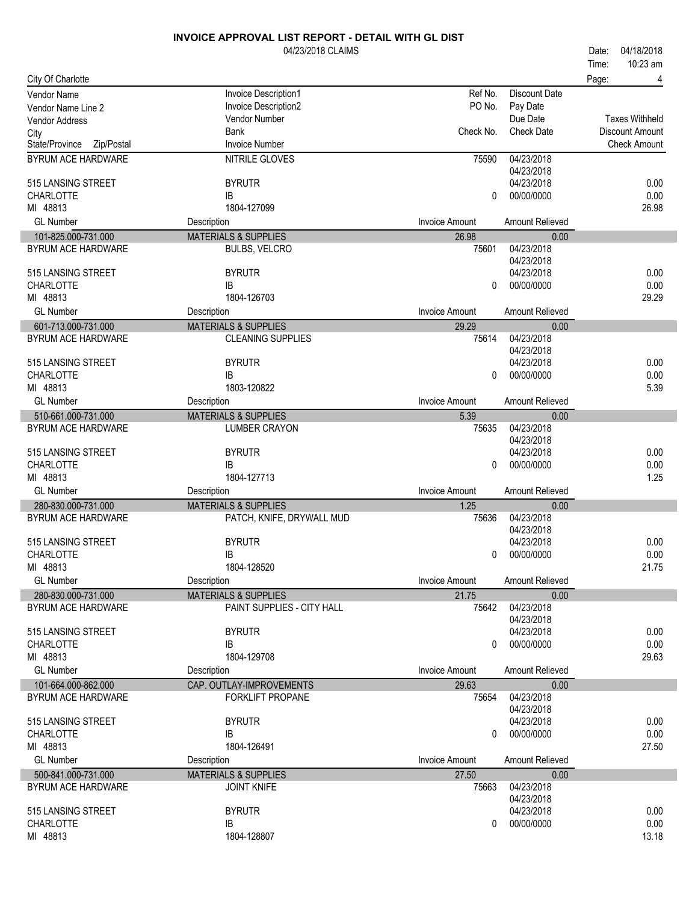# INVOICE APPROVAL LIST REPORT - DETAIL WITH GL DIST

04/23/2018 CLAIMS

Date: 04/18/2018
Time: 10:23 am

City Of Charlotte

| Vendor Name / Vendor Name Line 2 / Vendor Address / City / State/Province Zip/Postal | Invoice Description1 / Invoice Description2 / Vendor Number / Bank / Invoice Number | Ref No. / PO No. / Check No. | Discount Date / Pay Date / Due Date / Check Date | Taxes Withheld / Discount Amount / Check Amount |
|---|---|---|---|---|
| BYRUM ACE HARDWARE | NITRILE GLOVES | 75590 | 04/23/2018 | |
| | | | 04/23/2018 | |
| 515 LANSING STREET | BYRUTR | | 04/23/2018 | 0.00 |
| CHARLOTTE | IB | 0 | 00/00/0000 | 0.00 |
| MI 48813 | 1804-127099 | | | 26.98 |
| **GL Number** | **Description** | **Invoice Amount** | **Amount Relieved** | |
| 101-825.000-731.000 | MATERIALS & SUPPLIES | 26.98 | 0.00 | |
| BYRUM ACE HARDWARE | BULBS, VELCRO | 75601 | 04/23/2018 | |
| | | | 04/23/2018 | |
| 515 LANSING STREET | BYRUTR | | 04/23/2018 | 0.00 |
| CHARLOTTE | IB | 0 | 00/00/0000 | 0.00 |
| MI 48813 | 1804-126703 | | | 29.29 |
| **GL Number** | **Description** | **Invoice Amount** | **Amount Relieved** | |
| 601-713.000-731.000 | MATERIALS & SUPPLIES | 29.29 | 0.00 | |
| BYRUM ACE HARDWARE | CLEANING SUPPLIES | 75614 | 04/23/2018 | |
| | | | 04/23/2018 | |
| 515 LANSING STREET | BYRUTR | | 04/23/2018 | 0.00 |
| CHARLOTTE | IB | 0 | 00/00/0000 | 0.00 |
| MI 48813 | 1803-120822 | | | 5.39 |
| **GL Number** | **Description** | **Invoice Amount** | **Amount Relieved** | |
| 510-661.000-731.000 | MATERIALS & SUPPLIES | 5.39 | 0.00 | |
| BYRUM ACE HARDWARE | LUMBER CRAYON | 75635 | 04/23/2018 | |
| | | | 04/23/2018 | |
| 515 LANSING STREET | BYRUTR | | 04/23/2018 | 0.00 |
| CHARLOTTE | IB | 0 | 00/00/0000 | 0.00 |
| MI 48813 | 1804-127713 | | | 1.25 |
| **GL Number** | **Description** | **Invoice Amount** | **Amount Relieved** | |
| 280-830.000-731.000 | MATERIALS & SUPPLIES | 1.25 | 0.00 | |
| BYRUM ACE HARDWARE | PATCH, KNIFE, DRYWALL MUD | 75636 | 04/23/2018 | |
| | | | 04/23/2018 | |
| 515 LANSING STREET | BYRUTR | | 04/23/2018 | 0.00 |
| CHARLOTTE | IB | 0 | 00/00/0000 | 0.00 |
| MI 48813 | 1804-128520 | | | 21.75 |
| **GL Number** | **Description** | **Invoice Amount** | **Amount Relieved** | |
| 280-830.000-731.000 | MATERIALS & SUPPLIES | 21.75 | 0.00 | |
| BYRUM ACE HARDWARE | PAINT SUPPLIES - CITY HALL | 75642 | 04/23/2018 | |
| | | | 04/23/2018 | |
| 515 LANSING STREET | BYRUTR | | 04/23/2018 | 0.00 |
| CHARLOTTE | IB | 0 | 00/00/0000 | 0.00 |
| MI 48813 | 1804-129708 | | | 29.63 |
| **GL Number** | **Description** | **Invoice Amount** | **Amount Relieved** | |
| 101-664.000-862.000 | CAP. OUTLAY-IMPROVEMENTS | 29.63 | 0.00 | |
| BYRUM ACE HARDWARE | FORKLIFT PROPANE | 75654 | 04/23/2018 | |
| | | | 04/23/2018 | |
| 515 LANSING STREET | BYRUTR | | 04/23/2018 | 0.00 |
| CHARLOTTE | IB | 0 | 00/00/0000 | 0.00 |
| MI 48813 | 1804-126491 | | | 27.50 |
| **GL Number** | **Description** | **Invoice Amount** | **Amount Relieved** | |
| 500-841.000-731.000 | MATERIALS & SUPPLIES | 27.50 | 0.00 | |
| BYRUM ACE HARDWARE | JOINT KNIFE | 75663 | 04/23/2018 | |
| | | | 04/23/2018 | |
| 515 LANSING STREET | BYRUTR | | 04/23/2018 | 0.00 |
| CHARLOTTE | IB | 0 | 00/00/0000 | 0.00 |
| MI 48813 | 1804-128807 | | | 13.18 |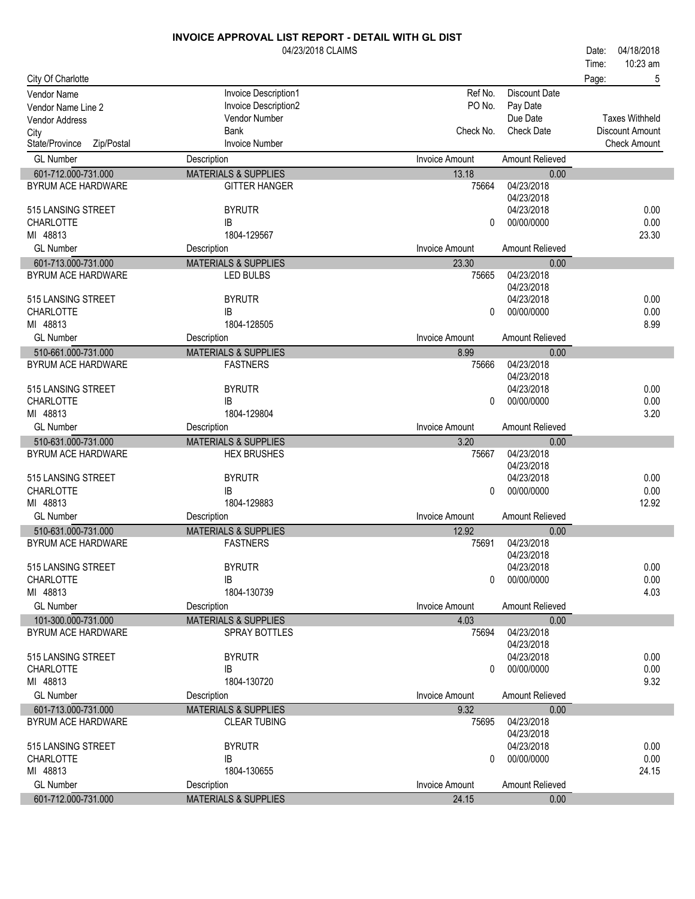# INVOICE APPROVAL LIST REPORT - DETAIL WITH GL DIST

04/23/2018 CLAIMS

Date: 04/18/2018
Time: 10:23 am

City Of Charlotte

| Vendor Name / Vendor Name Line 2 / Vendor Address / City / State/Province Zip/Postal | Invoice Description1 / Invoice Description2 / Vendor Number / Bank / Invoice Number | Ref No. / PO No. / Check No. | Discount Date / Pay Date / Due Date / Check Date | Taxes Withheld / Discount Amount / Check Amount |
|---|---|---|---|---|
| **GL Number** | **Description** | **Invoice Amount** | **Amount Relieved** | |
| BYRUM ACE HARDWARE | GITTER HANGER | 75664 | 04/23/2018 | |
| | | | 04/23/2018 | |
| 515 LANSING STREET | BYRUTR | | 04/23/2018 | 0.00 |
| CHARLOTTE | IB | 0 | 00/00/0000 | 0.00 |
| MI 48813 | 1804-129567 | | | 23.30 |
| 601-712.000-731.000 | MATERIALS & SUPPLIES | 13.18 | 0.00 | |
| 601-713.000-731.000 | MATERIALS & SUPPLIES | 23.30 | 0.00 | |
| BYRUM ACE HARDWARE | LED BULBS | 75665 | 04/23/2018 | |
| | | | 04/23/2018 | |
| 515 LANSING STREET | BYRUTR | | 04/23/2018 | 0.00 |
| CHARLOTTE | IB | 0 | 00/00/0000 | 0.00 |
| MI 48813 | 1804-128505 | | | 8.99 |
| 510-661.000-731.000 | MATERIALS & SUPPLIES | 8.99 | 0.00 | |
| BYRUM ACE HARDWARE | FASTNERS | 75666 | 04/23/2018 | |
| | | | 04/23/2018 | |
| 515 LANSING STREET | BYRUTR | | 04/23/2018 | 0.00 |
| CHARLOTTE | IB | 0 | 00/00/0000 | 0.00 |
| MI 48813 | 1804-129804 | | | 3.20 |
| 510-631.000-731.000 | MATERIALS & SUPPLIES | 3.20 | 0.00 | |
| BYRUM ACE HARDWARE | HEX BRUSHES | 75667 | 04/23/2018 | |
| | | | 04/23/2018 | |
| 515 LANSING STREET | BYRUTR | | 04/23/2018 | 0.00 |
| CHARLOTTE | IB | 0 | 00/00/0000 | 0.00 |
| MI 48813 | 1804-129883 | | | 12.92 |
| 510-631.000-731.000 | MATERIALS & SUPPLIES | 12.92 | 0.00 | |
| BYRUM ACE HARDWARE | FASTNERS | 75691 | 04/23/2018 | |
| | | | 04/23/2018 | |
| 515 LANSING STREET | BYRUTR | | 04/23/2018 | 0.00 |
| CHARLOTTE | IB | 0 | 00/00/0000 | 0.00 |
| MI 48813 | 1804-130739 | | | 4.03 |
| 101-300.000-731.000 | MATERIALS & SUPPLIES | 4.03 | 0.00 | |
| BYRUM ACE HARDWARE | SPRAY BOTTLES | 75694 | 04/23/2018 | |
| | | | 04/23/2018 | |
| 515 LANSING STREET | BYRUTR | | 04/23/2018 | 0.00 |
| CHARLOTTE | IB | 0 | 00/00/0000 | 0.00 |
| MI 48813 | 1804-130720 | | | 9.32 |
| 601-713.000-731.000 | MATERIALS & SUPPLIES | 9.32 | 0.00 | |
| BYRUM ACE HARDWARE | CLEAR TUBING | 75695 | 04/23/2018 | |
| | | | 04/23/2018 | |
| 515 LANSING STREET | BYRUTR | | 04/23/2018 | 0.00 |
| CHARLOTTE | IB | 0 | 00/00/0000 | 0.00 |
| MI 48813 | 1804-130655 | | | 24.15 |
| 601-712.000-731.000 | MATERIALS & SUPPLIES | 24.15 | 0.00 | |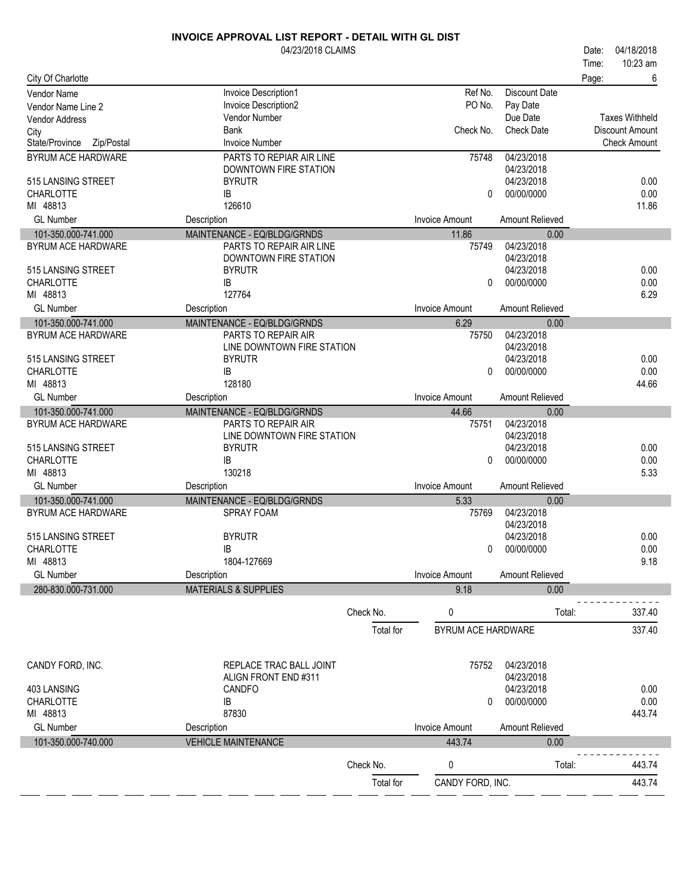# INVOICE APPROVAL LIST REPORT - DETAIL WITH GL DIST

04/23/2018 CLAIMS

Date: 04/18/2018
Time: 10:23 am

City Of Charlotte

| Vendor Name / Vendor Name Line 2 / Vendor Address / City / State/Province Zip/Postal | Invoice Description1 / Invoice Description2 / Vendor Number / Bank / Invoice Number | Ref No. / PO No. / Check No. | Discount Date / Pay Date / Due Date / Check Date | Taxes Withheld / Discount Amount / Check Amount |
|---|---|---|---|---|
| BYRUM ACE HARDWARE | PARTS TO REPIAR AIR LINE | 75748 | 04/23/2018 | |
| | DOWNTOWN FIRE STATION | | 04/23/2018 | |
| 515 LANSING STREET | BYRUTR | | 04/23/2018 | 0.00 |
| CHARLOTTE | IB | 0 | 00/00/0000 | 0.00 |
| MI 48813 | 126610 | | | 11.86 |

| GL Number | Description | Invoice Amount | Amount Relieved |
|---|---|---|---|
| 101-350.000-741.000 | MAINTENANCE - EQ/BLDG/GRNDS | 11.86 | 0.00 |

| Vendor | Invoice Description | Ref No. / Check No. | Dates | Amounts |
|---|---|---|---|---|
| BYRUM ACE HARDWARE | PARTS TO REPAIR AIR LINE | 75749 | 04/23/2018 | |
| | DOWNTOWN FIRE STATION | | 04/23/2018 | |
| 515 LANSING STREET | BYRUTR | | 04/23/2018 | 0.00 |
| CHARLOTTE | IB | 0 | 00/00/0000 | 0.00 |
| MI 48813 | 127764 | | | 6.29 |

| GL Number | Description | Invoice Amount | Amount Relieved |
|---|---|---|---|
| 101-350.000-741.000 | MAINTENANCE - EQ/BLDG/GRNDS | 6.29 | 0.00 |

| Vendor | Invoice Description | Ref No. / Check No. | Dates | Amounts |
|---|---|---|---|---|
| BYRUM ACE HARDWARE | PARTS TO REPAIR AIR | 75750 | 04/23/2018 | |
| | LINE DOWNTOWN FIRE STATION | | 04/23/2018 | |
| 515 LANSING STREET | BYRUTR | | 04/23/2018 | 0.00 |
| CHARLOTTE | IB | 0 | 00/00/0000 | 0.00 |
| MI 48813 | 128180 | | | 44.66 |

| GL Number | Description | Invoice Amount | Amount Relieved |
|---|---|---|---|
| 101-350.000-741.000 | MAINTENANCE - EQ/BLDG/GRNDS | 44.66 | 0.00 |

| Vendor | Invoice Description | Ref No. / Check No. | Dates | Amounts |
|---|---|---|---|---|
| BYRUM ACE HARDWARE | PARTS TO REPAIR AIR | 75751 | 04/23/2018 | |
| | LINE DOWNTOWN FIRE STATION | | 04/23/2018 | |
| 515 LANSING STREET | BYRUTR | | 04/23/2018 | 0.00 |
| CHARLOTTE | IB | 0 | 00/00/0000 | 0.00 |
| MI 48813 | 130218 | | | 5.33 |

| GL Number | Description | Invoice Amount | Amount Relieved |
|---|---|---|---|
| 101-350.000-741.000 | MAINTENANCE - EQ/BLDG/GRNDS | 5.33 | 0.00 |

| Vendor | Invoice Description | Ref No. / Check No. | Dates | Amounts |
|---|---|---|---|---|
| BYRUM ACE HARDWARE | SPRAY FOAM | 75769 | 04/23/2018 | |
| | | | 04/23/2018 | |
| 515 LANSING STREET | BYRUTR | | 04/23/2018 | 0.00 |
| CHARLOTTE | IB | 0 | 00/00/0000 | 0.00 |
| MI 48813 | 1804-127669 | | | 9.18 |

| GL Number | Description | Invoice Amount | Amount Relieved |
|---|---|---|---|
| 280-830.000-731.000 | MATERIALS & SUPPLIES | 9.18 | 0.00 |

Check No. 0 Total: 337.40

Total for BYRUM ACE HARDWARE 337.40

| Vendor | Invoice Description | Ref No. / Check No. | Dates | Amounts |
|---|---|---|---|---|
| CANDY FORD, INC. | REPLACE TRAC BALL JOINT | 75752 | 04/23/2018 | |
| | ALIGN FRONT END #311 | | 04/23/2018 | |
| 403 LANSING | CANDFO | | 04/23/2018 | 0.00 |
| CHARLOTTE | IB | 0 | 00/00/0000 | 0.00 |
| MI 48813 | 87830 | | | 443.74 |

| GL Number | Description | Invoice Amount | Amount Relieved |
|---|---|---|---|
| 101-350.000-740.000 | VEHICLE MAINTENANCE | 443.74 | 0.00 |

Check No. 0 Total: 443.74

Total for CANDY FORD, INC. 443.74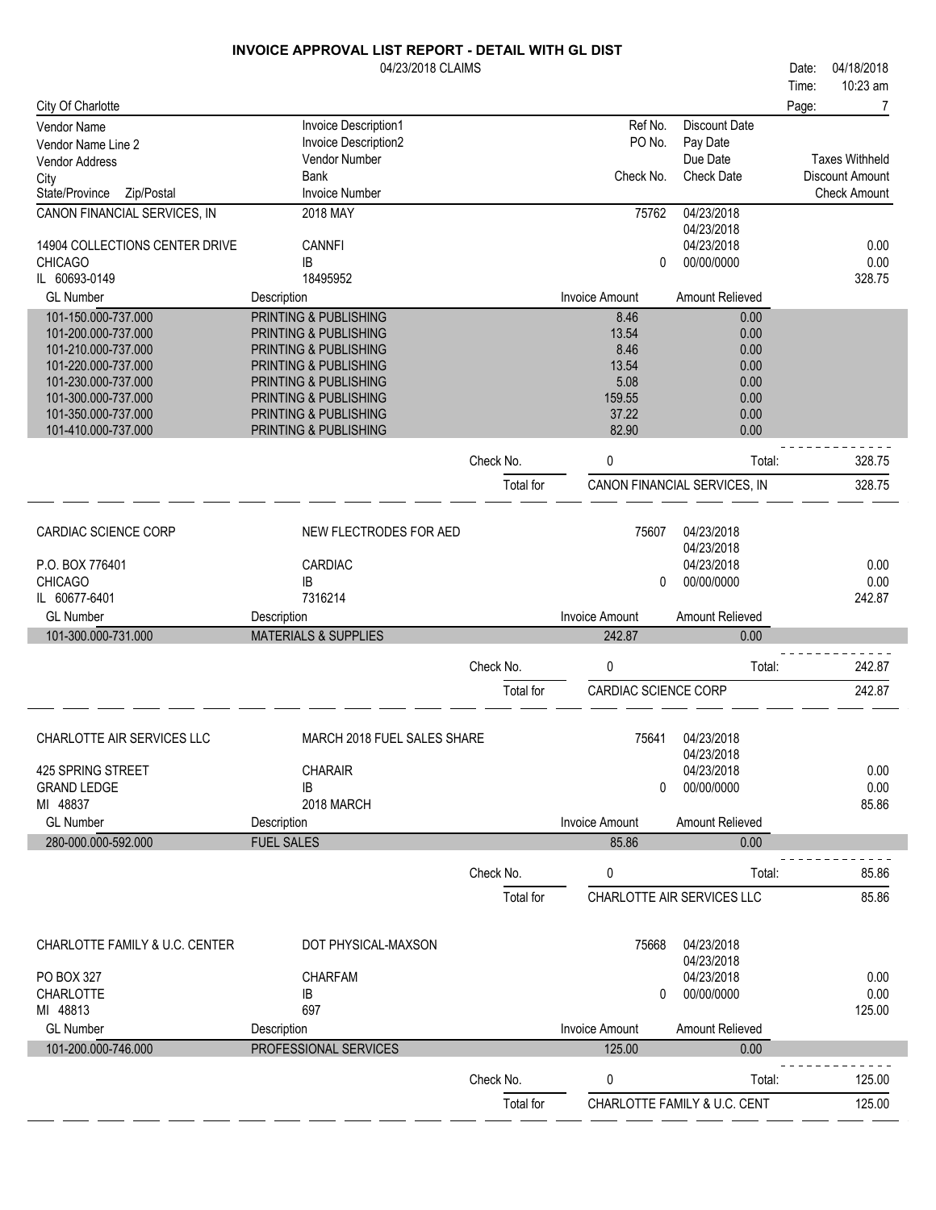# INVOICE APPROVAL LIST REPORT - DETAIL WITH GL DIST

04/23/2018 CLAIMS

Date: 04/18/2018
Time: 10:23 am

City Of Charlotte

| Vendor Name | Invoice Description1 | Ref No. | Discount Date | |
|---|---|---|---|---|
| Vendor Name Line 2 | Invoice Description2 | PO No. | Pay Date | |
| Vendor Address | Vendor Number | | Due Date | Taxes Withheld |
| City | Bank | Check No. | Check Date | Discount Amount |
| State/Province Zip/Postal | Invoice Number | | | Check Amount |

## CANON FINANCIAL SERVICES, IN

| | | | | |
|---|---|---|---|---|
| CANON FINANCIAL SERVICES, IN | 2018 MAY | 75762 | 04/23/2018 | |
| | | | 04/23/2018 | |
| 14904 COLLECTIONS CENTER DRIVE | CANNFI | | 04/23/2018 | 0.00 |
| CHICAGO | IB | 0 | 00/00/0000 | 0.00 |
| IL 60693-0149 | 18495952 | | | 328.75 |

| GL Number | Description | Invoice Amount | Amount Relieved |
|---|---|---|---|
| 101-150.000-737.000 | PRINTING & PUBLISHING | 8.46 | 0.00 |
| 101-200.000-737.000 | PRINTING & PUBLISHING | 13.54 | 0.00 |
| 101-210.000-737.000 | PRINTING & PUBLISHING | 8.46 | 0.00 |
| 101-220.000-737.000 | PRINTING & PUBLISHING | 13.54 | 0.00 |
| 101-230.000-737.000 | PRINTING & PUBLISHING | 5.08 | 0.00 |
| 101-300.000-737.000 | PRINTING & PUBLISHING | 159.55 | 0.00 |
| 101-350.000-737.000 | PRINTING & PUBLISHING | 37.22 | 0.00 |
| 101-410.000-737.000 | PRINTING & PUBLISHING | 82.90 | 0.00 |

Check No. 0 Total: 328.75

Total for CANON FINANCIAL SERVICES, IN 328.75

## CARDIAC SCIENCE CORP

| | | | | |
|---|---|---|---|---|
| CARDIAC SCIENCE CORP | NEW FLECTRODES FOR AED | 75607 | 04/23/2018 | |
| | | | 04/23/2018 | |
| P.O. BOX 776401 | CARDIAC | | 04/23/2018 | 0.00 |
| CHICAGO | IB | 0 | 00/00/0000 | 0.00 |
| IL 60677-6401 | 7316214 | | | 242.87 |

| GL Number | Description | Invoice Amount | Amount Relieved |
|---|---|---|---|
| 101-300.000-731.000 | MATERIALS & SUPPLIES | 242.87 | 0.00 |

Check No. 0 Total: 242.87

Total for CARDIAC SCIENCE CORP 242.87

## CHARLOTTE AIR SERVICES LLC

| | | | | |
|---|---|---|---|---|
| CHARLOTTE AIR SERVICES LLC | MARCH 2018 FUEL SALES SHARE | 75641 | 04/23/2018 | |
| | | | 04/23/2018 | |
| 425 SPRING STREET | CHARAIR | | 04/23/2018 | 0.00 |
| GRAND LEDGE | IB | 0 | 00/00/0000 | 0.00 |
| MI 48837 | 2018 MARCH | | | 85.86 |

| GL Number | Description | Invoice Amount | Amount Relieved |
|---|---|---|---|
| 280-000.000-592.000 | FUEL SALES | 85.86 | 0.00 |

Check No. 0 Total: 85.86

Total for CHARLOTTE AIR SERVICES LLC 85.86

## CHARLOTTE FAMILY & U.C. CENTER

| | | | | |
|---|---|---|---|---|
| CHARLOTTE FAMILY & U.C. CENTER | DOT PHYSICAL-MAXSON | 75668 | 04/23/2018 | |
| | | | 04/23/2018 | |
| PO BOX 327 | CHARFAM | | 04/23/2018 | 0.00 |
| CHARLOTTE | IB | 0 | 00/00/0000 | 0.00 |
| MI 48813 | 697 | | | 125.00 |

| GL Number | Description | Invoice Amount | Amount Relieved |
|---|---|---|---|
| 101-200.000-746.000 | PROFESSIONAL SERVICES | 125.00 | 0.00 |

Check No. 0 Total: 125.00

Total for CHARLOTTE FAMILY & U.C. CENT 125.00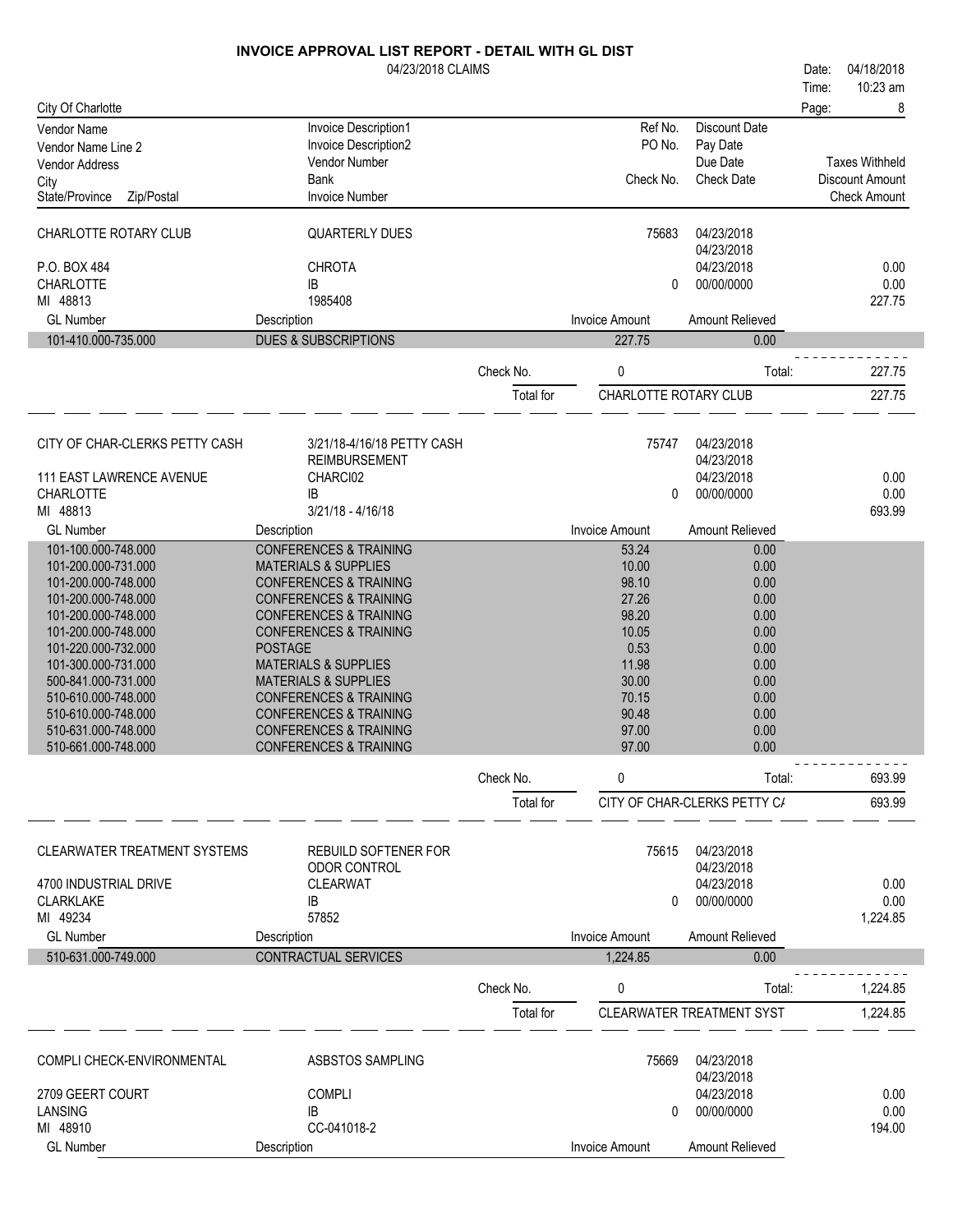# INVOICE APPROVAL LIST REPORT - DETAIL WITH GL DIST

04/23/2018 CLAIMS

Date: 04/18/2018
Time: 10:23 am

City Of Charlotte

| Vendor Name | Invoice Description1 | Ref No. | Discount Date | |
|---|---|---|---|---|
| Vendor Name Line 2 | Invoice Description2 | PO No. | Pay Date | |
| Vendor Address | Vendor Number | | Due Date | Taxes Withheld |
| City | Bank | Check No. | Check Date | Discount Amount |
| State/Province Zip/Postal | Invoice Number | | | Check Amount |

## CHARLOTTE ROTARY CLUB

| | | | | |
|---|---|---|---|---|
| CHARLOTTE ROTARY CLUB | QUARTERLY DUES | 75683 | 04/23/2018 | |
| | | | 04/23/2018 | |
| P.O. BOX 484 | CHROTA | | 04/23/2018 | 0.00 |
| CHARLOTTE | IB | 0 | 00/00/0000 | 0.00 |
| MI 48813 | 1985408 | | | 227.75 |

| GL Number | Description | Invoice Amount | Amount Relieved |
|---|---|---|---|
| 101-410.000-735.000 | DUES & SUBSCRIPTIONS | 227.75 | 0.00 |

Check No. 0 Total: 227.75

Total for CHARLOTTE ROTARY CLUB 227.75

## CITY OF CHAR-CLERKS PETTY CASH

| | | | | |
|---|---|---|---|---|
| CITY OF CHAR-CLERKS PETTY CASH | 3/21/18-4/16/18 PETTY CASH | 75747 | 04/23/2018 | |
| | REIMBURSEMENT | | 04/23/2018 | |
| 111 EAST LAWRENCE AVENUE | CHARCI02 | | 04/23/2018 | 0.00 |
| CHARLOTTE | IB | 0 | 00/00/0000 | 0.00 |
| MI 48813 | 3/21/18 - 4/16/18 | | | 693.99 |

| GL Number | Description | Invoice Amount | Amount Relieved |
|---|---|---|---|
| 101-100.000-748.000 | CONFERENCES & TRAINING | 53.24 | 0.00 |
| 101-200.000-731.000 | MATERIALS & SUPPLIES | 10.00 | 0.00 |
| 101-200.000-748.000 | CONFERENCES & TRAINING | 98.10 | 0.00 |
| 101-200.000-748.000 | CONFERENCES & TRAINING | 27.26 | 0.00 |
| 101-200.000-748.000 | CONFERENCES & TRAINING | 98.20 | 0.00 |
| 101-200.000-748.000 | CONFERENCES & TRAINING | 10.05 | 0.00 |
| 101-220.000-732.000 | POSTAGE | 0.53 | 0.00 |
| 101-300.000-731.000 | MATERIALS & SUPPLIES | 11.98 | 0.00 |
| 500-841.000-731.000 | MATERIALS & SUPPLIES | 30.00 | 0.00 |
| 510-610.000-748.000 | CONFERENCES & TRAINING | 70.15 | 0.00 |
| 510-610.000-748.000 | CONFERENCES & TRAINING | 90.48 | 0.00 |
| 510-631.000-748.000 | CONFERENCES & TRAINING | 97.00 | 0.00 |
| 510-661.000-748.000 | CONFERENCES & TRAINING | 97.00 | 0.00 |

Check No. 0 Total: 693.99

Total for CITY OF CHAR-CLERKS PETTY CA 693.99

## CLEARWATER TREATMENT SYSTEMS

| | | | | |
|---|---|---|---|---|
| CLEARWATER TREATMENT SYSTEMS | REBUILD SOFTENER FOR | 75615 | 04/23/2018 | |
| | ODOR CONTROL | | 04/23/2018 | |
| 4700 INDUSTRIAL DRIVE | CLEARWAT | | 04/23/2018 | 0.00 |
| CLARKLAKE | IB | 0 | 00/00/0000 | 0.00 |
| MI 49234 | 57852 | | | 1,224.85 |

| GL Number | Description | Invoice Amount | Amount Relieved |
|---|---|---|---|
| 510-631.000-749.000 | CONTRACTUAL SERVICES | 1,224.85 | 0.00 |

Check No. 0 Total: 1,224.85

Total for CLEARWATER TREATMENT SYST 1,224.85

## COMPLI CHECK-ENVIRONMENTAL

| | | | | |
|---|---|---|---|---|
| COMPLI CHECK-ENVIRONMENTAL | ASBSTOS SAMPLING | 75669 | 04/23/2018 | |
| | | | 04/23/2018 | |
| 2709 GEERT COURT | COMPLI | | 04/23/2018 | 0.00 |
| LANSING | IB | 0 | 00/00/0000 | 0.00 |
| MI 48910 | CC-041018-2 | | | 194.00 |

| GL Number | Description | Invoice Amount | Amount Relieved |
|---|---|---|---|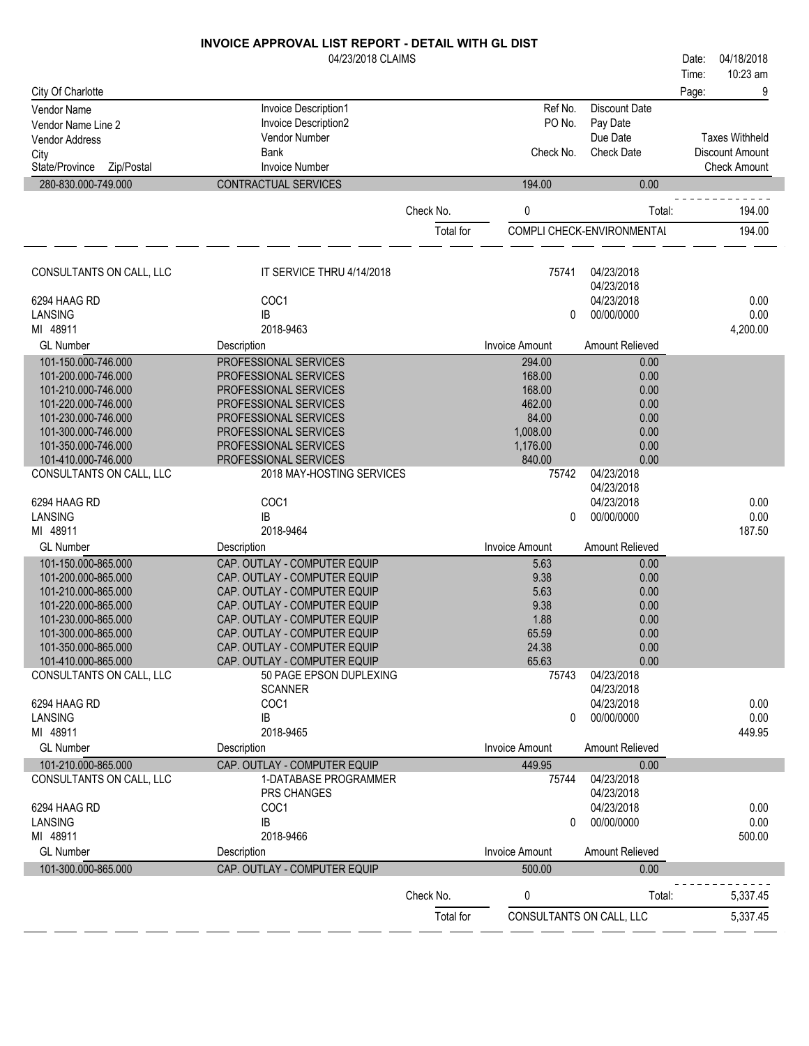# INVOICE APPROVAL LIST REPORT - DETAIL WITH GL DIST

04/23/2018 CLAIMS

Date: 04/18/2018
Time: 10:23 am

City Of Charlotte

| Vendor Name | Invoice Description1 | Ref No. | Discount Date | |
|---|---|---|---|---|
| Vendor Name Line 2 | Invoice Description2 | PO No. | Pay Date | |
| Vendor Address | Vendor Number | | Due Date | Taxes Withheld |
| City | Bank | Check No. | Check Date | Discount Amount |
| State/Province Zip/Postal | Invoice Number | | | Check Amount |

| GL Number | Description | Invoice Amount | Amount Relieved |
|---|---|---|---|
| 280-830.000-749.000 | CONTRACTUAL SERVICES | 194.00 | 0.00 |

Check No. 0 Total: 194.00

Total for COMPLI CHECK-ENVIRONMENTAL 194.00

---

| CONSULTANTS ON CALL, LLC | IT SERVICE THRU 4/14/2018 | 75741 | 04/23/2018 | |
|---|---|---|---|---|
| | | | 04/23/2018 | |
| 6294 HAAG RD | COC1 | | 04/23/2018 | 0.00 |
| LANSING | IB | 0 | 00/00/0000 | 0.00 |
| MI 48911 | 2018-9463 | | | 4,200.00 |

| GL Number | Description | Invoice Amount | Amount Relieved |
|---|---|---|---|
| 101-150.000-746.000 | PROFESSIONAL SERVICES | 294.00 | 0.00 |
| 101-200.000-746.000 | PROFESSIONAL SERVICES | 168.00 | 0.00 |
| 101-210.000-746.000 | PROFESSIONAL SERVICES | 168.00 | 0.00 |
| 101-220.000-746.000 | PROFESSIONAL SERVICES | 462.00 | 0.00 |
| 101-230.000-746.000 | PROFESSIONAL SERVICES | 84.00 | 0.00 |
| 101-300.000-746.000 | PROFESSIONAL SERVICES | 1,008.00 | 0.00 |
| 101-350.000-746.000 | PROFESSIONAL SERVICES | 1,176.00 | 0.00 |
| 101-410.000-746.000 | PROFESSIONAL SERVICES | 840.00 | 0.00 |

| CONSULTANTS ON CALL, LLC | 2018 MAY-HOSTING SERVICES | 75742 | 04/23/2018 | |
|---|---|---|---|---|
| | | | 04/23/2018 | |
| 6294 HAAG RD | COC1 | | 04/23/2018 | 0.00 |
| LANSING | IB | 0 | 00/00/0000 | 0.00 |
| MI 48911 | 2018-9464 | | | 187.50 |

| GL Number | Description | Invoice Amount | Amount Relieved |
|---|---|---|---|
| 101-150.000-865.000 | CAP. OUTLAY - COMPUTER EQUIP | 5.63 | 0.00 |
| 101-200.000-865.000 | CAP. OUTLAY - COMPUTER EQUIP | 9.38 | 0.00 |
| 101-210.000-865.000 | CAP. OUTLAY - COMPUTER EQUIP | 5.63 | 0.00 |
| 101-220.000-865.000 | CAP. OUTLAY - COMPUTER EQUIP | 9.38 | 0.00 |
| 101-230.000-865.000 | CAP. OUTLAY - COMPUTER EQUIP | 1.88 | 0.00 |
| 101-300.000-865.000 | CAP. OUTLAY - COMPUTER EQUIP | 65.59 | 0.00 |
| 101-350.000-865.000 | CAP. OUTLAY - COMPUTER EQUIP | 24.38 | 0.00 |
| 101-410.000-865.000 | CAP. OUTLAY - COMPUTER EQUIP | 65.63 | 0.00 |

| CONSULTANTS ON CALL, LLC | 50 PAGE EPSON DUPLEXING | 75743 | 04/23/2018 | |
|---|---|---|---|---|
| | SCANNER | | 04/23/2018 | |
| 6294 HAAG RD | COC1 | | 04/23/2018 | 0.00 |
| LANSING | IB | 0 | 00/00/0000 | 0.00 |
| MI 48911 | 2018-9465 | | | 449.95 |

| GL Number | Description | Invoice Amount | Amount Relieved |
|---|---|---|---|
| 101-210.000-865.000 | CAP. OUTLAY - COMPUTER EQUIP | 449.95 | 0.00 |

| CONSULTANTS ON CALL, LLC | 1-DATABASE PROGRAMMER | 75744 | 04/23/2018 | |
|---|---|---|---|---|
| | PRS CHANGES | | 04/23/2018 | |
| 6294 HAAG RD | COC1 | | 04/23/2018 | 0.00 |
| LANSING | IB | 0 | 00/00/0000 | 0.00 |
| MI 48911 | 2018-9466 | | | 500.00 |

| GL Number | Description | Invoice Amount | Amount Relieved |
|---|---|---|---|
| 101-300.000-865.000 | CAP. OUTLAY - COMPUTER EQUIP | 500.00 | 0.00 |

Check No. 0 Total: 5,337.45

Total for CONSULTANTS ON CALL, LLC 5,337.45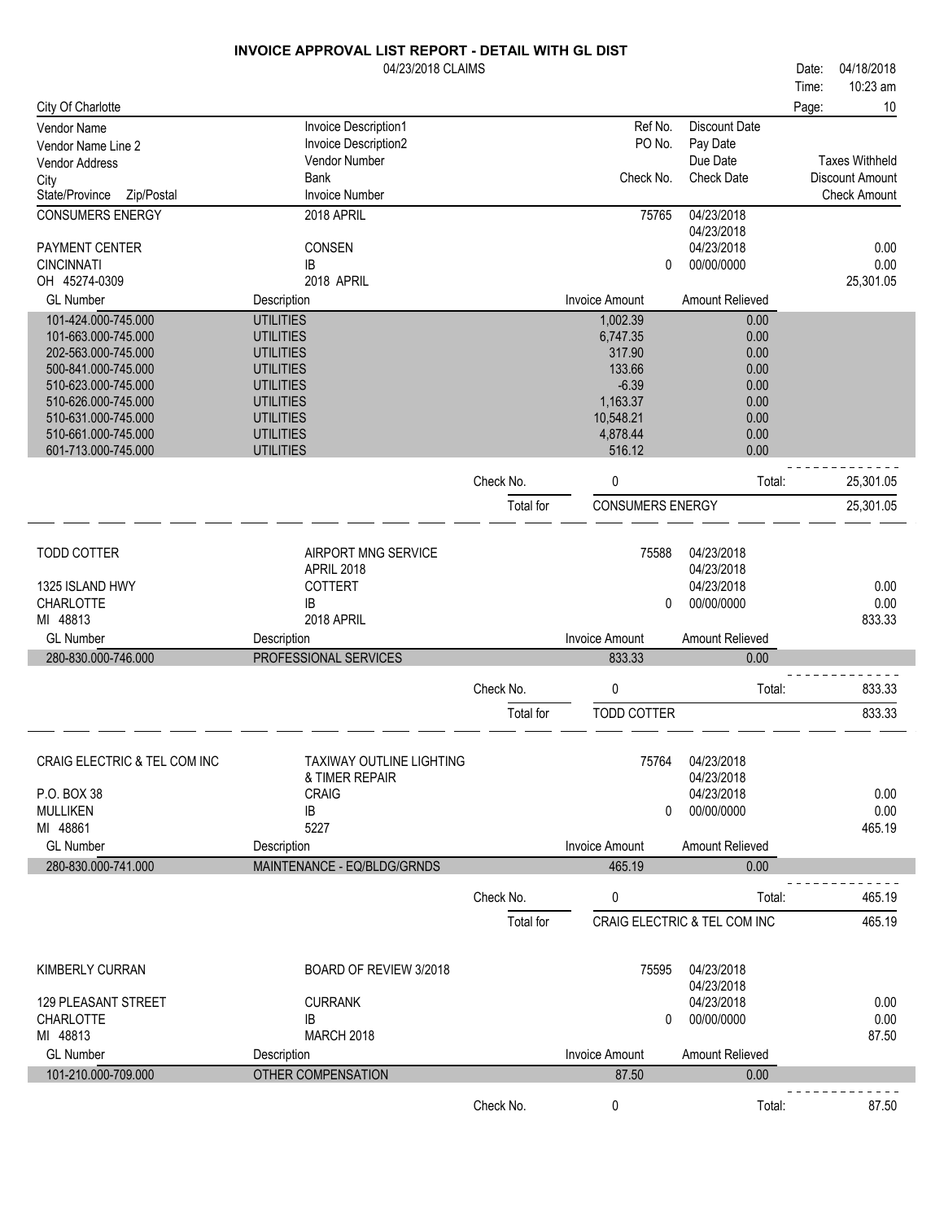# INVOICE APPROVAL LIST REPORT - DETAIL WITH GL DIST

04/23/2018 CLAIMS

Date: 04/18/2018
Time: 10:23 am

City Of Charlotte

| Vendor Name | Invoice Description1 | Ref No. | Discount Date | |
|---|---|---|---|---|
| Vendor Name Line 2 | Invoice Description2 | PO No. | Pay Date | |
| Vendor Address | Vendor Number | | Due Date | Taxes Withheld |
| City | Bank | Check No. | Check Date | Discount Amount |
| State/Province Zip/Postal | Invoice Number | | | Check Amount |

## CONSUMERS ENERGY

| | | | | |
|---|---|---|---|---|
| CONSUMERS ENERGY | 2018 APRIL | 75765 | 04/23/2018 | |
| | | | 04/23/2018 | |
| PAYMENT CENTER | CONSEN | | 04/23/2018 | 0.00 |
| CINCINNATI | IB | 0 | 00/00/0000 | 0.00 |
| OH 45274-0309 | 2018 APRIL | | | 25,301.05 |

| GL Number | Description | Invoice Amount | Amount Relieved |
|---|---|---|---|
| 101-424.000-745.000 | UTILITIES | 1,002.39 | 0.00 |
| 101-663.000-745.000 | UTILITIES | 6,747.35 | 0.00 |
| 202-563.000-745.000 | UTILITIES | 317.90 | 0.00 |
| 500-841.000-745.000 | UTILITIES | 133.66 | 0.00 |
| 510-623.000-745.000 | UTILITIES | -6.39 | 0.00 |
| 510-626.000-745.000 | UTILITIES | 1,163.37 | 0.00 |
| 510-631.000-745.000 | UTILITIES | 10,548.21 | 0.00 |
| 510-661.000-745.000 | UTILITIES | 4,878.44 | 0.00 |
| 601-713.000-745.000 | UTILITIES | 516.12 | 0.00 |

Check No. 0 Total: 25,301.05

Total for CONSUMERS ENERGY 25,301.05

## TODD COTTER

| | | | | |
|---|---|---|---|---|
| TODD COTTER | AIRPORT MNG SERVICE | 75588 | 04/23/2018 | |
| | APRIL 2018 | | 04/23/2018 | |
| 1325 ISLAND HWY | COTTERT | | 04/23/2018 | 0.00 |
| CHARLOTTE | IB | 0 | 00/00/0000 | 0.00 |
| MI 48813 | 2018 APRIL | | | 833.33 |

| GL Number | Description | Invoice Amount | Amount Relieved |
|---|---|---|---|
| 280-830.000-746.000 | PROFESSIONAL SERVICES | 833.33 | 0.00 |

Check No. 0 Total: 833.33

Total for TODD COTTER 833.33

## CRAIG ELECTRIC & TEL COM INC

| | | | | |
|---|---|---|---|---|
| CRAIG ELECTRIC & TEL COM INC | TAXIWAY OUTLINE LIGHTING | 75764 | 04/23/2018 | |
| | & TIMER REPAIR | | 04/23/2018 | |
| P.O. BOX 38 | CRAIG | | 04/23/2018 | 0.00 |
| MULLIKEN | IB | 0 | 00/00/0000 | 0.00 |
| MI 48861 | 5227 | | | 465.19 |

| GL Number | Description | Invoice Amount | Amount Relieved |
|---|---|---|---|
| 280-830.000-741.000 | MAINTENANCE - EQ/BLDG/GRNDS | 465.19 | 0.00 |

Check No. 0 Total: 465.19

Total for CRAIG ELECTRIC & TEL COM INC 465.19

## KIMBERLY CURRAN

| | | | | |
|---|---|---|---|---|
| KIMBERLY CURRAN | BOARD OF REVIEW 3/2018 | 75595 | 04/23/2018 | |
| | | | 04/23/2018 | |
| 129 PLEASANT STREET | CURRANK | | 04/23/2018 | 0.00 |
| CHARLOTTE | IB | 0 | 00/00/0000 | 0.00 |
| MI 48813 | MARCH 2018 | | | 87.50 |

| GL Number | Description | Invoice Amount | Amount Relieved |
|---|---|---|---|
| 101-210.000-709.000 | OTHER COMPENSATION | 87.50 | 0.00 |

Check No. 0 Total: 87.50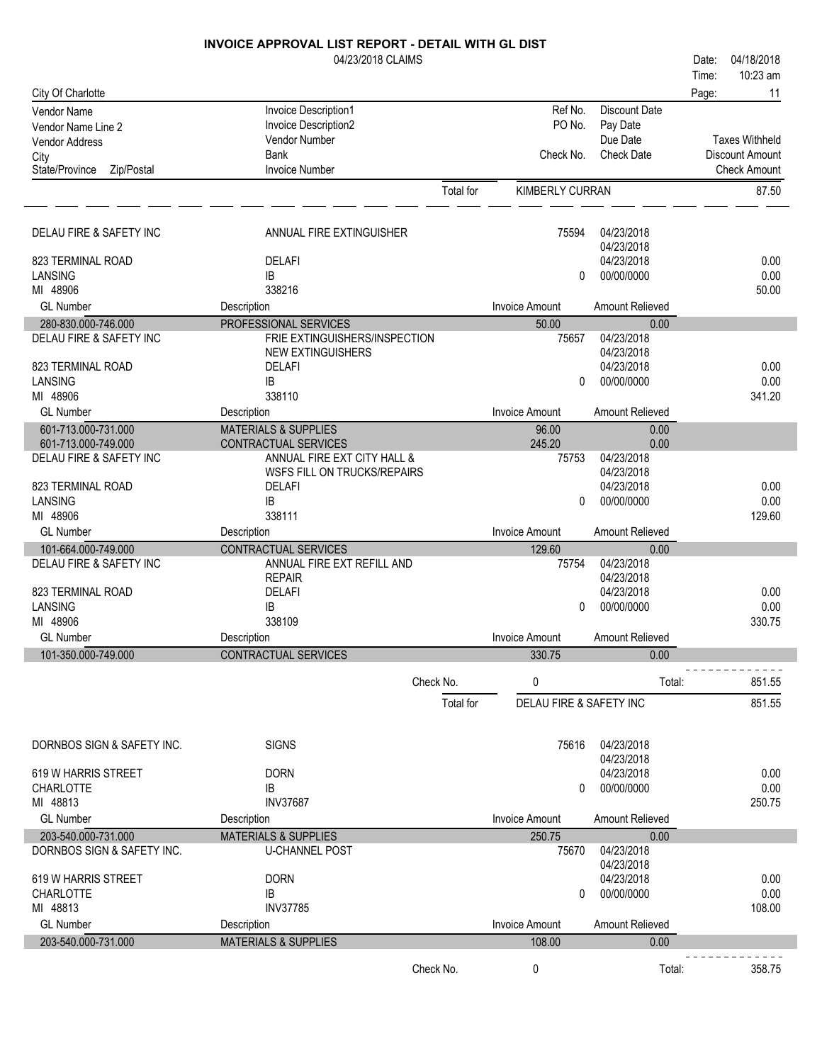# INVOICE APPROVAL LIST REPORT - DETAIL WITH GL DIST

04/23/2018 CLAIMS

Date: 04/18/2018
Time: 10:23 am

City Of Charlotte

| Vendor Name / Vendor Name Line 2 / Vendor Address / City / State/Province Zip/Postal | Invoice Description1 / Invoice Description2 / Vendor Number / Bank / Invoice Number | Ref No. / PO No. / Check No. | Discount Date / Pay Date / Due Date / Check Date | Taxes Withheld / Discount Amount / Check Amount |
|---|---|---|---|---|
| | Total for | KIMBERLY CURRAN | | 87.50 |

| Vendor | Invoice | Ref No. / Check No. | Dates | Amounts |
|---|---|---|---|---|
| DELAU FIRE & SAFETY INC | ANNUAL FIRE EXTINGUISHER | 75594 | 04/23/2018 | |
| | | | 04/23/2018 | |
| 823 TERMINAL ROAD | DELAFI | | 04/23/2018 | 0.00 |
| LANSING | IB | 0 | 00/00/0000 | 0.00 |
| MI 48906 | 338216 | | | 50.00 |
| **GL Number** | **Description** | **Invoice Amount** | **Amount Relieved** | |
| 280-830.000-746.000 | PROFESSIONAL SERVICES | 50.00 | 0.00 | |
| DELAU FIRE & SAFETY INC | FRIE EXTINGUISHERS/INSPECTION | 75657 | 04/23/2018 | |
| | NEW EXTINGUISHERS | | 04/23/2018 | |
| 823 TERMINAL ROAD | DELAFI | | 04/23/2018 | 0.00 |
| LANSING | IB | 0 | 00/00/0000 | 0.00 |
| MI 48906 | 338110 | | | 341.20 |
| **GL Number** | **Description** | **Invoice Amount** | **Amount Relieved** | |
| 601-713.000-731.000 | MATERIALS & SUPPLIES | 96.00 | 0.00 | |
| 601-713.000-749.000 | CONTRACTUAL SERVICES | 245.20 | 0.00 | |
| DELAU FIRE & SAFETY INC | ANNUAL FIRE EXT CITY HALL & | 75753 | 04/23/2018 | |
| | WSFS FILL ON TRUCKS/REPAIRS | | 04/23/2018 | |
| 823 TERMINAL ROAD | DELAFI | | 04/23/2018 | 0.00 |
| LANSING | IB | 0 | 00/00/0000 | 0.00 |
| MI 48906 | 338111 | | | 129.60 |
| **GL Number** | **Description** | **Invoice Amount** | **Amount Relieved** | |
| 101-664.000-749.000 | CONTRACTUAL SERVICES | 129.60 | 0.00 | |
| DELAU FIRE & SAFETY INC | ANNUAL FIRE EXT REFILL AND | 75754 | 04/23/2018 | |
| | REPAIR | | 04/23/2018 | |
| 823 TERMINAL ROAD | DELAFI | | 04/23/2018 | 0.00 |
| LANSING | IB | 0 | 00/00/0000 | 0.00 |
| MI 48906 | 338109 | | | 330.75 |
| **GL Number** | **Description** | **Invoice Amount** | **Amount Relieved** | |
| 101-350.000-749.000 | CONTRACTUAL SERVICES | 330.75 | 0.00 | |
| | Check No. | 0 | Total: | 851.55 |
| | Total for | DELAU FIRE & SAFETY INC | | 851.55 |

| Vendor | Invoice | Ref No. / Check No. | Dates | Amounts |
|---|---|---|---|---|
| DORNBOS SIGN & SAFETY INC. | SIGNS | 75616 | 04/23/2018 | |
| | | | 04/23/2018 | |
| 619 W HARRIS STREET | DORN | | 04/23/2018 | 0.00 |
| CHARLOTTE | IB | 0 | 00/00/0000 | 0.00 |
| MI 48813 | INV37687 | | | 250.75 |
| **GL Number** | **Description** | **Invoice Amount** | **Amount Relieved** | |
| 203-540.000-731.000 | MATERIALS & SUPPLIES | 250.75 | 0.00 | |
| DORNBOS SIGN & SAFETY INC. | U-CHANNEL POST | 75670 | 04/23/2018 | |
| | | | 04/23/2018 | |
| 619 W HARRIS STREET | DORN | | 04/23/2018 | 0.00 |
| CHARLOTTE | IB | 0 | 00/00/0000 | 0.00 |
| MI 48813 | INV37785 | | | 108.00 |
| **GL Number** | **Description** | **Invoice Amount** | **Amount Relieved** | |
| 203-540.000-731.000 | MATERIALS & SUPPLIES | 108.00 | 0.00 | |
| | Check No. | 0 | Total: | 358.75 |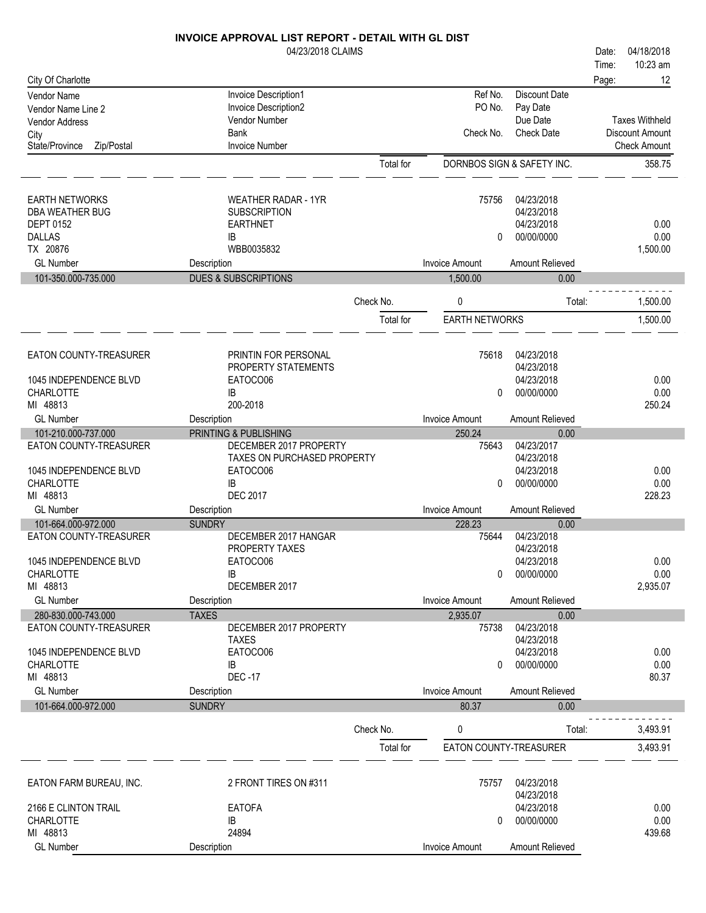# INVOICE APPROVAL LIST REPORT - DETAIL WITH GL DIST

04/23/2018 CLAIMS

Date: 04/18/2018
Time: 10:23 am

City Of Charlotte

| Vendor Name / Vendor Name Line 2 / Vendor Address / City / State/Province Zip/Postal | Invoice Description1 / Invoice Description2 / Vendor Number / Bank / Invoice Number | Ref No. / PO No. / Check No. | Discount Date / Pay Date / Due Date / Check Date | Taxes Withheld / Discount Amount / Check Amount |
|---|---|---|---|---|
| | | Total for | DORNBOS SIGN & SAFETY INC. | 358.75 |

**EARTH NETWORKS**
DBA WEATHER BUG
DEPT 0152
DALLAS
TX 20876

| Vendor | Invoice Description | Ref No. / Check No. | Dates | Amounts |
|---|---|---|---|---|
| EARTH NETWORKS | WEATHER RADAR - 1YR | 75756 | 04/23/2018 | |
| DBA WEATHER BUG | SUBSCRIPTION | | 04/23/2018 | |
| DEPT 0152 | EARTHNET | | 04/23/2018 | 0.00 |
| DALLAS | IB | 0 | 00/00/0000 | 0.00 |
| TX 20876 | WBB0035832 | | | 1,500.00 |

| GL Number | Description | Invoice Amount | Amount Relieved |
|---|---|---|---|
| 101-350.000-735.000 | DUES & SUBSCRIPTIONS | 1,500.00 | 0.00 |

Check No. 0 — Total: 1,500.00

Total for EARTH NETWORKS — 1,500.00

| Vendor | Invoice Description | Ref No. / Check No. | Dates | Amounts |
|---|---|---|---|---|
| EATON COUNTY-TREASURER | PRINTIN FOR PERSONAL | 75618 | 04/23/2018 | |
| | PROPERTY STATEMENTS | | 04/23/2018 | |
| 1045 INDEPENDENCE BLVD | EATOCO06 | | 04/23/2018 | 0.00 |
| CHARLOTTE | IB | 0 | 00/00/0000 | 0.00 |
| MI 48813 | 200-2018 | | | 250.24 |

| GL Number | Description | Invoice Amount | Amount Relieved |
|---|---|---|---|
| 101-210.000-737.000 | PRINTING & PUBLISHING | 250.24 | 0.00 |

| Vendor | Invoice Description | Ref No. / Check No. | Dates | Amounts |
|---|---|---|---|---|
| EATON COUNTY-TREASURER | DECEMBER 2017 PROPERTY | 75643 | 04/23/2017 | |
| | TAXES ON PURCHASED PROPERTY | | 04/23/2018 | |
| 1045 INDEPENDENCE BLVD | EATOCO06 | | 04/23/2018 | 0.00 |
| CHARLOTTE | IB | 0 | 00/00/0000 | 0.00 |
| MI 48813 | DEC 2017 | | | 228.23 |

| GL Number | Description | Invoice Amount | Amount Relieved |
|---|---|---|---|
| 101-664.000-972.000 | SUNDRY | 228.23 | 0.00 |

| Vendor | Invoice Description | Ref No. / Check No. | Dates | Amounts |
|---|---|---|---|---|
| EATON COUNTY-TREASURER | DECEMBER 2017 HANGAR | 75644 | 04/23/2018 | |
| | PROPERTY TAXES | | 04/23/2018 | |
| 1045 INDEPENDENCE BLVD | EATOCO06 | | 04/23/2018 | 0.00 |
| CHARLOTTE | IB | 0 | 00/00/0000 | 0.00 |
| MI 48813 | DECEMBER 2017 | | | 2,935.07 |

| GL Number | Description | Invoice Amount | Amount Relieved |
|---|---|---|---|
| 280-830.000-743.000 | TAXES | 2,935.07 | 0.00 |

| Vendor | Invoice Description | Ref No. / Check No. | Dates | Amounts |
|---|---|---|---|---|
| EATON COUNTY-TREASURER | DECEMBER 2017 PROPERTY | 75738 | 04/23/2018 | |
| | TAXES | | 04/23/2018 | |
| 1045 INDEPENDENCE BLVD | EATOCO06 | | 04/23/2018 | 0.00 |
| CHARLOTTE | IB | 0 | 00/00/0000 | 0.00 |
| MI 48813 | DEC -17 | | | 80.37 |

| GL Number | Description | Invoice Amount | Amount Relieved |
|---|---|---|---|
| 101-664.000-972.000 | SUNDRY | 80.37 | 0.00 |

Check No. 0 — Total: 3,493.91

Total for EATON COUNTY-TREASURER — 3,493.91

| Vendor | Invoice Description | Ref No. / Check No. | Dates | Amounts |
|---|---|---|---|---|
| EATON FARM BUREAU, INC. | 2 FRONT TIRES ON #311 | 75757 | 04/23/2018 | |
| | | | 04/23/2018 | |
| 2166 E CLINTON TRAIL | EATOFA | | 04/23/2018 | 0.00 |
| CHARLOTTE | IB | 0 | 00/00/0000 | 0.00 |
| MI 48813 | 24894 | | | 439.68 |

| GL Number | Description | Invoice Amount | Amount Relieved |
|---|---|---|---|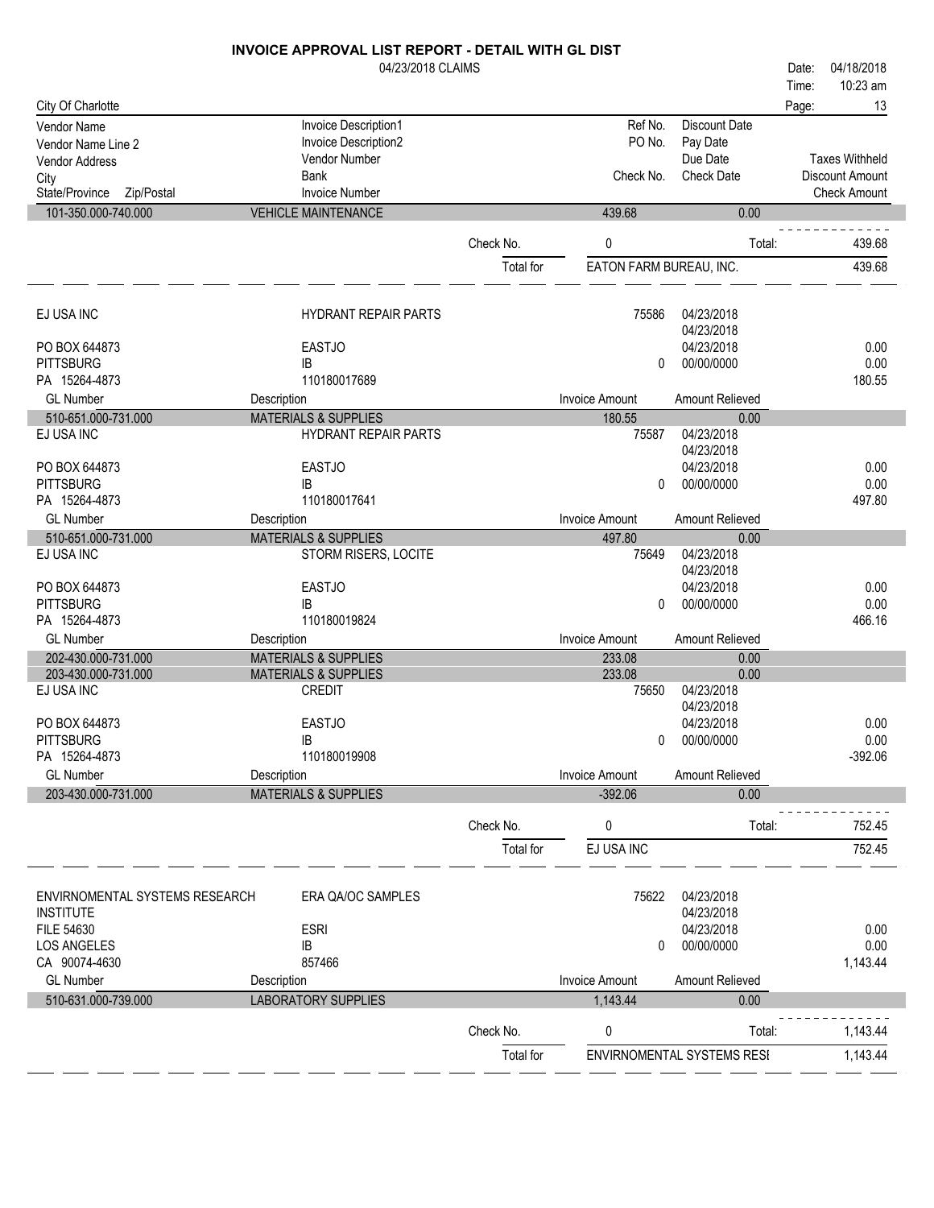# INVOICE APPROVAL LIST REPORT - DETAIL WITH GL DIST

04/23/2018 CLAIMS

Date: 04/18/2018
Time: 10:23 am

City Of Charlotte

| Vendor Name / Vendor Name Line 2 / Vendor Address / City / State/Province Zip/Postal | Invoice Description1 / Invoice Description2 / Vendor Number / Bank / Invoice Number | Ref No. / PO No. / Check No. | Discount Date / Pay Date / Due Date / Check Date | Taxes Withheld / Discount Amount / Check Amount |
|---|---|---|---|---|
| 101-350.000-740.000 | VEHICLE MAINTENANCE | 439.68 | 0.00 | |
| | Check No. | 0 | Total: | 439.68 |
| | Total for | EATON FARM BUREAU, INC. | | 439.68 |
| EJ USA INC | HYDRANT REPAIR PARTS | 75586 | 04/23/2018 | |
| | | | 04/23/2018 | |
| PO BOX 644873 | EASTJO | | 04/23/2018 | 0.00 |
| PITTSBURG | IB | 0 | 00/00/0000 | 0.00 |
| PA 15264-4873 | 110180017689 | | | 180.55 |
| GL Number | Description | Invoice Amount | Amount Relieved | |
| 510-651.000-731.000 | MATERIALS & SUPPLIES | 180.55 | 0.00 | |
| EJ USA INC | HYDRANT REPAIR PARTS | 75587 | 04/23/2018 | |
| | | | 04/23/2018 | |
| PO BOX 644873 | EASTJO | | 04/23/2018 | 0.00 |
| PITTSBURG | IB | 0 | 00/00/0000 | 0.00 |
| PA 15264-4873 | 110180017641 | | | 497.80 |
| GL Number | Description | Invoice Amount | Amount Relieved | |
| 510-651.000-731.000 | MATERIALS & SUPPLIES | 497.80 | 0.00 | |
| EJ USA INC | STORM RISERS, LOCITE | 75649 | 04/23/2018 | |
| | | | 04/23/2018 | |
| PO BOX 644873 | EASTJO | | 04/23/2018 | 0.00 |
| PITTSBURG | IB | 0 | 00/00/0000 | 0.00 |
| PA 15264-4873 | 110180019824 | | | 466.16 |
| GL Number | Description | Invoice Amount | Amount Relieved | |
| 202-430.000-731.000 | MATERIALS & SUPPLIES | 233.08 | 0.00 | |
| 203-430.000-731.000 | MATERIALS & SUPPLIES | 233.08 | 0.00 | |
| EJ USA INC | CREDIT | 75650 | 04/23/2018 | |
| | | | 04/23/2018 | |
| PO BOX 644873 | EASTJO | | 04/23/2018 | 0.00 |
| PITTSBURG | IB | 0 | 00/00/0000 | 0.00 |
| PA 15264-4873 | 110180019908 | | | -392.06 |
| GL Number | Description | Invoice Amount | Amount Relieved | |
| 203-430.000-731.000 | MATERIALS & SUPPLIES | -392.06 | 0.00 | |
| | Check No. | 0 | Total: | 752.45 |
| | Total for | EJ USA INC | | 752.45 |
| ENVIRNOMENTAL SYSTEMS RESEARCH | ERA QA/OC SAMPLES | 75622 | 04/23/2018 | |
| INSTITUTE | | | 04/23/2018 | |
| FILE 54630 | ESRI | | 04/23/2018 | 0.00 |
| LOS ANGELES | IB | 0 | 00/00/0000 | 0.00 |
| CA 90074-4630 | 857466 | | | 1,143.44 |
| GL Number | Description | Invoice Amount | Amount Relieved | |
| 510-631.000-739.000 | LABORATORY SUPPLIES | 1,143.44 | 0.00 | |
| | Check No. | 0 | Total: | 1,143.44 |
| | Total for | ENVIRNOMENTAL SYSTEMS RESI | | 1,143.44 |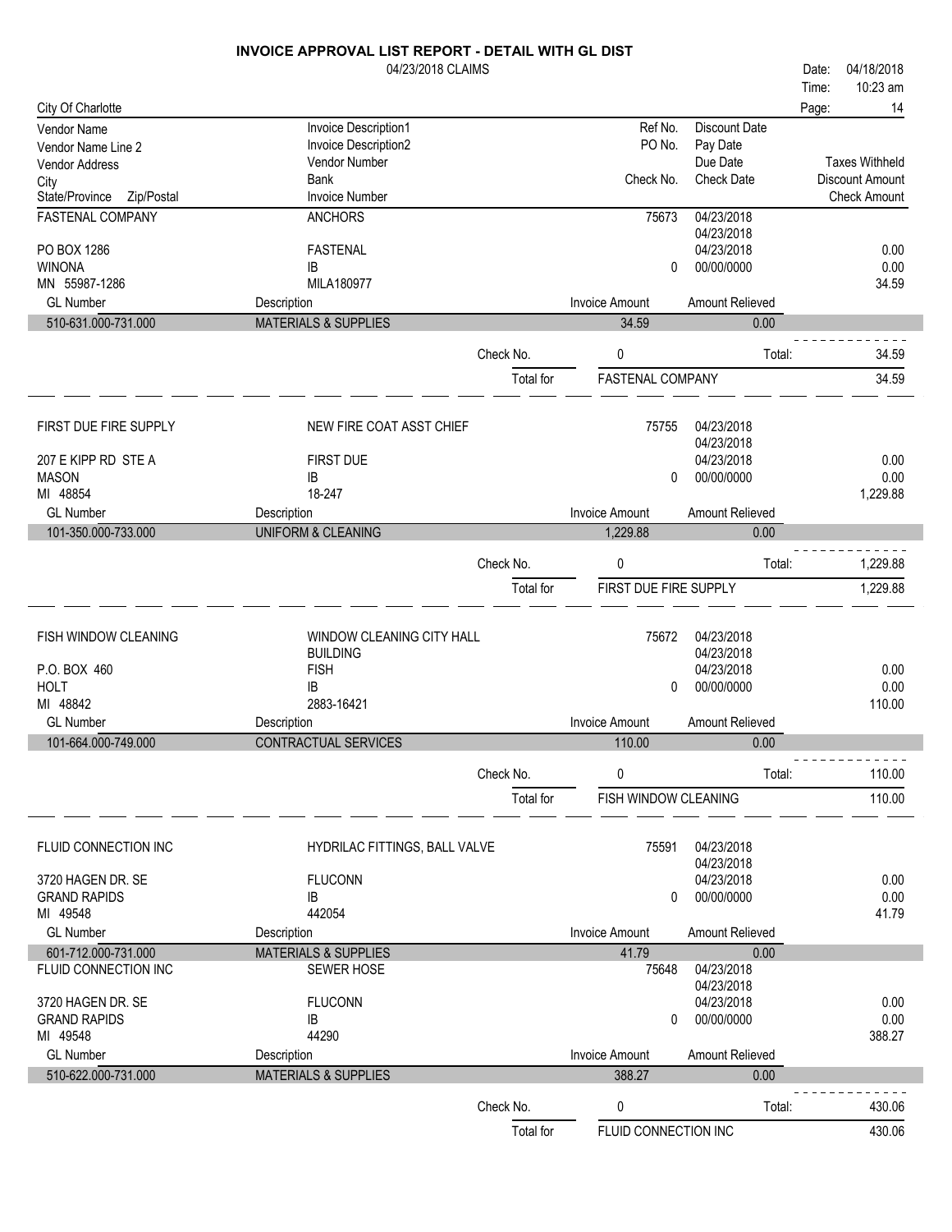# INVOICE APPROVAL LIST REPORT - DETAIL WITH GL DIST

04/23/2018 CLAIMS

Date: 04/18/2018
Time: 10:23 am

City Of Charlotte

| Vendor Name / Vendor Name Line 2 / Vendor Address / City / State/Province Zip/Postal | Invoice Description1 / Invoice Description2 / Vendor Number / Bank / Invoice Number | Ref No. / PO No. / Check No. | Discount Date / Pay Date / Due Date / Check Date | Taxes Withheld / Discount Amount / Check Amount |
|---|---|---|---|---|
| FASTENAL COMPANY | ANCHORS | 75673 | 04/23/2018 | |
| | | | 04/23/2018 | |
| PO BOX 1286 | FASTENAL | | 04/23/2018 | 0.00 |
| WINONA | IB | 0 | 00/00/0000 | 0.00 |
| MN 55987-1286 | MILA180977 | | | 34.59 |

| GL Number | Description | Invoice Amount | Amount Relieved |
|---|---|---|---|
| 510-631.000-731.000 | MATERIALS & SUPPLIES | 34.59 | 0.00 |

Check No. 0 Total: 34.59

Total for FASTENAL COMPANY 34.59

| Vendor | Description | Ref No. / Check No. | Dates | Amounts |
|---|---|---|---|---|
| FIRST DUE FIRE SUPPLY | NEW FIRE COAT ASST CHIEF | 75755 | 04/23/2018 | |
| | | | 04/23/2018 | |
| 207 E KIPP RD STE A | FIRST DUE | | 04/23/2018 | 0.00 |
| MASON | IB | 0 | 00/00/0000 | 0.00 |
| MI 48854 | 18-247 | | | 1,229.88 |

| GL Number | Description | Invoice Amount | Amount Relieved |
|---|---|---|---|
| 101-350.000-733.000 | UNIFORM & CLEANING | 1,229.88 | 0.00 |

Check No. 0 Total: 1,229.88

Total for FIRST DUE FIRE SUPPLY 1,229.88

| Vendor | Description | Ref No. / Check No. | Dates | Amounts |
|---|---|---|---|---|
| FISH WINDOW CLEANING | WINDOW CLEANING CITY HALL | 75672 | 04/23/2018 | |
| | BUILDING | | 04/23/2018 | |
| P.O. BOX 460 | FISH | | 04/23/2018 | 0.00 |
| HOLT | IB | 0 | 00/00/0000 | 0.00 |
| MI 48842 | 2883-16421 | | | 110.00 |

| GL Number | Description | Invoice Amount | Amount Relieved |
|---|---|---|---|
| 101-664.000-749.000 | CONTRACTUAL SERVICES | 110.00 | 0.00 |

Check No. 0 Total: 110.00

Total for FISH WINDOW CLEANING 110.00

| Vendor | Description | Ref No. / Check No. | Dates | Amounts |
|---|---|---|---|---|
| FLUID CONNECTION INC | HYDRILAC FITTINGS, BALL VALVE | 75591 | 04/23/2018 | |
| | | | 04/23/2018 | |
| 3720 HAGEN DR. SE | FLUCONN | | 04/23/2018 | 0.00 |
| GRAND RAPIDS | IB | 0 | 00/00/0000 | 0.00 |
| MI 49548 | 442054 | | | 41.79 |

| GL Number | Description | Invoice Amount | Amount Relieved |
|---|---|---|---|
| 601-712.000-731.000 | MATERIALS & SUPPLIES | 41.79 | 0.00 |

| Vendor | Description | Ref No. / Check No. | Dates | Amounts |
|---|---|---|---|---|
| FLUID CONNECTION INC | SEWER HOSE | 75648 | 04/23/2018 | |
| | | | 04/23/2018 | |
| 3720 HAGEN DR. SE | FLUCONN | | 04/23/2018 | 0.00 |
| GRAND RAPIDS | IB | 0 | 00/00/0000 | 0.00 |
| MI 49548 | 44290 | | | 388.27 |

| GL Number | Description | Invoice Amount | Amount Relieved |
|---|---|---|---|
| 510-622.000-731.000 | MATERIALS & SUPPLIES | 388.27 | 0.00 |

Check No. 0 Total: 430.06

Total for FLUID CONNECTION INC 430.06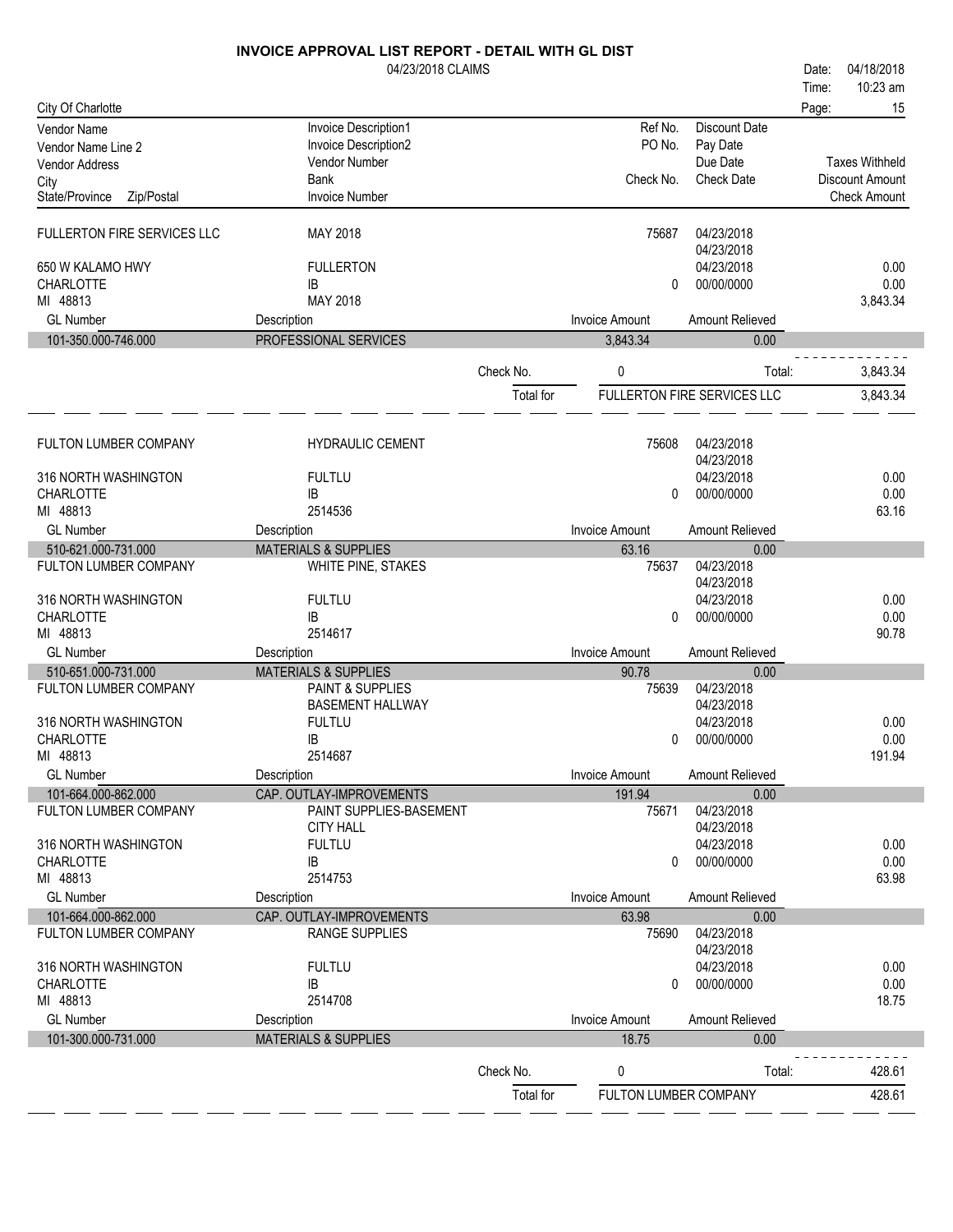# INVOICE APPROVAL LIST REPORT - DETAIL WITH GL DIST

04/23/2018 CLAIMS

Date: 04/18/2018
Time: 10:23 am

City Of Charlotte

| Vendor Name / Vendor Name Line 2 / Vendor Address / City / State/Province Zip/Postal | Invoice Description1 / Invoice Description2 / Vendor Number / Bank / Invoice Number | Ref No. / PO No. / Check No. | Discount Date / Pay Date / Due Date / Check Date | Taxes Withheld / Discount Amount / Check Amount |
|---|---|---|---|---|
| FULLERTON FIRE SERVICES LLC | MAY 2018 | 75687 | 04/23/2018 | |
| | | | 04/23/2018 | |
| 650 W KALAMO HWY | FULLERTON | | 04/23/2018 | 0.00 |
| CHARLOTTE | IB | 0 | 00/00/0000 | 0.00 |
| MI 48813 | MAY 2018 | | | 3,843.34 |

| GL Number | Description | Invoice Amount | Amount Relieved |
|---|---|---|---|
| 101-350.000-746.000 | PROFESSIONAL SERVICES | 3,843.34 | 0.00 |

Check No. 0 Total: 3,843.34

Total for FULLERTON FIRE SERVICES LLC 3,843.34

| Vendor Name / Vendor Name Line 2 / Vendor Address / City / State/Province Zip/Postal | Invoice Description1 / Invoice Description2 / Vendor Number / Bank / Invoice Number | Ref No. / PO No. / Check No. | Discount Date / Pay Date / Due Date / Check Date | Taxes Withheld / Discount Amount / Check Amount |
|---|---|---|---|---|
| FULTON LUMBER COMPANY | HYDRAULIC CEMENT | 75608 | 04/23/2018 | |
| | | | 04/23/2018 | |
| 316 NORTH WASHINGTON | FULTLU | | 04/23/2018 | 0.00 |
| CHARLOTTE | IB | 0 | 00/00/0000 | 0.00 |
| MI 48813 | 2514536 | | | 63.16 |

| GL Number | Description | Invoice Amount | Amount Relieved |
|---|---|---|---|
| 510-621.000-731.000 | MATERIALS & SUPPLIES | 63.16 | 0.00 |

| Vendor Name / Vendor Name Line 2 / Vendor Address / City / State/Province Zip/Postal | Invoice Description1 / Invoice Description2 / Vendor Number / Bank / Invoice Number | Ref No. / PO No. / Check No. | Discount Date / Pay Date / Due Date / Check Date | Taxes Withheld / Discount Amount / Check Amount |
|---|---|---|---|---|
| FULTON LUMBER COMPANY | WHITE PINE, STAKES | 75637 | 04/23/2018 | |
| | | | 04/23/2018 | |
| 316 NORTH WASHINGTON | FULTLU | | 04/23/2018 | 0.00 |
| CHARLOTTE | IB | 0 | 00/00/0000 | 0.00 |
| MI 48813 | 2514617 | | | 90.78 |

| GL Number | Description | Invoice Amount | Amount Relieved |
|---|---|---|---|
| 510-651.000-731.000 | MATERIALS & SUPPLIES | 90.78 | 0.00 |

| Vendor Name / Vendor Name Line 2 / Vendor Address / City / State/Province Zip/Postal | Invoice Description1 / Invoice Description2 / Vendor Number / Bank / Invoice Number | Ref No. / PO No. / Check No. | Discount Date / Pay Date / Due Date / Check Date | Taxes Withheld / Discount Amount / Check Amount |
|---|---|---|---|---|
| FULTON LUMBER COMPANY | PAINT & SUPPLIES | 75639 | 04/23/2018 | |
| | BASEMENT HALLWAY | | 04/23/2018 | |
| 316 NORTH WASHINGTON | FULTLU | | 04/23/2018 | 0.00 |
| CHARLOTTE | IB | 0 | 00/00/0000 | 0.00 |
| MI 48813 | 2514687 | | | 191.94 |

| GL Number | Description | Invoice Amount | Amount Relieved |
|---|---|---|---|
| 101-664.000-862.000 | CAP. OUTLAY-IMPROVEMENTS | 191.94 | 0.00 |

| Vendor Name / Vendor Name Line 2 / Vendor Address / City / State/Province Zip/Postal | Invoice Description1 / Invoice Description2 / Vendor Number / Bank / Invoice Number | Ref No. / PO No. / Check No. | Discount Date / Pay Date / Due Date / Check Date | Taxes Withheld / Discount Amount / Check Amount |
|---|---|---|---|---|
| FULTON LUMBER COMPANY | PAINT SUPPLIES-BASEMENT | 75671 | 04/23/2018 | |
| | CITY HALL | | 04/23/2018 | |
| 316 NORTH WASHINGTON | FULTLU | | 04/23/2018 | 0.00 |
| CHARLOTTE | IB | 0 | 00/00/0000 | 0.00 |
| MI 48813 | 2514753 | | | 63.98 |

| GL Number | Description | Invoice Amount | Amount Relieved |
|---|---|---|---|
| 101-664.000-862.000 | CAP. OUTLAY-IMPROVEMENTS | 63.98 | 0.00 |

| Vendor Name / Vendor Name Line 2 / Vendor Address / City / State/Province Zip/Postal | Invoice Description1 / Invoice Description2 / Vendor Number / Bank / Invoice Number | Ref No. / PO No. / Check No. | Discount Date / Pay Date / Due Date / Check Date | Taxes Withheld / Discount Amount / Check Amount |
|---|---|---|---|---|
| FULTON LUMBER COMPANY | RANGE SUPPLIES | 75690 | 04/23/2018 | |
| | | | 04/23/2018 | |
| 316 NORTH WASHINGTON | FULTLU | | 04/23/2018 | 0.00 |
| CHARLOTTE | IB | 0 | 00/00/0000 | 0.00 |
| MI 48813 | 2514708 | | | 18.75 |

| GL Number | Description | Invoice Amount | Amount Relieved |
|---|---|---|---|
| 101-300.000-731.000 | MATERIALS & SUPPLIES | 18.75 | 0.00 |

Check No. 0 Total: 428.61

Total for FULTON LUMBER COMPANY 428.61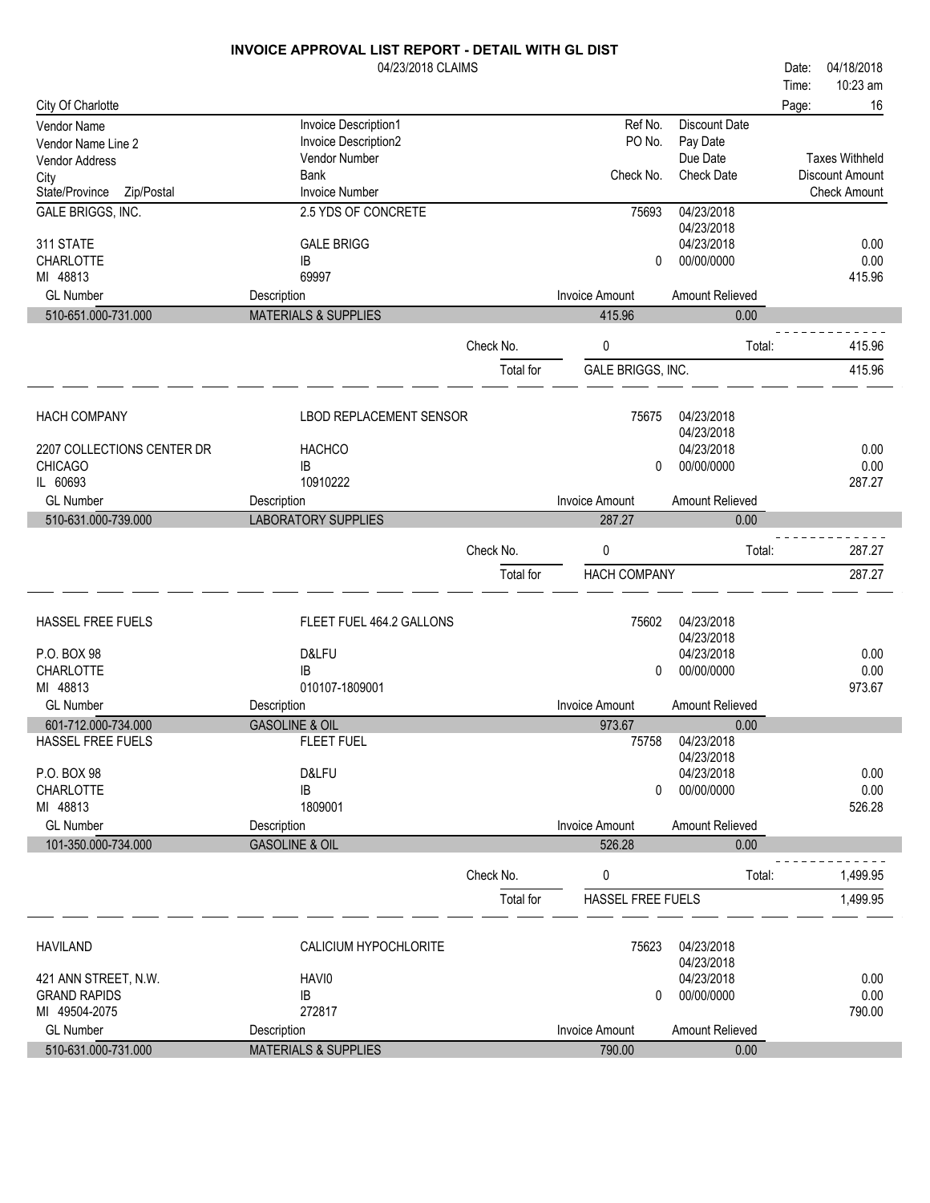# INVOICE APPROVAL LIST REPORT - DETAIL WITH GL DIST

04/23/2018 CLAIMS

Date: 04/18/2018
Time: 10:23 am

City Of Charlotte

| Vendor Name<br>Vendor Name Line 2<br>Vendor Address<br>City<br>State/Province Zip/Postal | Invoice Description1<br>Invoice Description2<br>Vendor Number<br>Bank<br>Invoice Number | Ref No.<br>PO No.<br><br>Check No. | Discount Date<br>Pay Date<br>Due Date<br>Check Date | Taxes Withheld<br>Discount Amount<br>Check Amount |
|---|---|---|---|---|

## GALE BRIGGS, INC.

| | | | | |
|---|---|---|---|---|
| GALE BRIGGS, INC. | 2.5 YDS OF CONCRETE | 75693 | 04/23/2018 | |
| | | | 04/23/2018 | |
| 311 STATE | GALE BRIGG | | 04/23/2018 | 0.00 |
| CHARLOTTE | IB | 0 | 00/00/0000 | 0.00 |
| MI 48813 | 69997 | | | 415.96 |

| GL Number | Description | Invoice Amount | Amount Relieved |
|---|---|---|---|
| 510-651.000-731.000 | MATERIALS & SUPPLIES | 415.96 | 0.00 |

Check No. 0 — Total: 415.96

Total for GALE BRIGGS, INC. — 415.96

## HACH COMPANY

| | | | | |
|---|---|---|---|---|
| HACH COMPANY | LBOD REPLACEMENT SENSOR | 75675 | 04/23/2018 | |
| | | | 04/23/2018 | |
| 2207 COLLECTIONS CENTER DR | HACHCO | | 04/23/2018 | 0.00 |
| CHICAGO | IB | 0 | 00/00/0000 | 0.00 |
| IL 60693 | 10910222 | | | 287.27 |

| GL Number | Description | Invoice Amount | Amount Relieved |
|---|---|---|---|
| 510-631.000-739.000 | LABORATORY SUPPLIES | 287.27 | 0.00 |

Check No. 0 — Total: 287.27

Total for HACH COMPANY — 287.27

## HASSEL FREE FUELS

| | | | | |
|---|---|---|---|---|
| HASSEL FREE FUELS | FLEET FUEL 464.2 GALLONS | 75602 | 04/23/2018 | |
| | | | 04/23/2018 | |
| P.O. BOX 98 | D&LFU | | 04/23/2018 | 0.00 |
| CHARLOTTE | IB | 0 | 00/00/0000 | 0.00 |
| MI 48813 | 010107-1809001 | | | 973.67 |

| GL Number | Description | Invoice Amount | Amount Relieved |
|---|---|---|---|
| 601-712.000-734.000 | GASOLINE & OIL | 973.67 | 0.00 |

| | | | | |
|---|---|---|---|---|
| HASSEL FREE FUELS | FLEET FUEL | 75758 | 04/23/2018 | |
| | | | 04/23/2018 | |
| P.O. BOX 98 | D&LFU | | 04/23/2018 | 0.00 |
| CHARLOTTE | IB | 0 | 00/00/0000 | 0.00 |
| MI 48813 | 1809001 | | | 526.28 |

| GL Number | Description | Invoice Amount | Amount Relieved |
|---|---|---|---|
| 101-350.000-734.000 | GASOLINE & OIL | 526.28 | 0.00 |

Check No. 0 — Total: 1,499.95

Total for HASSEL FREE FUELS — 1,499.95

## HAVILAND

| | | | | |
|---|---|---|---|---|
| HAVILAND | CALICIUM HYPOCHLORITE | 75623 | 04/23/2018 | |
| | | | 04/23/2018 | |
| 421 ANN STREET, N.W. | HAVI0 | | 04/23/2018 | 0.00 |
| GRAND RAPIDS | IB | 0 | 00/00/0000 | 0.00 |
| MI 49504-2075 | 272817 | | | 790.00 |

| GL Number | Description | Invoice Amount | Amount Relieved |
|---|---|---|---|
| 510-631.000-731.000 | MATERIALS & SUPPLIES | 790.00 | 0.00 |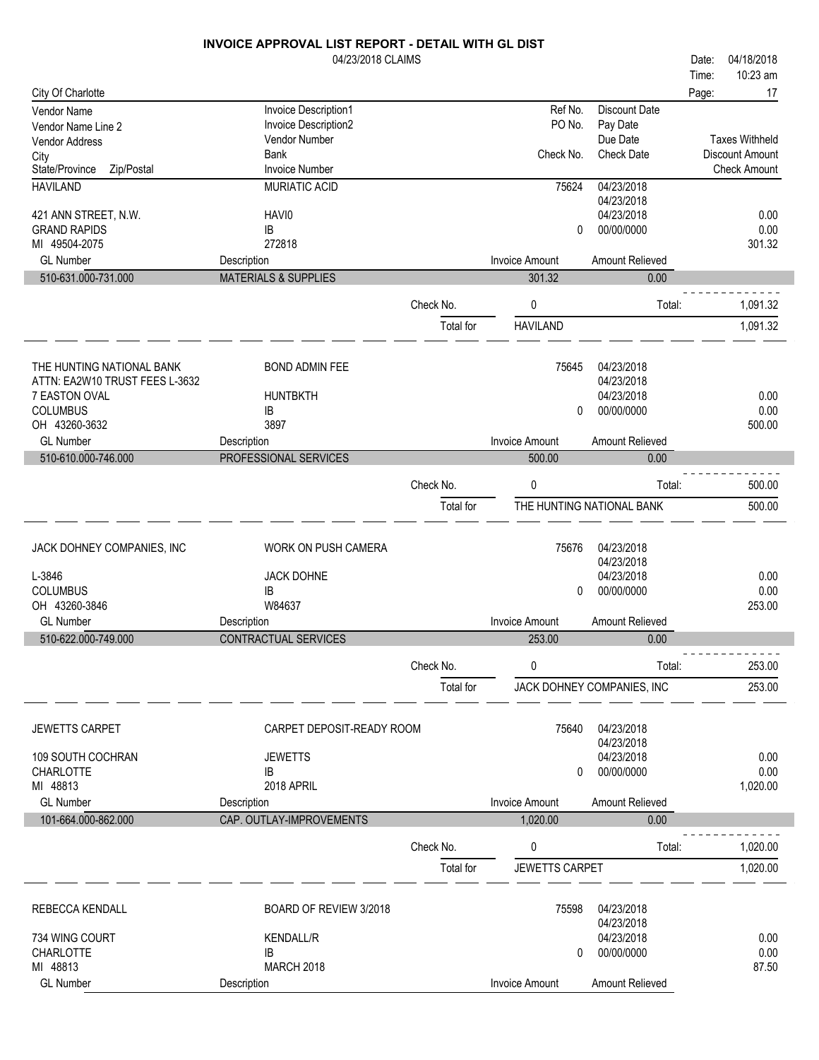# INVOICE APPROVAL LIST REPORT - DETAIL WITH GL DIST

04/23/2018 CLAIMS

Date: 04/18/2018
Time: 10:23 am

City Of Charlotte

| Vendor Name / Vendor Name Line 2 / Vendor Address / City / State/Province Zip/Postal | Invoice Description1 / Invoice Description2 / Vendor Number / Bank / Invoice Number | Ref No. / PO No. / Check No. | Discount Date / Pay Date / Due Date / Check Date | Taxes Withheld / Discount Amount / Check Amount |
|---|---|---|---|---|
| HAVILAND | MURIATIC ACID | 75624 | 04/23/2018 | |
| | | | 04/23/2018 | |
| 421 ANN STREET, N.W. | HAVI0 | | 04/23/2018 | 0.00 |
| GRAND RAPIDS | IB | 0 | 00/00/0000 | 0.00 |
| MI 49504-2075 | 272818 | | | 301.32 |

| GL Number | Description | Invoice Amount | Amount Relieved |
|---|---|---|---|
| 510-631.000-731.000 | MATERIALS & SUPPLIES | 301.32 | 0.00 |

Check No. 0 Total: 1,091.32

Total for HAVILAND 1,091.32

| Vendor | Invoice | Ref No. / Check No. | Dates | Amounts |
|---|---|---|---|---|
| THE HUNTING NATIONAL BANK | BOND ADMIN FEE | 75645 | 04/23/2018 | |
| ATTN: EA2W10 TRUST FEES L-3632 | | | 04/23/2018 | |
| 7 EASTON OVAL | HUNTBKTH | | 04/23/2018 | 0.00 |
| COLUMBUS | IB | 0 | 00/00/0000 | 0.00 |
| OH 43260-3632 | 3897 | | | 500.00 |

| GL Number | Description | Invoice Amount | Amount Relieved |
|---|---|---|---|
| 510-610.000-746.000 | PROFESSIONAL SERVICES | 500.00 | 0.00 |

Check No. 0 Total: 500.00

Total for THE HUNTING NATIONAL BANK 500.00

| Vendor | Invoice | Ref No. / Check No. | Dates | Amounts |
|---|---|---|---|---|
| JACK DOHNEY COMPANIES, INC | WORK ON PUSH CAMERA | 75676 | 04/23/2018 | |
| | | | 04/23/2018 | |
| L-3846 | JACK DOHNE | | 04/23/2018 | 0.00 |
| COLUMBUS | IB | 0 | 00/00/0000 | 0.00 |
| OH 43260-3846 | W84637 | | | 253.00 |

| GL Number | Description | Invoice Amount | Amount Relieved |
|---|---|---|---|
| 510-622.000-749.000 | CONTRACTUAL SERVICES | 253.00 | 0.00 |

Check No. 0 Total: 253.00

Total for JACK DOHNEY COMPANIES, INC 253.00

| Vendor | Invoice | Ref No. / Check No. | Dates | Amounts |
|---|---|---|---|---|
| JEWETTS CARPET | CARPET DEPOSIT-READY ROOM | 75640 | 04/23/2018 | |
| | | | 04/23/2018 | |
| 109 SOUTH COCHRAN | JEWETTS | | 04/23/2018 | 0.00 |
| CHARLOTTE | IB | 0 | 00/00/0000 | 0.00 |
| MI 48813 | 2018 APRIL | | | 1,020.00 |

| GL Number | Description | Invoice Amount | Amount Relieved |
|---|---|---|---|
| 101-664.000-862.000 | CAP. OUTLAY-IMPROVEMENTS | 1,020.00 | 0.00 |

Check No. 0 Total: 1,020.00

Total for JEWETTS CARPET 1,020.00

| Vendor | Invoice | Ref No. / Check No. | Dates | Amounts |
|---|---|---|---|---|
| REBECCA KENDALL | BOARD OF REVIEW 3/2018 | 75598 | 04/23/2018 | |
| | | | 04/23/2018 | |
| 734 WING COURT | KENDALL/R | | 04/23/2018 | 0.00 |
| CHARLOTTE | IB | 0 | 00/00/0000 | 0.00 |
| MI 48813 | MARCH 2018 | | | 87.50 |

| GL Number | Description | Invoice Amount | Amount Relieved |
|---|---|---|---|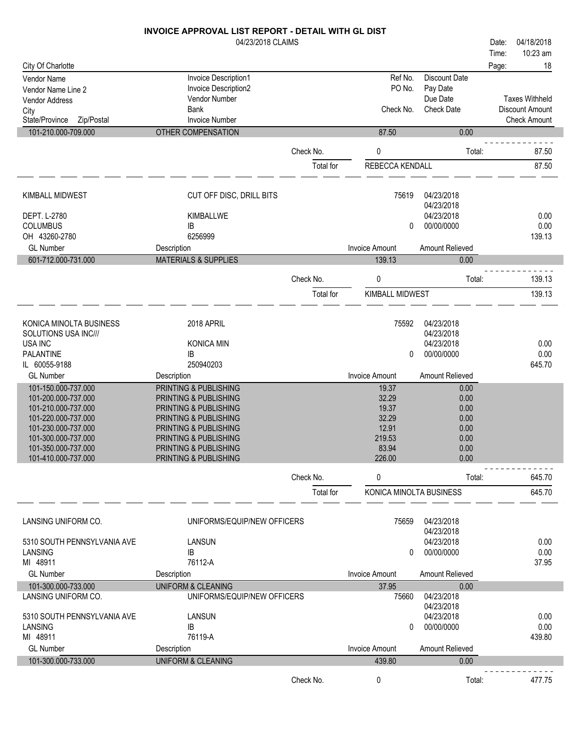# INVOICE APPROVAL LIST REPORT - DETAIL WITH GL DIST

04/23/2018 CLAIMS

Date: 04/18/2018
Time: 10:23 am

City Of Charlotte

| Vendor Name / Vendor Name Line 2 / Vendor Address / City / State/Province Zip/Postal | Invoice Description1 / Invoice Description2 / Vendor Number / Bank / Invoice Number | Ref No. / PO No. / Check No. | Discount Date / Pay Date / Due Date / Check Date | Taxes Withheld / Discount Amount / Check Amount |
|---|---|---|---|---|

| GL Number | Description | Invoice Amount | Amount Relieved |
|---|---|---|---|
| 101-210.000-709.000 | OTHER COMPENSATION | 87.50 | 0.00 |

Check No. 0 Total: 87.50

Total for REBECCA KENDALL 87.50

---

KIMBALL MIDWEST — CUT OFF DISC, DRILL BITS — 75619 — 04/23/2018
04/23/2018
DEPT. L-2780 — KIMBALLWE — 04/23/2018 — 0.00
COLUMBUS — IB — 0 — 00/00/0000 — 0.00
OH 43260-2780 — 6256999 — 139.13

| GL Number | Description | Invoice Amount | Amount Relieved |
|---|---|---|---|
| 601-712.000-731.000 | MATERIALS & SUPPLIES | 139.13 | 0.00 |

Check No. 0 Total: 139.13

Total for KIMBALL MIDWEST 139.13

---

KONICA MINOLTA BUSINESS — 2018 APRIL — 75592 — 04/23/2018
SOLUTIONS USA INC/// — 04/23/2018
USA INC — KONICA MIN — 04/23/2018 — 0.00
PALANTINE — IB — 0 — 00/00/0000 — 0.00
IL 60055-9188 — 250940203 — 645.70

| GL Number | Description | Invoice Amount | Amount Relieved |
|---|---|---|---|
| 101-150.000-737.000 | PRINTING & PUBLISHING | 19.37 | 0.00 |
| 101-200.000-737.000 | PRINTING & PUBLISHING | 32.29 | 0.00 |
| 101-210.000-737.000 | PRINTING & PUBLISHING | 19.37 | 0.00 |
| 101-220.000-737.000 | PRINTING & PUBLISHING | 32.29 | 0.00 |
| 101-230.000-737.000 | PRINTING & PUBLISHING | 12.91 | 0.00 |
| 101-300.000-737.000 | PRINTING & PUBLISHING | 219.53 | 0.00 |
| 101-350.000-737.000 | PRINTING & PUBLISHING | 83.94 | 0.00 |
| 101-410.000-737.000 | PRINTING & PUBLISHING | 226.00 | 0.00 |

Check No. 0 Total: 645.70

Total for KONICA MINOLTA BUSINESS 645.70

---

LANSING UNIFORM CO. — UNIFORMS/EQUIP/NEW OFFICERS — 75659 — 04/23/2018
04/23/2018
5310 SOUTH PENNSYLVANIA AVE — LANSUN — 04/23/2018 — 0.00
LANSING — IB — 0 — 00/00/0000 — 0.00
MI 48911 — 76112-A — 37.95

| GL Number | Description | Invoice Amount | Amount Relieved |
|---|---|---|---|
| 101-300.000-733.000 | UNIFORM & CLEANING | 37.95 | 0.00 |

LANSING UNIFORM CO. — UNIFORMS/EQUIP/NEW OFFICERS — 75660 — 04/23/2018
04/23/2018
5310 SOUTH PENNSYLVANIA AVE — LANSUN — 04/23/2018 — 0.00
LANSING — IB — 0 — 00/00/0000 — 0.00
MI 48911 — 76119-A — 439.80

| GL Number | Description | Invoice Amount | Amount Relieved |
|---|---|---|---|
| 101-300.000-733.000 | UNIFORM & CLEANING | 439.80 | 0.00 |

Check No. 0 Total: 477.75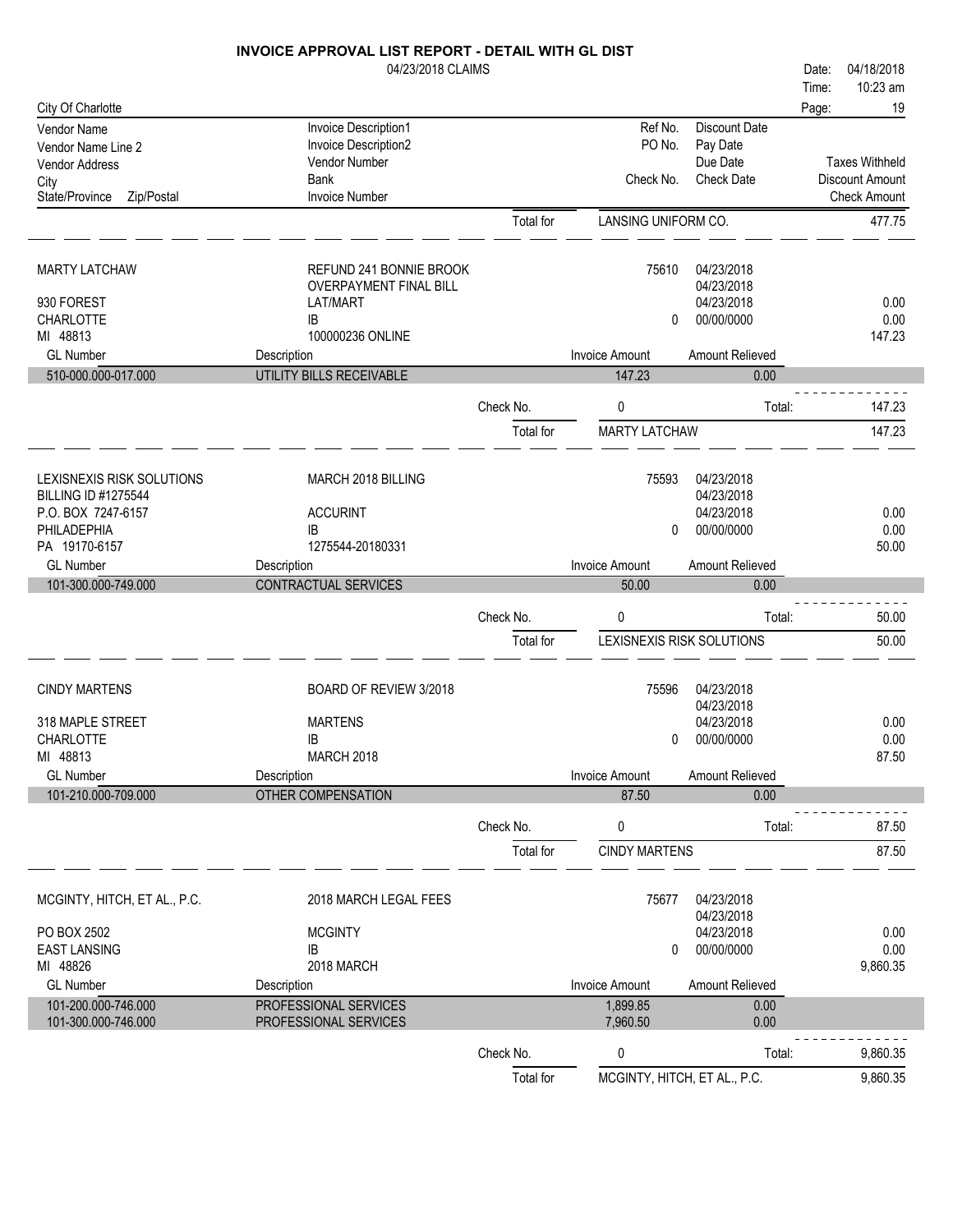# INVOICE APPROVAL LIST REPORT - DETAIL WITH GL DIST

04/23/2018 CLAIMS

Date: 04/18/2018
Time: 10:23 am

City Of Charlotte

| Vendor Name | Invoice Description1 | Ref No. | Discount Date | |
|---|---|---|---|---|
| Vendor Name Line 2 | Invoice Description2 | PO No. | Pay Date | |
| Vendor Address | Vendor Number | | Due Date | Taxes Withheld |
| City | Bank | Check No. | Check Date | Discount Amount |
| State/Province Zip/Postal | Invoice Number | | | Check Amount |

Total for LANSING UNIFORM CO. 477.75

---

| | | | | |
|---|---|---|---|---|
| MARTY LATCHAW | REFUND 241 BONNIE BROOK | 75610 | 04/23/2018 | |
| | OVERPAYMENT FINAL BILL | | 04/23/2018 | |
| 930 FOREST | LAT/MART | | 04/23/2018 | 0.00 |
| CHARLOTTE | IB | 0 | 00/00/0000 | 0.00 |
| MI 48813 | 100000236 ONLINE | | | 147.23 |

| GL Number | Description | Invoice Amount | Amount Relieved |
|---|---|---|---|
| 510-000.000-017.000 | UTILITY BILLS RECEIVABLE | 147.23 | 0.00 |

Check No. 0 Total: 147.23

Total for MARTY LATCHAW 147.23

---

| | | | | |
|---|---|---|---|---|
| LEXISNEXIS RISK SOLUTIONS | MARCH 2018 BILLING | 75593 | 04/23/2018 | |
| BILLING ID #1275544 | | | 04/23/2018 | |
| P.O. BOX 7247-6157 | ACCURINT | | 04/23/2018 | 0.00 |
| PHILADEPHIA | IB | 0 | 00/00/0000 | 0.00 |
| PA 19170-6157 | 1275544-20180331 | | | 50.00 |

| GL Number | Description | Invoice Amount | Amount Relieved |
|---|---|---|---|
| 101-300.000-749.000 | CONTRACTUAL SERVICES | 50.00 | 0.00 |

Check No. 0 Total: 50.00

Total for LEXISNEXIS RISK SOLUTIONS 50.00

---

| | | | | |
|---|---|---|---|---|
| CINDY MARTENS | BOARD OF REVIEW 3/2018 | 75596 | 04/23/2018 | |
| | | | 04/23/2018 | |
| 318 MAPLE STREET | MARTENS | | 04/23/2018 | 0.00 |
| CHARLOTTE | IB | 0 | 00/00/0000 | 0.00 |
| MI 48813 | MARCH 2018 | | | 87.50 |

| GL Number | Description | Invoice Amount | Amount Relieved |
|---|---|---|---|
| 101-210.000-709.000 | OTHER COMPENSATION | 87.50 | 0.00 |

Check No. 0 Total: 87.50

Total for CINDY MARTENS 87.50

---

| | | | | |
|---|---|---|---|---|
| MCGINTY, HITCH, ET AL., P.C. | 2018 MARCH LEGAL FEES | 75677 | 04/23/2018 | |
| | | | 04/23/2018 | |
| PO BOX 2502 | MCGINTY | | 04/23/2018 | 0.00 |
| EAST LANSING | IB | 0 | 00/00/0000 | 0.00 |
| MI 48826 | 2018 MARCH | | | 9,860.35 |

| GL Number | Description | Invoice Amount | Amount Relieved |
|---|---|---|---|
| 101-200.000-746.000 | PROFESSIONAL SERVICES | 1,899.85 | 0.00 |
| 101-300.000-746.000 | PROFESSIONAL SERVICES | 7,960.50 | 0.00 |

Check No. 0 Total: 9,860.35

Total for MCGINTY, HITCH, ET AL., P.C. 9,860.35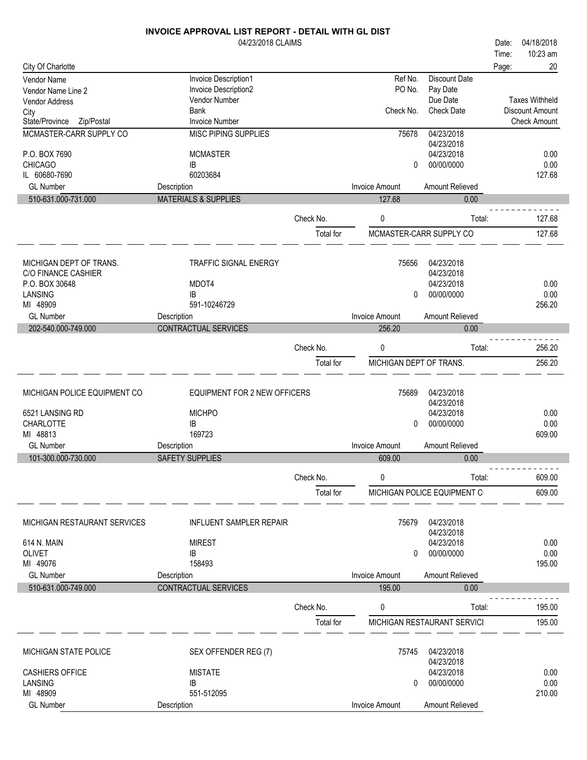# INVOICE APPROVAL LIST REPORT - DETAIL WITH GL DIST

04/23/2018 CLAIMS

Date: 04/18/2018
Time: 10:23 am

City Of Charlotte

| Vendor Name<br>Vendor Name Line 2<br>Vendor Address<br>City<br>State/Province Zip/Postal | Invoice Description1<br>Invoice Description2<br>Vendor Number<br>Bank<br>Invoice Number | Ref No.<br>PO No.<br><br>Check No. | Discount Date<br>Pay Date<br>Due Date<br>Check Date | Taxes Withheld<br>Discount Amount<br>Check Amount |
|---|---|---|---|---|
| MCMASTER-CARR SUPPLY CO<br><br>P.O. BOX 7690<br>CHICAGO<br>IL 60680-7690 | MISC PIPING SUPPLIES<br><br>MCMASTER<br>IB<br>60203684 | 75678<br><br><br>0 | 04/23/2018<br>04/23/2018<br>04/23/2018<br>00/00/0000 | <br><br>0.00<br>0.00<br>127.68 |

| GL Number | Description | Invoice Amount | Amount Relieved |
|---|---|---|---|
| 510-631.000-731.000 | MATERIALS & SUPPLIES | 127.68 | 0.00 |

Check No. 0 Total: 127.68

Total for MCMASTER-CARR SUPPLY CO 127.68

| Vendor | Invoice Info | Ref No. / Check No. | Dates | Amounts |
|---|---|---|---|---|
| MICHIGAN DEPT OF TRANS.<br>C/O FINANCE CASHIER<br>P.O. BOX 30648<br>LANSING<br>MI 48909 | TRAFFIC SIGNAL ENERGY<br><br>MDOT4<br>IB<br>591-10246729 | 75656<br><br><br>0 | 04/23/2018<br>04/23/2018<br>04/23/2018<br>00/00/0000 | <br><br>0.00<br>0.00<br>256.20 |

| GL Number | Description | Invoice Amount | Amount Relieved |
|---|---|---|---|
| 202-540.000-749.000 | CONTRACTUAL SERVICES | 256.20 | 0.00 |

Check No. 0 Total: 256.20

Total for MICHIGAN DEPT OF TRANS. 256.20

| Vendor | Invoice Info | Ref No. / Check No. | Dates | Amounts |
|---|---|---|---|---|
| MICHIGAN POLICE EQUIPMENT CO<br><br>6521 LANSING RD<br>CHARLOTTE<br>MI 48813 | EQUIPMENT FOR 2 NEW OFFICERS<br><br>MICHPO<br>IB<br>169723 | 75689<br><br><br>0 | 04/23/2018<br>04/23/2018<br>04/23/2018<br>00/00/0000 | <br><br>0.00<br>0.00<br>609.00 |

| GL Number | Description | Invoice Amount | Amount Relieved |
|---|---|---|---|
| 101-300.000-730.000 | SAFETY SUPPLIES | 609.00 | 0.00 |

Check No. 0 Total: 609.00

Total for MICHIGAN POLICE EQUIPMENT C 609.00

| Vendor | Invoice Info | Ref No. / Check No. | Dates | Amounts |
|---|---|---|---|---|
| MICHIGAN RESTAURANT SERVICES<br><br>614 N. MAIN<br>OLIVET<br>MI 49076 | INFLUENT SAMPLER REPAIR<br><br>MIREST<br>IB<br>158493 | 75679<br><br><br>0 | 04/23/2018<br>04/23/2018<br>04/23/2018<br>00/00/0000 | <br><br>0.00<br>0.00<br>195.00 |

| GL Number | Description | Invoice Amount | Amount Relieved |
|---|---|---|---|
| 510-631.000-749.000 | CONTRACTUAL SERVICES | 195.00 | 0.00 |

Check No. 0 Total: 195.00

Total for MICHIGAN RESTAURANT SERVICI 195.00

| Vendor | Invoice Info | Ref No. / Check No. | Dates | Amounts |
|---|---|---|---|---|
| MICHIGAN STATE POLICE<br><br>CASHIERS OFFICE<br>LANSING<br>MI 48909 | SEX OFFENDER REG (7)<br><br>MISTATE<br>IB<br>551-512095 | 75745<br><br><br>0 | 04/23/2018<br>04/23/2018<br>04/23/2018<br>00/00/0000 | <br><br>0.00<br>0.00<br>210.00 |

| GL Number | Description | Invoice Amount | Amount Relieved |
|---|---|---|---|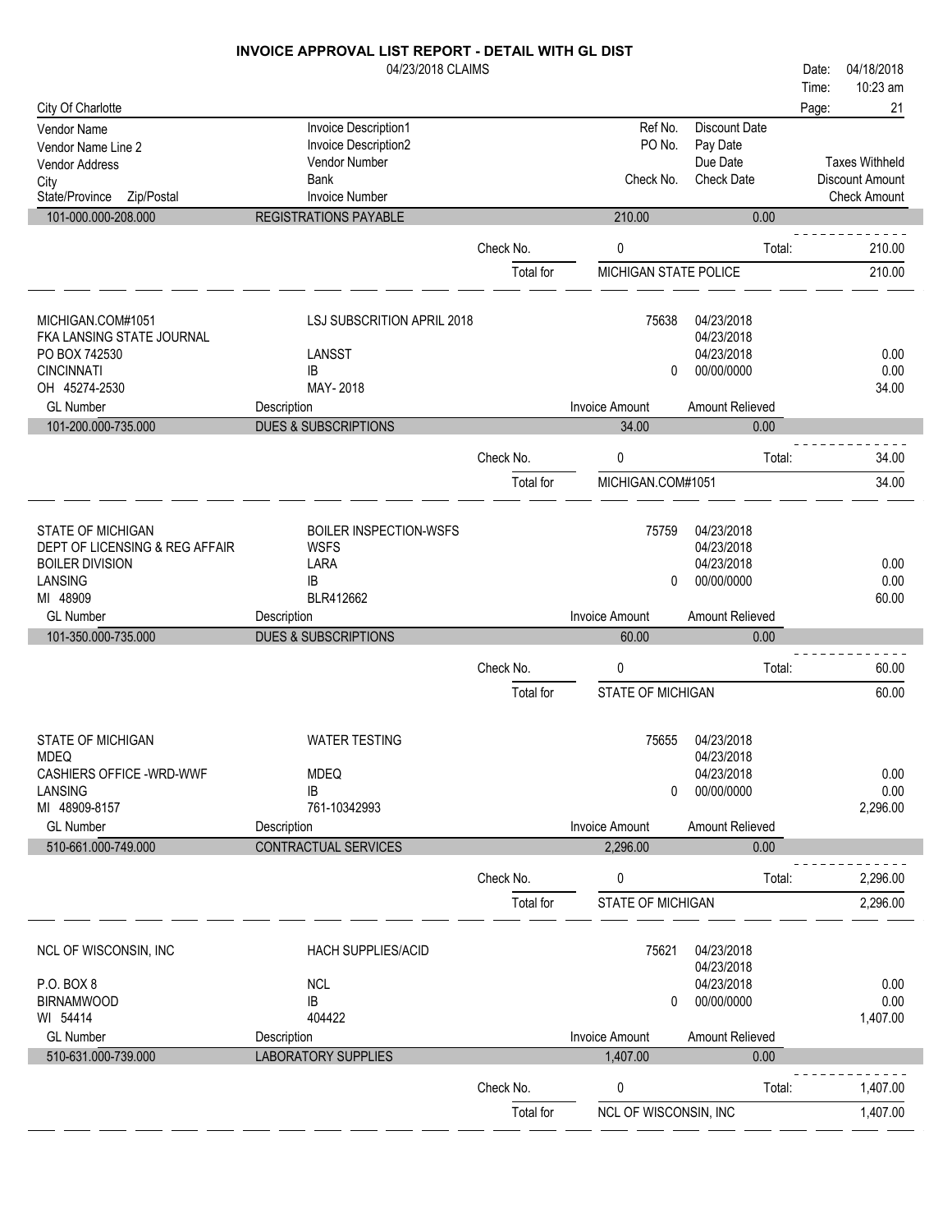# INVOICE APPROVAL LIST REPORT - DETAIL WITH GL DIST

04/23/2018 CLAIMS

Date: 04/18/2018
Time: 10:23 am

City Of Charlotte

| Vendor Name / Vendor Name Line 2 / Vendor Address / City / State/Province Zip/Postal | Invoice Description1 / Invoice Description2 / Vendor Number / Bank / Invoice Number | Ref No. / PO No. / Check No. | Discount Date / Pay Date / Due Date / Check Date | Taxes Withheld / Discount Amount / Check Amount |
|---|---|---|---|---|

| GL Number | Description | Invoice Amount | Amount Relieved |
|---|---|---|---|
| 101-000.000-208.000 | REGISTRATIONS PAYABLE | 210.00 | 0.00 |

Check No. 0 Total: 210.00

Total for MICHIGAN STATE POLICE 210.00

---

| | | | | |
|---|---|---|---|---|
| MICHIGAN.COM#1051 | LSJ SUBSCRITION APRIL 2018 | 75638 | 04/23/2018 | |
| FKA LANSING STATE JOURNAL | | | 04/23/2018 | |
| PO BOX 742530 | LANSST | | 04/23/2018 | 0.00 |
| CINCINNATI | IB | 0 | 00/00/0000 | 0.00 |
| OH 45274-2530 | MAY- 2018 | | | 34.00 |

| GL Number | Description | Invoice Amount | Amount Relieved |
|---|---|---|---|
| 101-200.000-735.000 | DUES & SUBSCRIPTIONS | 34.00 | 0.00 |

Check No. 0 Total: 34.00

Total for MICHIGAN.COM#1051 34.00

---

| | | | | |
|---|---|---|---|---|
| STATE OF MICHIGAN | BOILER INSPECTION-WSFS | 75759 | 04/23/2018 | |
| DEPT OF LICENSING & REG AFFAIR | WSFS | | 04/23/2018 | |
| BOILER DIVISION | LARA | | 04/23/2018 | 0.00 |
| LANSING | IB | 0 | 00/00/0000 | 0.00 |
| MI 48909 | BLR412662 | | | 60.00 |

| GL Number | Description | Invoice Amount | Amount Relieved |
|---|---|---|---|
| 101-350.000-735.000 | DUES & SUBSCRIPTIONS | 60.00 | 0.00 |

Check No. 0 Total: 60.00

Total for STATE OF MICHIGAN 60.00

---

| | | | | |
|---|---|---|---|---|
| STATE OF MICHIGAN | WATER TESTING | 75655 | 04/23/2018 | |
| MDEQ | | | 04/23/2018 | |
| CASHIERS OFFICE -WRD-WWF | MDEQ | | 04/23/2018 | 0.00 |
| LANSING | IB | 0 | 00/00/0000 | 0.00 |
| MI 48909-8157 | 761-10342993 | | | 2,296.00 |

| GL Number | Description | Invoice Amount | Amount Relieved |
|---|---|---|---|
| 510-661.000-749.000 | CONTRACTUAL SERVICES | 2,296.00 | 0.00 |

Check No. 0 Total: 2,296.00

Total for STATE OF MICHIGAN 2,296.00

---

| | | | | |
|---|---|---|---|---|
| NCL OF WISCONSIN, INC | HACH SUPPLIES/ACID | 75621 | 04/23/2018 | |
| | | | 04/23/2018 | |
| P.O. BOX 8 | NCL | | 04/23/2018 | 0.00 |
| BIRNAMWOOD | IB | 0 | 00/00/0000 | 0.00 |
| WI 54414 | 404422 | | | 1,407.00 |

| GL Number | Description | Invoice Amount | Amount Relieved |
|---|---|---|---|
| 510-631.000-739.000 | LABORATORY SUPPLIES | 1,407.00 | 0.00 |

Check No. 0 Total: 1,407.00

Total for NCL OF WISCONSIN, INC 1,407.00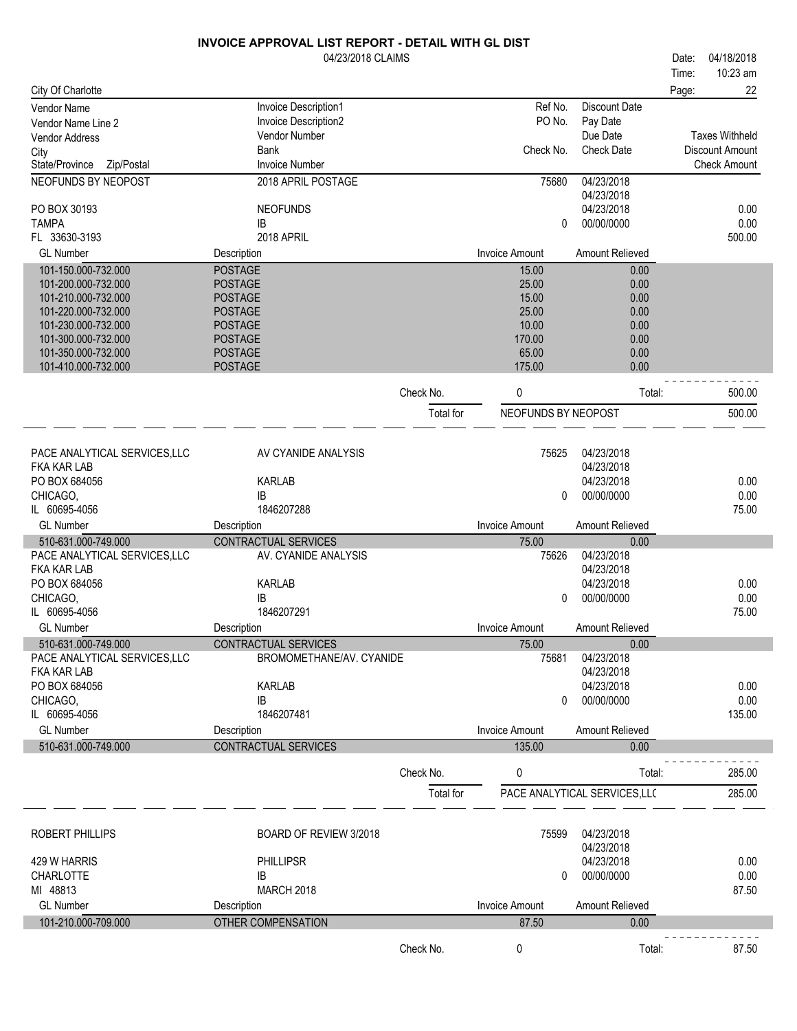# INVOICE APPROVAL LIST REPORT - DETAIL WITH GL DIST

04/23/2018 CLAIMS

Date: 04/18/2018
Time: 10:23 am

City Of Charlotte

| Vendor Name | Invoice Description1 | Ref No. | Discount Date | |
|---|---|---|---|---|
| Vendor Name Line 2 | Invoice Description2 | PO No. | Pay Date | |
| Vendor Address | Vendor Number | | Due Date | Taxes Withheld |
| City | Bank | Check No. | Check Date | Discount Amount |
| State/Province Zip/Postal | Invoice Number | | | Check Amount |

## NEOFUNDS BY NEOPOST

| | | | | |
|---|---|---|---|---|
| NEOFUNDS BY NEOPOST | 2018 APRIL POSTAGE | 75680 | 04/23/2018 | |
| | | | 04/23/2018 | |
| PO BOX 30193 | NEOFUNDS | | 04/23/2018 | 0.00 |
| TAMPA | IB | 0 | 00/00/0000 | 0.00 |
| FL 33630-3193 | 2018 APRIL | | | 500.00 |

| GL Number | Description | Invoice Amount | Amount Relieved |
|---|---|---|---|
| 101-150.000-732.000 | POSTAGE | 15.00 | 0.00 |
| 101-200.000-732.000 | POSTAGE | 25.00 | 0.00 |
| 101-210.000-732.000 | POSTAGE | 15.00 | 0.00 |
| 101-220.000-732.000 | POSTAGE | 25.00 | 0.00 |
| 101-230.000-732.000 | POSTAGE | 10.00 | 0.00 |
| 101-300.000-732.000 | POSTAGE | 170.00 | 0.00 |
| 101-350.000-732.000 | POSTAGE | 65.00 | 0.00 |
| 101-410.000-732.000 | POSTAGE | 175.00 | 0.00 |

Check No. 0 Total: 500.00

Total for NEOFUNDS BY NEOPOST 500.00

## PACE ANALYTICAL SERVICES,LLC

| | | | | |
|---|---|---|---|---|
| PACE ANALYTICAL SERVICES,LLC | AV CYANIDE ANALYSIS | 75625 | 04/23/2018 | |
| FKA KAR LAB | | | 04/23/2018 | |
| PO BOX 684056 | KARLAB | | 04/23/2018 | 0.00 |
| CHICAGO, | IB | 0 | 00/00/0000 | 0.00 |
| IL 60695-4056 | 1846207288 | | | 75.00 |

| GL Number | Description | Invoice Amount | Amount Relieved |
|---|---|---|---|
| 510-631.000-749.000 | CONTRACTUAL SERVICES | 75.00 | 0.00 |

| | | | | |
|---|---|---|---|---|
| PACE ANALYTICAL SERVICES,LLC | AV. CYANIDE ANALYSIS | 75626 | 04/23/2018 | |
| FKA KAR LAB | | | 04/23/2018 | |
| PO BOX 684056 | KARLAB | | 04/23/2018 | 0.00 |
| CHICAGO, | IB | 0 | 00/00/0000 | 0.00 |
| IL 60695-4056 | 1846207291 | | | 75.00 |

| GL Number | Description | Invoice Amount | Amount Relieved |
|---|---|---|---|
| 510-631.000-749.000 | CONTRACTUAL SERVICES | 75.00 | 0.00 |

| | | | | |
|---|---|---|---|---|
| PACE ANALYTICAL SERVICES,LLC | BROMOMETHANE/AV. CYANIDE | 75681 | 04/23/2018 | |
| FKA KAR LAB | | | 04/23/2018 | |
| PO BOX 684056 | KARLAB | | 04/23/2018 | 0.00 |
| CHICAGO, | IB | 0 | 00/00/0000 | 0.00 |
| IL 60695-4056 | 1846207481 | | | 135.00 |

| GL Number | Description | Invoice Amount | Amount Relieved |
|---|---|---|---|
| 510-631.000-749.000 | CONTRACTUAL SERVICES | 135.00 | 0.00 |

Check No. 0 Total: 285.00

Total for PACE ANALYTICAL SERVICES,LL( 285.00

## ROBERT PHILLIPS

| | | | | |
|---|---|---|---|---|
| ROBERT PHILLIPS | BOARD OF REVIEW 3/2018 | 75599 | 04/23/2018 | |
| | | | 04/23/2018 | |
| 429 W HARRIS | PHILLIPSR | | 04/23/2018 | 0.00 |
| CHARLOTTE | IB | 0 | 00/00/0000 | 0.00 |
| MI 48813 | MARCH 2018 | | | 87.50 |

| GL Number | Description | Invoice Amount | Amount Relieved |
|---|---|---|---|
| 101-210.000-709.000 | OTHER COMPENSATION | 87.50 | 0.00 |

Check No. 0 Total: 87.50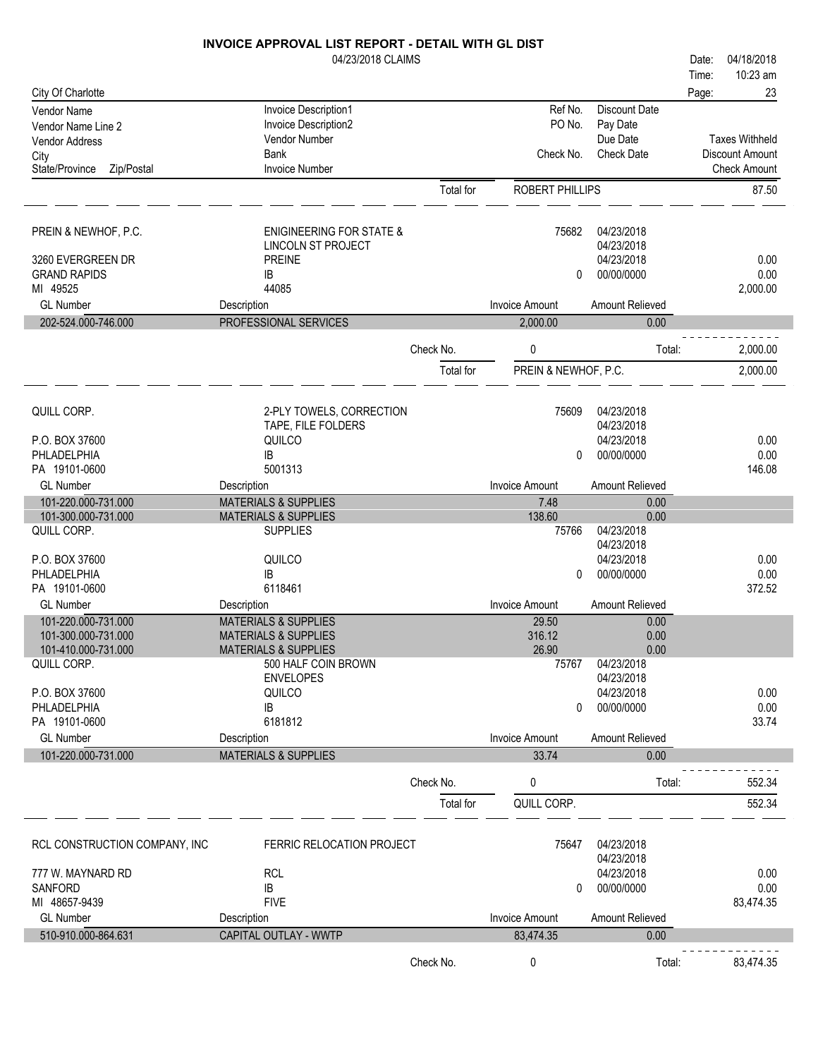# INVOICE APPROVAL LIST REPORT - DETAIL WITH GL DIST

04/23/2018 CLAIMS

Date: 04/18/2018
Time: 10:23 am

City Of Charlotte

| Vendor Name / Vendor Name Line 2 / Vendor Address / City / State/Province Zip/Postal | Invoice Description1 / Invoice Description2 / Vendor Number / Bank / Invoice Number | Ref No. / PO No. / Check No. | Discount Date / Pay Date / Due Date / Check Date | Taxes Withheld / Discount Amount / Check Amount |
|---|---|---|---|---|

| | | Total for | ROBERT PHILLIPS | 87.50 |
|---|---|---|---|---|

**PREIN & NEWHOF, P.C.**

| | | | | |
|---|---|---|---|---|
| PREIN & NEWHOF, P.C. | ENIGINEERING FOR STATE & | 75682 | 04/23/2018 | |
| | LINCOLN ST PROJECT | | 04/23/2018 | |
| 3260 EVERGREEN DR | PREINE | | 04/23/2018 | 0.00 |
| GRAND RAPIDS | IB | 0 | 00/00/0000 | 0.00 |
| MI 49525 | 44085 | | | 2,000.00 |

| GL Number | Description | Invoice Amount | Amount Relieved |
|---|---|---|---|
| 202-524.000-746.000 | PROFESSIONAL SERVICES | 2,000.00 | 0.00 |

Check No. 0 Total: 2,000.00

Total for PREIN & NEWHOF, P.C. 2,000.00

**QUILL CORP.**

| | | | | |
|---|---|---|---|---|
| QUILL CORP. | 2-PLY TOWELS, CORRECTION | 75609 | 04/23/2018 | |
| | TAPE, FILE FOLDERS | | 04/23/2018 | |
| P.O. BOX 37600 | QUILCO | | 04/23/2018 | 0.00 |
| PHLADELPHIA | IB | 0 | 00/00/0000 | 0.00 |
| PA 19101-0600 | 5001313 | | | 146.08 |

| GL Number | Description | Invoice Amount | Amount Relieved |
|---|---|---|---|
| 101-220.000-731.000 | MATERIALS & SUPPLIES | 7.48 | 0.00 |
| 101-300.000-731.000 | MATERIALS & SUPPLIES | 138.60 | 0.00 |

| | | | | |
|---|---|---|---|---|
| QUILL CORP. | SUPPLIES | 75766 | 04/23/2018 | |
| | | | 04/23/2018 | |
| P.O. BOX 37600 | QUILCO | | 04/23/2018 | 0.00 |
| PHLADELPHIA | IB | 0 | 00/00/0000 | 0.00 |
| PA 19101-0600 | 6118461 | | | 372.52 |

| GL Number | Description | Invoice Amount | Amount Relieved |
|---|---|---|---|
| 101-220.000-731.000 | MATERIALS & SUPPLIES | 29.50 | 0.00 |
| 101-300.000-731.000 | MATERIALS & SUPPLIES | 316.12 | 0.00 |
| 101-410.000-731.000 | MATERIALS & SUPPLIES | 26.90 | 0.00 |

| | | | | |
|---|---|---|---|---|
| QUILL CORP. | 500 HALF COIN BROWN | 75767 | 04/23/2018 | |
| | ENVELOPES | | 04/23/2018 | |
| P.O. BOX 37600 | QUILCO | | 04/23/2018 | 0.00 |
| PHLADELPHIA | IB | 0 | 00/00/0000 | 0.00 |
| PA 19101-0600 | 6181812 | | | 33.74 |

| GL Number | Description | Invoice Amount | Amount Relieved |
|---|---|---|---|
| 101-220.000-731.000 | MATERIALS & SUPPLIES | 33.74 | 0.00 |

Check No. 0 Total: 552.34

Total for QUILL CORP. 552.34

**RCL CONSTRUCTION COMPANY, INC**

| | | | | |
|---|---|---|---|---|
| RCL CONSTRUCTION COMPANY, INC | FERRIC RELOCATION PROJECT | 75647 | 04/23/2018 | |
| | | | 04/23/2018 | |
| 777 W. MAYNARD RD | RCL | | 04/23/2018 | 0.00 |
| SANFORD | IB | 0 | 00/00/0000 | 0.00 |
| MI 48657-9439 | FIVE | | | 83,474.35 |

| GL Number | Description | Invoice Amount | Amount Relieved |
|---|---|---|---|
| 510-910.000-864.631 | CAPITAL OUTLAY - WWTP | 83,474.35 | 0.00 |

Check No. 0 Total: 83,474.35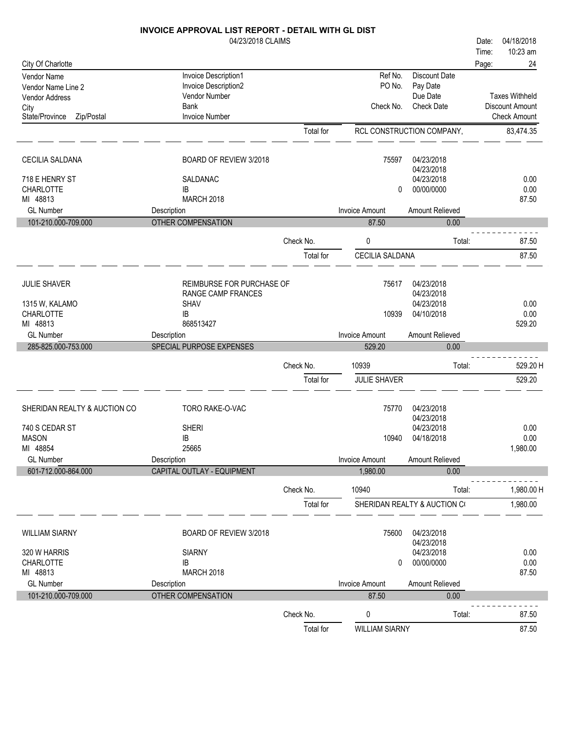# INVOICE APPROVAL LIST REPORT - DETAIL WITH GL DIST

04/23/2018 CLAIMS

Date: 04/18/2018
Time: 10:23 am

City Of Charlotte

| Vendor Name / Vendor Name Line 2 / Vendor Address / City / State/Province Zip/Postal | Invoice Description1 / Invoice Description2 / Vendor Number / Bank / Invoice Number | Ref No. / PO No. / Check No. | Discount Date / Pay Date / Due Date / Check Date | Taxes Withheld / Discount Amount / Check Amount |
|---|---|---|---|---|
| | Total for | RCL CONSTRUCTION COMPANY, | | 83,474.35 |

| | | | | |
|---|---|---|---|---|
| CECILIA SALDANA | BOARD OF REVIEW 3/2018 | 75597 | 04/23/2018 | |
| | | | 04/23/2018 | |
| 718 E HENRY ST | SALDANAC | | 04/23/2018 | 0.00 |
| CHARLOTTE | IB | 0 | 00/00/0000 | 0.00 |
| MI 48813 | MARCH 2018 | | | 87.50 |

| GL Number | Description | Invoice Amount | Amount Relieved |
|---|---|---|---|
| 101-210.000-709.000 | OTHER COMPENSATION | 87.50 | 0.00 |

Check No. 0 Total: 87.50

Total for CECILIA SALDANA 87.50

| | | | | |
|---|---|---|---|---|
| JULIE SHAVER | REIMBURSE FOR PURCHASE OF | 75617 | 04/23/2018 | |
| | RANGE CAMP FRANCES | | 04/23/2018 | |
| 1315 W, KALAMO | SHAV | | 04/23/2018 | 0.00 |
| CHARLOTTE | IB | 10939 | 04/10/2018 | 0.00 |
| MI 48813 | 868513427 | | | 529.20 |

| GL Number | Description | Invoice Amount | Amount Relieved |
|---|---|---|---|
| 285-825.000-753.000 | SPECIAL PURPOSE EXPENSES | 529.20 | 0.00 |

Check No. 10939 Total: 529.20 H

Total for JULIE SHAVER 529.20

| | | | | |
|---|---|---|---|---|
| SHERIDAN REALTY & AUCTION CO | TORO RAKE-O-VAC | 75770 | 04/23/2018 | |
| | | | 04/23/2018 | |
| 740 S CEDAR ST | SHERI | | 04/23/2018 | 0.00 |
| MASON | IB | 10940 | 04/18/2018 | 0.00 |
| MI 48854 | 25665 | | | 1,980.00 |

| GL Number | Description | Invoice Amount | Amount Relieved |
|---|---|---|---|
| 601-712.000-864.000 | CAPITAL OUTLAY - EQUIPMENT | 1,980.00 | 0.00 |

Check No. 10940 Total: 1,980.00 H

Total for SHERIDAN REALTY & AUCTION C( 1,980.00

| | | | | |
|---|---|---|---|---|
| WILLIAM SIARNY | BOARD OF REVIEW 3/2018 | 75600 | 04/23/2018 | |
| | | | 04/23/2018 | |
| 320 W HARRIS | SIARNY | | 04/23/2018 | 0.00 |
| CHARLOTTE | IB | 0 | 00/00/0000 | 0.00 |
| MI 48813 | MARCH 2018 | | | 87.50 |

| GL Number | Description | Invoice Amount | Amount Relieved |
|---|---|---|---|
| 101-210.000-709.000 | OTHER COMPENSATION | 87.50 | 0.00 |

Check No. 0 Total: 87.50

Total for WILLIAM SIARNY 87.50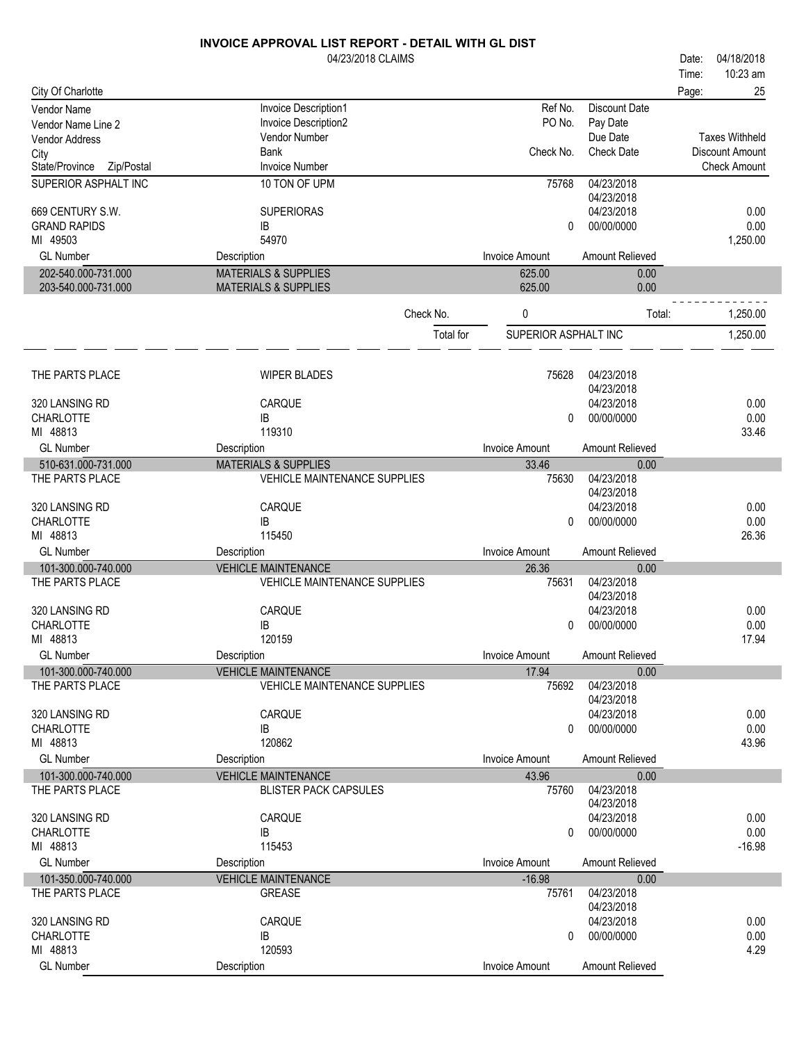# INVOICE APPROVAL LIST REPORT - DETAIL WITH GL DIST

04/23/2018 CLAIMS

Date: 04/18/2018
Time: 10:23 am
Page: 25

City Of Charlotte

| Vendor Name / Vendor Name Line 2 / Vendor Address / City / State/Province Zip/Postal | Invoice Description1 / Invoice Description2 / Vendor Number / Bank / Invoice Number | Ref No. / PO No. / Check No. | Discount Date / Pay Date / Due Date / Check Date | Taxes Withheld / Discount Amount / Check Amount |
|---|---|---|---|---|
| SUPERIOR ASPHALT INC | 10 TON OF UPM | 75768 | 04/23/2018 | |
| | | | 04/23/2018 | |
| 669 CENTURY S.W. | SUPERIORAS | | 04/23/2018 | 0.00 |
| GRAND RAPIDS | IB | 0 | 00/00/0000 | 0.00 |
| MI 49503 | 54970 | | | 1,250.00 |

| GL Number | Description | Invoice Amount | Amount Relieved |
|---|---|---|---|
| 202-540.000-731.000 | MATERIALS & SUPPLIES | 625.00 | 0.00 |
| 203-540.000-731.000 | MATERIALS & SUPPLIES | 625.00 | 0.00 |

Check No. 0 Total: 1,250.00

Total for SUPERIOR ASPHALT INC 1,250.00

| Vendor | Invoice Description / Vendor Number / Bank / Invoice Number | Ref No. / Check No. | Dates | Amounts |
|---|---|---|---|---|
| THE PARTS PLACE | WIPER BLADES | 75628 | 04/23/2018 | |
| | | | 04/23/2018 | |
| 320 LANSING RD | CARQUE | | 04/23/2018 | 0.00 |
| CHARLOTTE | IB | 0 | 00/00/0000 | 0.00 |
| MI 48813 | 119310 | | | 33.46 |

| GL Number | Description | Invoice Amount | Amount Relieved |
|---|---|---|---|
| 510-631.000-731.000 | MATERIALS & SUPPLIES | 33.46 | 0.00 |

| Vendor | Invoice Description / Vendor Number / Bank / Invoice Number | Ref No. / Check No. | Dates | Amounts |
|---|---|---|---|---|
| THE PARTS PLACE | VEHICLE MAINTENANCE SUPPLIES | 75630 | 04/23/2018 | |
| | | | 04/23/2018 | |
| 320 LANSING RD | CARQUE | | 04/23/2018 | 0.00 |
| CHARLOTTE | IB | 0 | 00/00/0000 | 0.00 |
| MI 48813 | 115450 | | | 26.36 |

| GL Number | Description | Invoice Amount | Amount Relieved |
|---|---|---|---|
| 101-300.000-740.000 | VEHICLE MAINTENANCE | 26.36 | 0.00 |

| Vendor | Invoice Description / Vendor Number / Bank / Invoice Number | Ref No. / Check No. | Dates | Amounts |
|---|---|---|---|---|
| THE PARTS PLACE | VEHICLE MAINTENANCE SUPPLIES | 75631 | 04/23/2018 | |
| | | | 04/23/2018 | |
| 320 LANSING RD | CARQUE | | 04/23/2018 | 0.00 |
| CHARLOTTE | IB | 0 | 00/00/0000 | 0.00 |
| MI 48813 | 120159 | | | 17.94 |

| GL Number | Description | Invoice Amount | Amount Relieved |
|---|---|---|---|
| 101-300.000-740.000 | VEHICLE MAINTENANCE | 17.94 | 0.00 |

| Vendor | Invoice Description / Vendor Number / Bank / Invoice Number | Ref No. / Check No. | Dates | Amounts |
|---|---|---|---|---|
| THE PARTS PLACE | VEHICLE MAINTENANCE SUPPLIES | 75692 | 04/23/2018 | |
| | | | 04/23/2018 | |
| 320 LANSING RD | CARQUE | | 04/23/2018 | 0.00 |
| CHARLOTTE | IB | 0 | 00/00/0000 | 0.00 |
| MI 48813 | 120862 | | | 43.96 |

| GL Number | Description | Invoice Amount | Amount Relieved |
|---|---|---|---|
| 101-300.000-740.000 | VEHICLE MAINTENANCE | 43.96 | 0.00 |

| Vendor | Invoice Description / Vendor Number / Bank / Invoice Number | Ref No. / Check No. | Dates | Amounts |
|---|---|---|---|---|
| THE PARTS PLACE | BLISTER PACK CAPSULES | 75760 | 04/23/2018 | |
| | | | 04/23/2018 | |
| 320 LANSING RD | CARQUE | | 04/23/2018 | 0.00 |
| CHARLOTTE | IB | 0 | 00/00/0000 | 0.00 |
| MI 48813 | 115453 | | | -16.98 |

| GL Number | Description | Invoice Amount | Amount Relieved |
|---|---|---|---|
| 101-350.000-740.000 | VEHICLE MAINTENANCE | -16.98 | 0.00 |

| Vendor | Invoice Description / Vendor Number / Bank / Invoice Number | Ref No. / Check No. | Dates | Amounts |
|---|---|---|---|---|
| THE PARTS PLACE | GREASE | 75761 | 04/23/2018 | |
| | | | 04/23/2018 | |
| 320 LANSING RD | CARQUE | | 04/23/2018 | 0.00 |
| CHARLOTTE | IB | 0 | 00/00/0000 | 0.00 |
| MI 48813 | 120593 | | | 4.29 |

| GL Number | Description | Invoice Amount | Amount Relieved |
|---|---|---|---|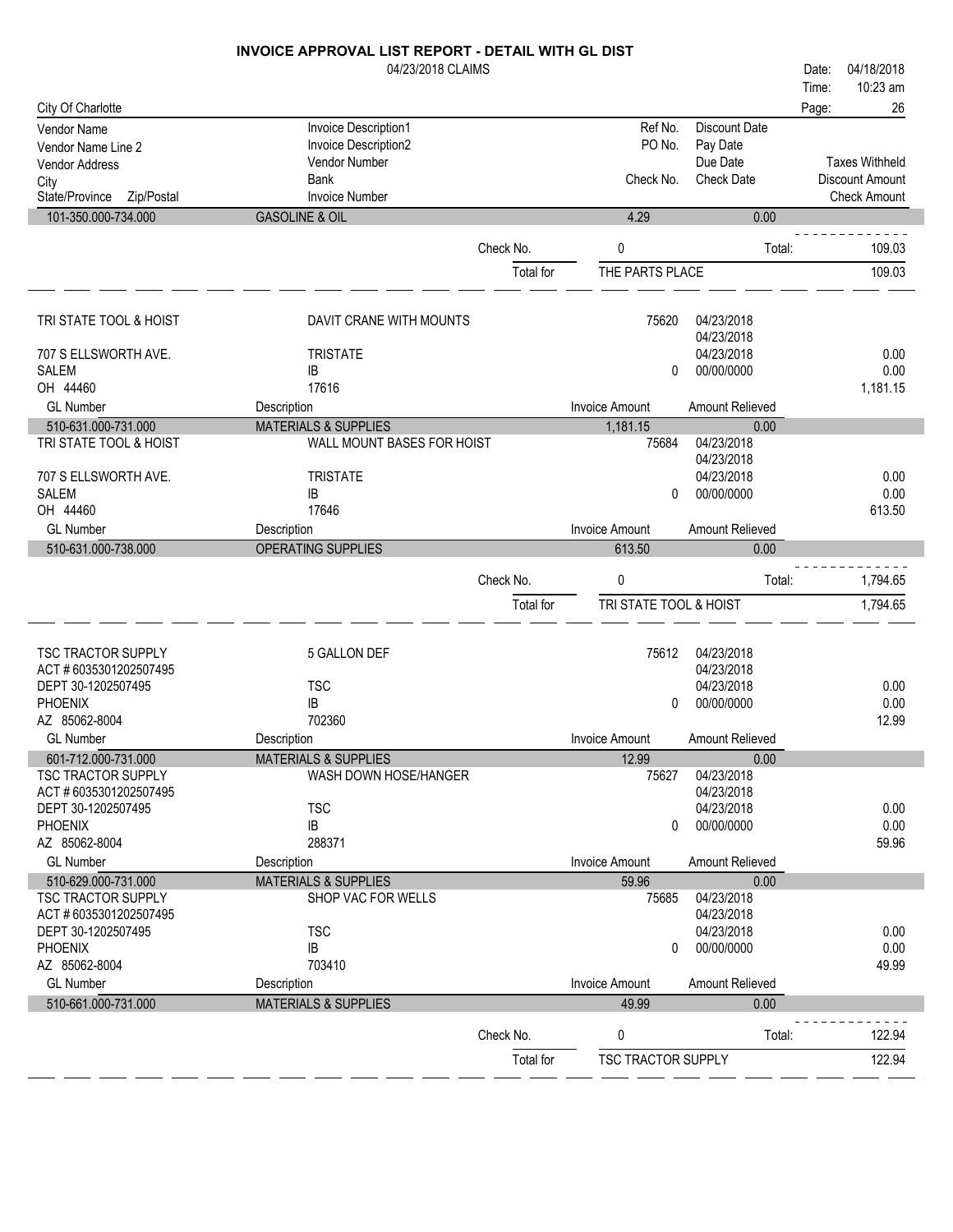# INVOICE APPROVAL LIST REPORT - DETAIL WITH GL DIST

04/23/2018 CLAIMS

Date: 04/18/2018
Time: 10:23 am

City Of Charlotte

| Vendor Name / Vendor Name Line 2 / Vendor Address / City / State/Province Zip/Postal | Invoice Description1 / Invoice Description2 / Vendor Number / Bank / Invoice Number | Ref No. / PO No. / Check No. | Discount Date / Pay Date / Due Date / Check Date | Taxes Withheld / Discount Amount / Check Amount |
|---|---|---|---|---|
| 101-350.000-734.000 | GASOLINE & OIL | 4.29 | 0.00 | |
| | Check No. | 0 | Total: | 109.03 |
| | Total for | THE PARTS PLACE | | 109.03 |
| TRI STATE TOOL & HOIST | DAVIT CRANE WITH MOUNTS | 75620 | 04/23/2018 | |
| | | | 04/23/2018 | |
| 707 S ELLSWORTH AVE. | TRISTATE | | 04/23/2018 | 0.00 |
| SALEM | IB | 0 | 00/00/0000 | 0.00 |
| OH 44460 | 17616 | | | 1,181.15 |
| GL Number | Description | Invoice Amount | Amount Relieved | |
| 510-631.000-731.000 | MATERIALS & SUPPLIES | 1,181.15 | 0.00 | |
| TRI STATE TOOL & HOIST | WALL MOUNT BASES FOR HOIST | 75684 | 04/23/2018 | |
| | | | 04/23/2018 | |
| 707 S ELLSWORTH AVE. | TRISTATE | | 04/23/2018 | 0.00 |
| SALEM | IB | 0 | 00/00/0000 | 0.00 |
| OH 44460 | 17646 | | | 613.50 |
| GL Number | Description | Invoice Amount | Amount Relieved | |
| 510-631.000-738.000 | OPERATING SUPPLIES | 613.50 | 0.00 | |
| | Check No. | 0 | Total: | 1,794.65 |
| | Total for | TRI STATE TOOL & HOIST | | 1,794.65 |
| TSC TRACTOR SUPPLY | 5 GALLON DEF | 75612 | 04/23/2018 | |
| ACT # 6035301202507495 | | | 04/23/2018 | |
| DEPT 30-1202507495 | TSC | | 04/23/2018 | 0.00 |
| PHOENIX | IB | 0 | 00/00/0000 | 0.00 |
| AZ 85062-8004 | 702360 | | | 12.99 |
| GL Number | Description | Invoice Amount | Amount Relieved | |
| 601-712.000-731.000 | MATERIALS & SUPPLIES | 12.99 | 0.00 | |
| TSC TRACTOR SUPPLY | WASH DOWN HOSE/HANGER | 75627 | 04/23/2018 | |
| ACT # 6035301202507495 | | | 04/23/2018 | |
| DEPT 30-1202507495 | TSC | | 04/23/2018 | 0.00 |
| PHOENIX | IB | 0 | 00/00/0000 | 0.00 |
| AZ 85062-8004 | 288371 | | | 59.96 |
| GL Number | Description | Invoice Amount | Amount Relieved | |
| 510-629.000-731.000 | MATERIALS & SUPPLIES | 59.96 | 0.00 | |
| TSC TRACTOR SUPPLY | SHOP VAC FOR WELLS | 75685 | 04/23/2018 | |
| ACT # 6035301202507495 | | | 04/23/2018 | |
| DEPT 30-1202507495 | TSC | | 04/23/2018 | 0.00 |
| PHOENIX | IB | 0 | 00/00/0000 | 0.00 |
| AZ 85062-8004 | 703410 | | | 49.99 |
| GL Number | Description | Invoice Amount | Amount Relieved | |
| 510-661.000-731.000 | MATERIALS & SUPPLIES | 49.99 | 0.00 | |
| | Check No. | 0 | Total: | 122.94 |
| | Total for | TSC TRACTOR SUPPLY | | 122.94 |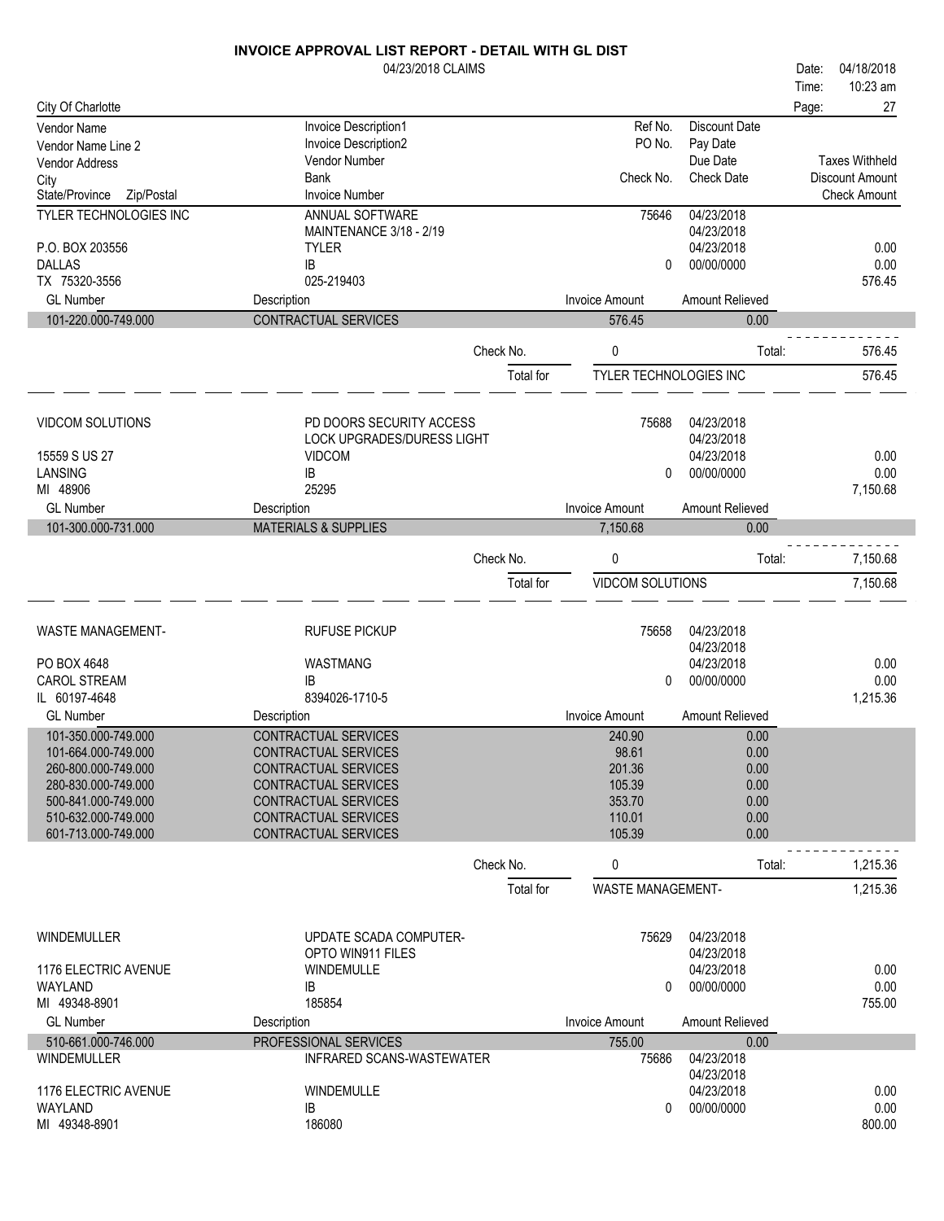# INVOICE APPROVAL LIST REPORT - DETAIL WITH GL DIST

04/23/2018 CLAIMS

Date: 04/18/2018
Time: 10:23 am

City Of Charlotte

| Vendor Name / Vendor Name Line 2 / Vendor Address / City / State/Province Zip/Postal | Invoice Description1 / Invoice Description2 / Vendor Number / Bank / Invoice Number | Ref No. / PO No. / Check No. | Discount Date / Pay Date / Due Date / Check Date | Taxes Withheld / Discount Amount / Check Amount |
|---|---|---|---|---|

---

**TYLER TECHNOLOGIES INC**
P.O. BOX 203556
DALLAS
TX 75320-3556

ANNUAL SOFTWARE
MAINTENANCE 3/18 - 2/19
TYLER
IB
025-219403

Ref No.: 75646 | Discount Date: 04/23/2018 | Pay Date: 04/23/2018 | Due Date: 04/23/2018 | Check No.: 0 | Check Date: 00/00/0000
Taxes Withheld: 0.00 | Discount Amount: 0.00 | Check Amount: 576.45

| GL Number | Description | Invoice Amount | Amount Relieved |
|---|---|---|---|
| 101-220.000-749.000 | CONTRACTUAL SERVICES | 576.45 | 0.00 |

Check No. 0 — Total: 576.45

Total for TYLER TECHNOLOGIES INC — 576.45

---

**VIDCOM SOLUTIONS**
15559 S US 27
LANSING
MI 48906

PD DOORS SECURITY ACCESS
LOCK UPGRADES/DURESS LIGHT
VIDCOM
IB
25295

Ref No.: 75688 | Discount Date: 04/23/2018 | Pay Date: 04/23/2018 | Due Date: 04/23/2018 | Check No.: 0 | Check Date: 00/00/0000
Taxes Withheld: 0.00 | Discount Amount: 0.00 | Check Amount: 7,150.68

| GL Number | Description | Invoice Amount | Amount Relieved |
|---|---|---|---|
| 101-300.000-731.000 | MATERIALS & SUPPLIES | 7,150.68 | 0.00 |

Check No. 0 — Total: 7,150.68

Total for VIDCOM SOLUTIONS — 7,150.68

---

**WASTE MANAGEMENT-**
PO BOX 4648
CAROL STREAM
IL 60197-4648

RUFUSE PICKUP
WASTMANG
IB
8394026-1710-5

Ref No.: 75658 | Discount Date: 04/23/2018 | Pay Date: 04/23/2018 | Due Date: 04/23/2018 | Check No.: 0 | Check Date: 00/00/0000
Taxes Withheld: 0.00 | Discount Amount: 0.00 | Check Amount: 1,215.36

| GL Number | Description | Invoice Amount | Amount Relieved |
|---|---|---|---|
| 101-350.000-749.000 | CONTRACTUAL SERVICES | 240.90 | 0.00 |
| 101-664.000-749.000 | CONTRACTUAL SERVICES | 98.61 | 0.00 |
| 260-800.000-749.000 | CONTRACTUAL SERVICES | 201.36 | 0.00 |
| 280-830.000-749.000 | CONTRACTUAL SERVICES | 105.39 | 0.00 |
| 500-841.000-749.000 | CONTRACTUAL SERVICES | 353.70 | 0.00 |
| 510-632.000-749.000 | CONTRACTUAL SERVICES | 110.01 | 0.00 |
| 601-713.000-749.000 | CONTRACTUAL SERVICES | 105.39 | 0.00 |

Check No. 0 — Total: 1,215.36

Total for WASTE MANAGEMENT- — 1,215.36

---

**WINDEMULLER**
1176 ELECTRIC AVENUE
WAYLAND
MI 49348-8901

UPDATE SCADA COMPUTER-
OPTO WIN911 FILES
WINDEMULLE
IB
185854

Ref No.: 75629 | Discount Date: 04/23/2018 | Pay Date: 04/23/2018 | Due Date: 04/23/2018 | Check No.: 0 | Check Date: 00/00/0000
Taxes Withheld: 0.00 | Discount Amount: 0.00 | Check Amount: 755.00

| GL Number | Description | Invoice Amount | Amount Relieved |
|---|---|---|---|
| 510-661.000-746.000 | PROFESSIONAL SERVICES | 755.00 | 0.00 |

**WINDEMULLER**
1176 ELECTRIC AVENUE
WAYLAND
MI 49348-8901

INFRARED SCANS-WASTEWATER
WINDEMULLE
IB
186080

Ref No.: 75686 | Discount Date: 04/23/2018 | Pay Date: 04/23/2018 | Due Date: 04/23/2018 | Check No.: 0 | Check Date: 00/00/0000
Taxes Withheld: 0.00 | Discount Amount: 0.00 | Check Amount: 800.00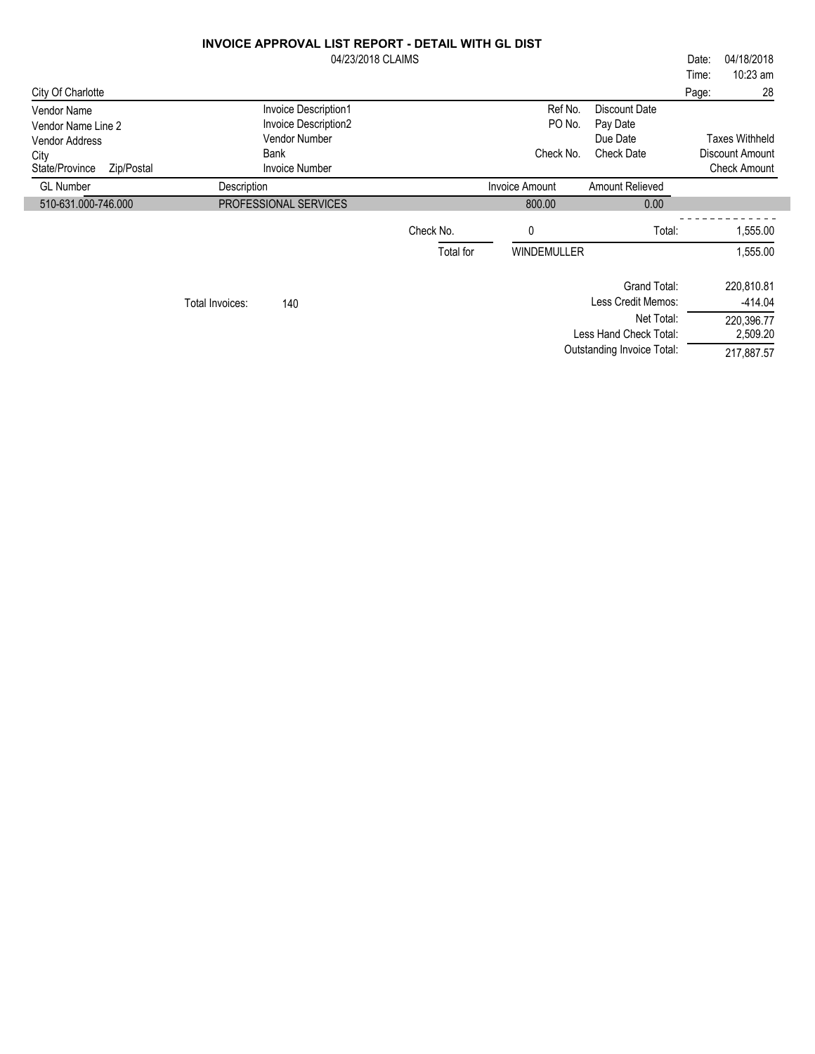# INVOICE APPROVAL LIST REPORT - DETAIL WITH GL DIST

04/23/2018 CLAIMS

Date: 04/18/2018
Time: 10:23 am

City Of Charlotte

| Vendor Name | Invoice Description1 | Ref No. | Discount Date | |
|---|---|---|---|---|
| Vendor Name Line 2 | Invoice Description2 | PO No. | Pay Date | |
| Vendor Address | Vendor Number | | Due Date | Taxes Withheld |
| City | Bank | Check No. | Check Date | Discount Amount |
| State/Province Zip/Postal | Invoice Number | | | Check Amount |

| GL Number | Description | Invoice Amount | Amount Relieved |
|---|---|---|---|
| 510-631.000-746.000 | PROFESSIONAL SERVICES | 800.00 | 0.00 |

| | | |
|---|---|---|
| Check No. | 0 | Total: 1,555.00 |
| Total for | WINDEMULLER | 1,555.00 |

Total Invoices: 140

| | |
|---|---|
| Grand Total: | 220,810.81 |
| Less Credit Memos: | -414.04 |
| Net Total: | 220,396.77 |
| Less Hand Check Total: | 2,509.20 |
| Outstanding Invoice Total: | 217,887.57 |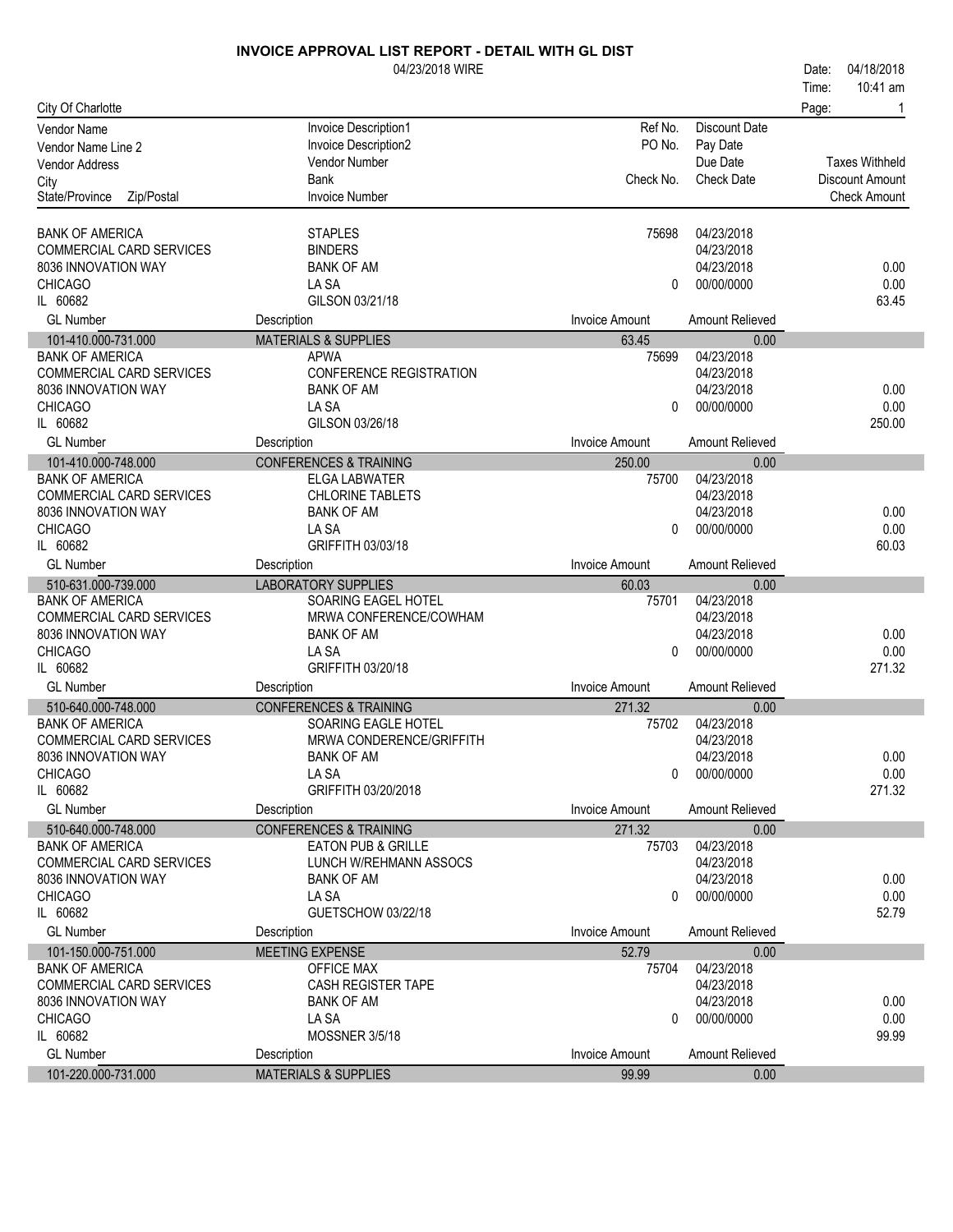# INVOICE APPROVAL LIST REPORT - DETAIL WITH GL DIST

04/23/2018 WIRE

Date: 04/18/2018
Time: 10:41 am
Page: 1

City Of Charlotte

| Vendor Name / Vendor Name Line 2 / Vendor Address / City / State/Province Zip/Postal | Invoice Description1 / Invoice Description2 / Vendor Number / Bank / Invoice Number | Ref No. / PO No. / Check No. | Discount Date / Pay Date / Due Date / Check Date | Taxes Withheld / Discount Amount / Check Amount |
|---|---|---|---|---|
| BANK OF AMERICA | STAPLES | 75698 | 04/23/2018 | |
| COMMERCIAL CARD SERVICES | BINDERS | | 04/23/2018 | |
| 8036 INNOVATION WAY | BANK OF AM | | 04/23/2018 | 0.00 |
| CHICAGO | LA SA | 0 | 00/00/0000 | 0.00 |
| IL 60682 | GILSON 03/21/18 | | | 63.45 |
| **GL Number** | **Description** | **Invoice Amount** | **Amount Relieved** | |
| 101-410.000-731.000 | MATERIALS & SUPPLIES | 63.45 | 0.00 | |
| BANK OF AMERICA | APWA | 75699 | 04/23/2018 | |
| COMMERCIAL CARD SERVICES | CONFERENCE REGISTRATION | | 04/23/2018 | |
| 8036 INNOVATION WAY | BANK OF AM | | 04/23/2018 | 0.00 |
| CHICAGO | LA SA | 0 | 00/00/0000 | 0.00 |
| IL 60682 | GILSON 03/26/18 | | | 250.00 |
| **GL Number** | **Description** | **Invoice Amount** | **Amount Relieved** | |
| 101-410.000-748.000 | CONFERENCES & TRAINING | 250.00 | 0.00 | |
| BANK OF AMERICA | ELGA LABWATER | 75700 | 04/23/2018 | |
| COMMERCIAL CARD SERVICES | CHLORINE TABLETS | | 04/23/2018 | |
| 8036 INNOVATION WAY | BANK OF AM | | 04/23/2018 | 0.00 |
| CHICAGO | LA SA | 0 | 00/00/0000 | 0.00 |
| IL 60682 | GRIFFITH 03/03/18 | | | 60.03 |
| **GL Number** | **Description** | **Invoice Amount** | **Amount Relieved** | |
| 510-631.000-739.000 | LABORATORY SUPPLIES | 60.03 | 0.00 | |
| BANK OF AMERICA | SOARING EAGEL HOTEL | 75701 | 04/23/2018 | |
| COMMERCIAL CARD SERVICES | MRWA CONFERENCE/COWHAM | | 04/23/2018 | |
| 8036 INNOVATION WAY | BANK OF AM | | 04/23/2018 | 0.00 |
| CHICAGO | LA SA | 0 | 00/00/0000 | 0.00 |
| IL 60682 | GRIFFITH 03/20/18 | | | 271.32 |
| **GL Number** | **Description** | **Invoice Amount** | **Amount Relieved** | |
| 510-640.000-748.000 | CONFERENCES & TRAINING | 271.32 | 0.00 | |
| BANK OF AMERICA | SOARING EAGLE HOTEL | 75702 | 04/23/2018 | |
| COMMERCIAL CARD SERVICES | MRWA CONDERENCE/GRIFFITH | | 04/23/2018 | |
| 8036 INNOVATION WAY | BANK OF AM | | 04/23/2018 | 0.00 |
| CHICAGO | LA SA | 0 | 00/00/0000 | 0.00 |
| IL 60682 | GRIFFITH 03/20/2018 | | | 271.32 |
| **GL Number** | **Description** | **Invoice Amount** | **Amount Relieved** | |
| 510-640.000-748.000 | CONFERENCES & TRAINING | 271.32 | 0.00 | |
| BANK OF AMERICA | EATON PUB & GRILLE | 75703 | 04/23/2018 | |
| COMMERCIAL CARD SERVICES | LUNCH W/REHMANN ASSOCS | | 04/23/2018 | |
| 8036 INNOVATION WAY | BANK OF AM | | 04/23/2018 | 0.00 |
| CHICAGO | LA SA | 0 | 00/00/0000 | 0.00 |
| IL 60682 | GUETSCHOW 03/22/18 | | | 52.79 |
| **GL Number** | **Description** | **Invoice Amount** | **Amount Relieved** | |
| 101-150.000-751.000 | MEETING EXPENSE | 52.79 | 0.00 | |
| BANK OF AMERICA | OFFICE MAX | 75704 | 04/23/2018 | |
| COMMERCIAL CARD SERVICES | CASH REGISTER TAPE | | 04/23/2018 | |
| 8036 INNOVATION WAY | BANK OF AM | | 04/23/2018 | 0.00 |
| CHICAGO | LA SA | 0 | 00/00/0000 | 0.00 |
| IL 60682 | MOSSNER 3/5/18 | | | 99.99 |
| **GL Number** | **Description** | **Invoice Amount** | **Amount Relieved** | |
| 101-220.000-731.000 | MATERIALS & SUPPLIES | 99.99 | 0.00 | |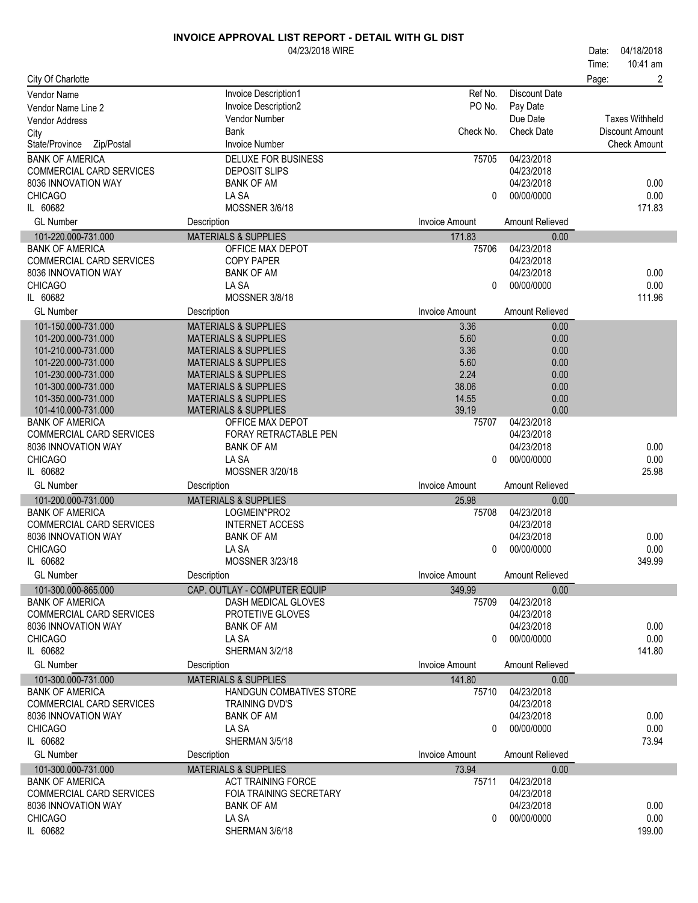# INVOICE APPROVAL LIST REPORT - DETAIL WITH GL DIST

04/23/2018 WIRE

Date: 04/18/2018
Time: 10:41 am

City Of Charlotte

| Vendor Name / Vendor Name Line 2 / Vendor Address / City / State/Province Zip/Postal | Invoice Description1 / Invoice Description2 / Vendor Number / Bank / Invoice Number | Ref No. / PO No. / Check No. | Discount Date / Pay Date / Due Date / Check Date | Taxes Withheld / Discount Amount / Check Amount |
|---|---|---|---|---|
| BANK OF AMERICA | DELUXE FOR BUSINESS | 75705 | 04/23/2018 | |
| COMMERCIAL CARD SERVICES | DEPOSIT SLIPS | | 04/23/2018 | |
| 8036 INNOVATION WAY | BANK OF AM | | 04/23/2018 | 0.00 |
| CHICAGO | LA SA | 0 | 00/00/0000 | 0.00 |
| IL 60682 | MOSSNER 3/6/18 | | | 171.83 |

| GL Number | Description | Invoice Amount | Amount Relieved |
|---|---|---|---|
| 101-220.000-731.000 | MATERIALS & SUPPLIES | 171.83 | 0.00 |

| | | | | |
|---|---|---|---|---|
| BANK OF AMERICA | OFFICE MAX DEPOT | 75706 | 04/23/2018 | |
| COMMERCIAL CARD SERVICES | COPY PAPER | | 04/23/2018 | |
| 8036 INNOVATION WAY | BANK OF AM | | 04/23/2018 | 0.00 |
| CHICAGO | LA SA | 0 | 00/00/0000 | 0.00 |
| IL 60682 | MOSSNER 3/8/18 | | | 111.96 |

| GL Number | Description | Invoice Amount | Amount Relieved |
|---|---|---|---|
| 101-150.000-731.000 | MATERIALS & SUPPLIES | 3.36 | 0.00 |
| 101-200.000-731.000 | MATERIALS & SUPPLIES | 5.60 | 0.00 |
| 101-210.000-731.000 | MATERIALS & SUPPLIES | 3.36 | 0.00 |
| 101-220.000-731.000 | MATERIALS & SUPPLIES | 5.60 | 0.00 |
| 101-230.000-731.000 | MATERIALS & SUPPLIES | 2.24 | 0.00 |
| 101-300.000-731.000 | MATERIALS & SUPPLIES | 38.06 | 0.00 |
| 101-350.000-731.000 | MATERIALS & SUPPLIES | 14.55 | 0.00 |
| 101-410.000-731.000 | MATERIALS & SUPPLIES | 39.19 | 0.00 |

| | | | | |
|---|---|---|---|---|
| BANK OF AMERICA | OFFICE MAX DEPOT | 75707 | 04/23/2018 | |
| COMMERCIAL CARD SERVICES | FORAY RETRACTABLE PEN | | 04/23/2018 | |
| 8036 INNOVATION WAY | BANK OF AM | | 04/23/2018 | 0.00 |
| CHICAGO | LA SA | 0 | 00/00/0000 | 0.00 |
| IL 60682 | MOSSNER 3/20/18 | | | 25.98 |

| GL Number | Description | Invoice Amount | Amount Relieved |
|---|---|---|---|
| 101-200.000-731.000 | MATERIALS & SUPPLIES | 25.98 | 0.00 |

| | | | | |
|---|---|---|---|---|
| BANK OF AMERICA | LOGMEIN*PRO2 | 75708 | 04/23/2018 | |
| COMMERCIAL CARD SERVICES | INTERNET ACCESS | | 04/23/2018 | |
| 8036 INNOVATION WAY | BANK OF AM | | 04/23/2018 | 0.00 |
| CHICAGO | LA SA | 0 | 00/00/0000 | 0.00 |
| IL 60682 | MOSSNER 3/23/18 | | | 349.99 |

| GL Number | Description | Invoice Amount | Amount Relieved |
|---|---|---|---|
| 101-300.000-865.000 | CAP. OUTLAY - COMPUTER EQUIP | 349.99 | 0.00 |

| | | | | |
|---|---|---|---|---|
| BANK OF AMERICA | DASH MEDICAL GLOVES | 75709 | 04/23/2018 | |
| COMMERCIAL CARD SERVICES | PROTETIVE GLOVES | | 04/23/2018 | |
| 8036 INNOVATION WAY | BANK OF AM | | 04/23/2018 | 0.00 |
| CHICAGO | LA SA | 0 | 00/00/0000 | 0.00 |
| IL 60682 | SHERMAN 3/2/18 | | | 141.80 |

| GL Number | Description | Invoice Amount | Amount Relieved |
|---|---|---|---|
| 101-300.000-731.000 | MATERIALS & SUPPLIES | 141.80 | 0.00 |

| | | | | |
|---|---|---|---|---|
| BANK OF AMERICA | HANDGUN COMBATIVES STORE | 75710 | 04/23/2018 | |
| COMMERCIAL CARD SERVICES | TRAINING DVD'S | | 04/23/2018 | |
| 8036 INNOVATION WAY | BANK OF AM | | 04/23/2018 | 0.00 |
| CHICAGO | LA SA | 0 | 00/00/0000 | 0.00 |
| IL 60682 | SHERMAN 3/5/18 | | | 73.94 |

| GL Number | Description | Invoice Amount | Amount Relieved |
|---|---|---|---|
| 101-300.000-731.000 | MATERIALS & SUPPLIES | 73.94 | 0.00 |

| | | | | |
|---|---|---|---|---|
| BANK OF AMERICA | ACT TRAINING FORCE | 75711 | 04/23/2018 | |
| COMMERCIAL CARD SERVICES | FOIA TRAINING SECRETARY | | 04/23/2018 | |
| 8036 INNOVATION WAY | BANK OF AM | | 04/23/2018 | 0.00 |
| CHICAGO | LA SA | 0 | 00/00/0000 | 0.00 |
| IL 60682 | SHERMAN 3/6/18 | | | 199.00 |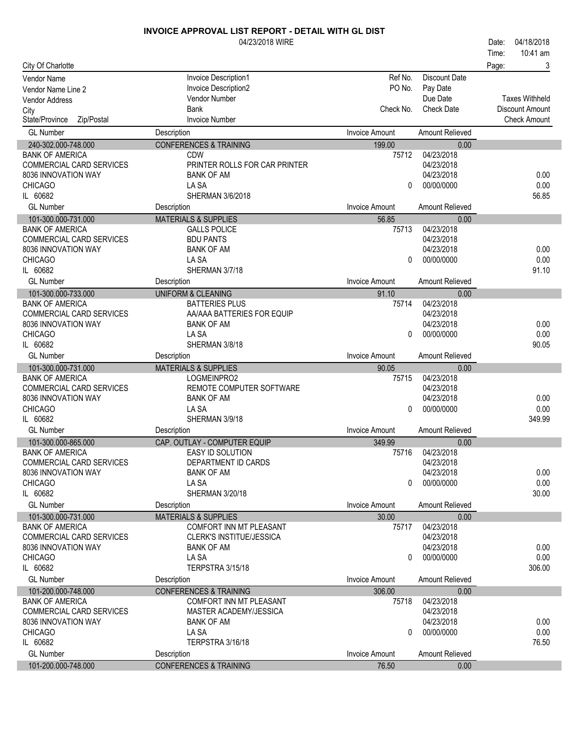# INVOICE APPROVAL LIST REPORT - DETAIL WITH GL DIST

04/23/2018 WIRE

Date: 04/18/2018
Time: 10:41 am

City Of Charlotte

| Vendor Name / Vendor Name Line 2 / Vendor Address / City / State/Province Zip/Postal | Invoice Description1 / Invoice Description2 / Vendor Number / Bank / Invoice Number | Ref No. / PO No. / Check No. | Discount Date / Pay Date / Due Date / Check Date | Taxes Withheld / Discount Amount / Check Amount |
|---|---|---|---|---|
| **GL Number** | **Description** | **Invoice Amount** | **Amount Relieved** | |
| 240-302.000-748.000 | CONFERENCES & TRAINING | 199.00 | 0.00 | |
| BANK OF AMERICA | CDW | 75712 | 04/23/2018 | |
| COMMERCIAL CARD SERVICES | PRINTER ROLLS FOR CAR PRINTER | | 04/23/2018 | |
| 8036 INNOVATION WAY | BANK OF AM | | 04/23/2018 | 0.00 |
| CHICAGO | LA SA | 0 | 00/00/0000 | 0.00 |
| IL 60682 | SHERMAN 3/6/2018 | | | 56.85 |
| **GL Number** | **Description** | **Invoice Amount** | **Amount Relieved** | |
| 101-300.000-731.000 | MATERIALS & SUPPLIES | 56.85 | 0.00 | |
| BANK OF AMERICA | GALLS POLICE | 75713 | 04/23/2018 | |
| COMMERCIAL CARD SERVICES | BDU PANTS | | 04/23/2018 | |
| 8036 INNOVATION WAY | BANK OF AM | | 04/23/2018 | 0.00 |
| CHICAGO | LA SA | 0 | 00/00/0000 | 0.00 |
| IL 60682 | SHERMAN 3/7/18 | | | 91.10 |
| **GL Number** | **Description** | **Invoice Amount** | **Amount Relieved** | |
| 101-300.000-733.000 | UNIFORM & CLEANING | 91.10 | 0.00 | |
| BANK OF AMERICA | BATTERIES PLUS | 75714 | 04/23/2018 | |
| COMMERCIAL CARD SERVICES | AA/AAA BATTERIES FOR EQUIP | | 04/23/2018 | |
| 8036 INNOVATION WAY | BANK OF AM | | 04/23/2018 | 0.00 |
| CHICAGO | LA SA | 0 | 00/00/0000 | 0.00 |
| IL 60682 | SHERMAN 3/8/18 | | | 90.05 |
| **GL Number** | **Description** | **Invoice Amount** | **Amount Relieved** | |
| 101-300.000-731.000 | MATERIALS & SUPPLIES | 90.05 | 0.00 | |
| BANK OF AMERICA | LOGMEINPRO2 | 75715 | 04/23/2018 | |
| COMMERCIAL CARD SERVICES | REMOTE COMPUTER SOFTWARE | | 04/23/2018 | |
| 8036 INNOVATION WAY | BANK OF AM | | 04/23/2018 | 0.00 |
| CHICAGO | LA SA | 0 | 00/00/0000 | 0.00 |
| IL 60682 | SHERMAN 3/9/18 | | | 349.99 |
| **GL Number** | **Description** | **Invoice Amount** | **Amount Relieved** | |
| 101-300.000-865.000 | CAP. OUTLAY - COMPUTER EQUIP | 349.99 | 0.00 | |
| BANK OF AMERICA | EASY ID SOLUTION | 75716 | 04/23/2018 | |
| COMMERCIAL CARD SERVICES | DEPARTMENT ID CARDS | | 04/23/2018 | |
| 8036 INNOVATION WAY | BANK OF AM | | 04/23/2018 | 0.00 |
| CHICAGO | LA SA | 0 | 00/00/0000 | 0.00 |
| IL 60682 | SHERMAN 3/20/18 | | | 30.00 |
| **GL Number** | **Description** | **Invoice Amount** | **Amount Relieved** | |
| 101-300.000-731.000 | MATERIALS & SUPPLIES | 30.00 | 0.00 | |
| BANK OF AMERICA | COMFORT INN MT PLEASANT | 75717 | 04/23/2018 | |
| COMMERCIAL CARD SERVICES | CLERK'S INSTITUE/JESSICA | | 04/23/2018 | |
| 8036 INNOVATION WAY | BANK OF AM | | 04/23/2018 | 0.00 |
| CHICAGO | LA SA | 0 | 00/00/0000 | 0.00 |
| IL 60682 | TERPSTRA 3/15/18 | | | 306.00 |
| **GL Number** | **Description** | **Invoice Amount** | **Amount Relieved** | |
| 101-200.000-748.000 | CONFERENCES & TRAINING | 306.00 | 0.00 | |
| BANK OF AMERICA | COMFORT INN MT PLEASANT | 75718 | 04/23/2018 | |
| COMMERCIAL CARD SERVICES | MASTER ACADEMY/JESSICA | | 04/23/2018 | |
| 8036 INNOVATION WAY | BANK OF AM | | 04/23/2018 | 0.00 |
| CHICAGO | LA SA | 0 | 00/00/0000 | 0.00 |
| IL 60682 | TERPSTRA 3/16/18 | | | 76.50 |
| **GL Number** | **Description** | **Invoice Amount** | **Amount Relieved** | |
| 101-200.000-748.000 | CONFERENCES & TRAINING | 76.50 | 0.00 | |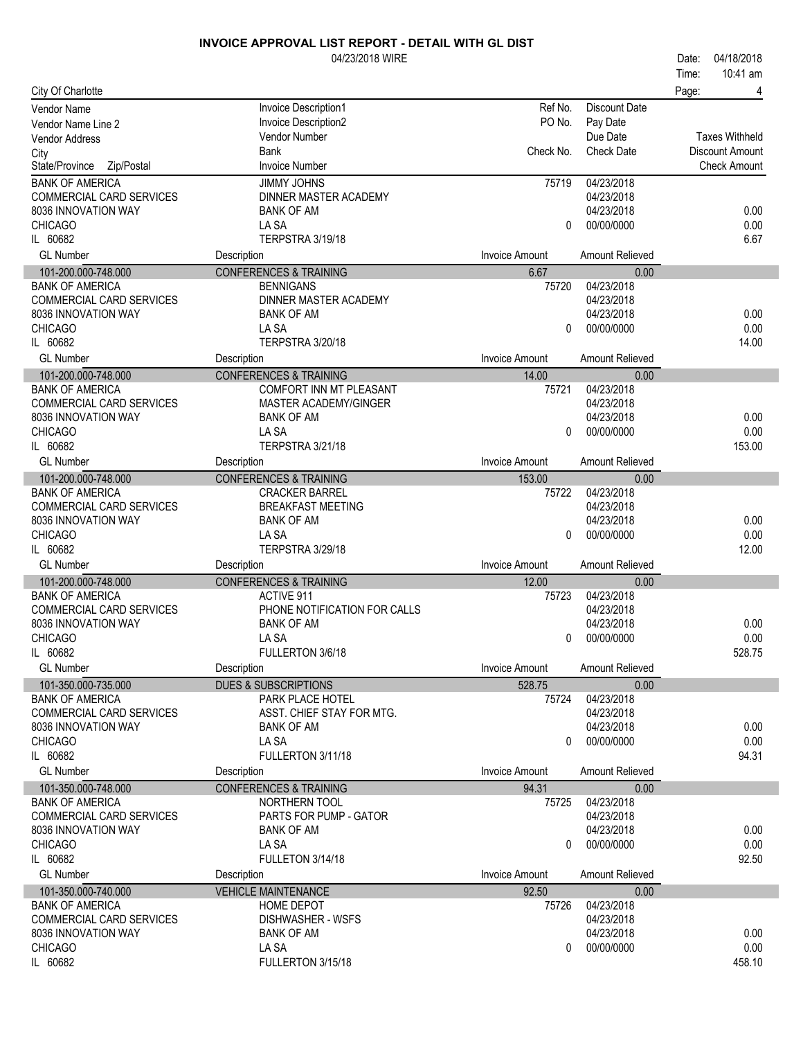# INVOICE APPROVAL LIST REPORT - DETAIL WITH GL DIST

04/23/2018 WIRE

Date: 04/18/2018
Time: 10:41 am

City Of Charlotte

| Vendor Name / Vendor Name Line 2 / Vendor Address / City / State/Province Zip/Postal | Invoice Description1 / Invoice Description2 / Vendor Number / Bank / Invoice Number | Ref No. / PO No. / Check No. | Discount Date / Pay Date / Due Date / Check Date | Taxes Withheld / Discount Amount / Check Amount |
|---|---|---|---|---|
| BANK OF AMERICA | JIMMY JOHNS | 75719 | 04/23/2018 | |
| COMMERCIAL CARD SERVICES | DINNER MASTER ACADEMY | | 04/23/2018 | |
| 8036 INNOVATION WAY | BANK OF AM | | 04/23/2018 | 0.00 |
| CHICAGO | LA SA | 0 | 00/00/0000 | 0.00 |
| IL 60682 | TERPSTRA 3/19/18 | | | 6.67 |
| **GL Number** | **Description** | **Invoice Amount** | **Amount Relieved** | |
| 101-200.000-748.000 | CONFERENCES & TRAINING | 6.67 | 0.00 | |
| BANK OF AMERICA | BENNIGANS | 75720 | 04/23/2018 | |
| COMMERCIAL CARD SERVICES | DINNER MASTER ACADEMY | | 04/23/2018 | |
| 8036 INNOVATION WAY | BANK OF AM | | 04/23/2018 | 0.00 |
| CHICAGO | LA SA | 0 | 00/00/0000 | 0.00 |
| IL 60682 | TERPSTRA 3/20/18 | | | 14.00 |
| **GL Number** | **Description** | **Invoice Amount** | **Amount Relieved** | |
| 101-200.000-748.000 | CONFERENCES & TRAINING | 14.00 | 0.00 | |
| BANK OF AMERICA | COMFORT INN MT PLEASANT | 75721 | 04/23/2018 | |
| COMMERCIAL CARD SERVICES | MASTER ACADEMY/GINGER | | 04/23/2018 | |
| 8036 INNOVATION WAY | BANK OF AM | | 04/23/2018 | 0.00 |
| CHICAGO | LA SA | 0 | 00/00/0000 | 0.00 |
| IL 60682 | TERPSTRA 3/21/18 | | | 153.00 |
| **GL Number** | **Description** | **Invoice Amount** | **Amount Relieved** | |
| 101-200.000-748.000 | CONFERENCES & TRAINING | 153.00 | 0.00 | |
| BANK OF AMERICA | CRACKER BARREL | 75722 | 04/23/2018 | |
| COMMERCIAL CARD SERVICES | BREAKFAST MEETING | | 04/23/2018 | |
| 8036 INNOVATION WAY | BANK OF AM | | 04/23/2018 | 0.00 |
| CHICAGO | LA SA | 0 | 00/00/0000 | 0.00 |
| IL 60682 | TERPSTRA 3/29/18 | | | 12.00 |
| **GL Number** | **Description** | **Invoice Amount** | **Amount Relieved** | |
| 101-200.000-748.000 | CONFERENCES & TRAINING | 12.00 | 0.00 | |
| BANK OF AMERICA | ACTIVE 911 | 75723 | 04/23/2018 | |
| COMMERCIAL CARD SERVICES | PHONE NOTIFICATION FOR CALLS | | 04/23/2018 | |
| 8036 INNOVATION WAY | BANK OF AM | | 04/23/2018 | 0.00 |
| CHICAGO | LA SA | 0 | 00/00/0000 | 0.00 |
| IL 60682 | FULLERTON 3/6/18 | | | 528.75 |
| **GL Number** | **Description** | **Invoice Amount** | **Amount Relieved** | |
| 101-350.000-735.000 | DUES & SUBSCRIPTIONS | 528.75 | 0.00 | |
| BANK OF AMERICA | PARK PLACE HOTEL | 75724 | 04/23/2018 | |
| COMMERCIAL CARD SERVICES | ASST. CHIEF STAY FOR MTG. | | 04/23/2018 | |
| 8036 INNOVATION WAY | BANK OF AM | | 04/23/2018 | 0.00 |
| CHICAGO | LA SA | 0 | 00/00/0000 | 0.00 |
| IL 60682 | FULLERTON 3/11/18 | | | 94.31 |
| **GL Number** | **Description** | **Invoice Amount** | **Amount Relieved** | |
| 101-350.000-748.000 | CONFERENCES & TRAINING | 94.31 | 0.00 | |
| BANK OF AMERICA | NORTHERN TOOL | 75725 | 04/23/2018 | |
| COMMERCIAL CARD SERVICES | PARTS FOR PUMP - GATOR | | 04/23/2018 | |
| 8036 INNOVATION WAY | BANK OF AM | | 04/23/2018 | 0.00 |
| CHICAGO | LA SA | 0 | 00/00/0000 | 0.00 |
| IL 60682 | FULLETON 3/14/18 | | | 92.50 |
| **GL Number** | **Description** | **Invoice Amount** | **Amount Relieved** | |
| 101-350.000-740.000 | VEHICLE MAINTENANCE | 92.50 | 0.00 | |
| BANK OF AMERICA | HOME DEPOT | 75726 | 04/23/2018 | |
| COMMERCIAL CARD SERVICES | DISHWASHER - WSFS | | 04/23/2018 | |
| 8036 INNOVATION WAY | BANK OF AM | | 04/23/2018 | 0.00 |
| CHICAGO | LA SA | 0 | 00/00/0000 | 0.00 |
| IL 60682 | FULLERTON 3/15/18 | | | 458.10 |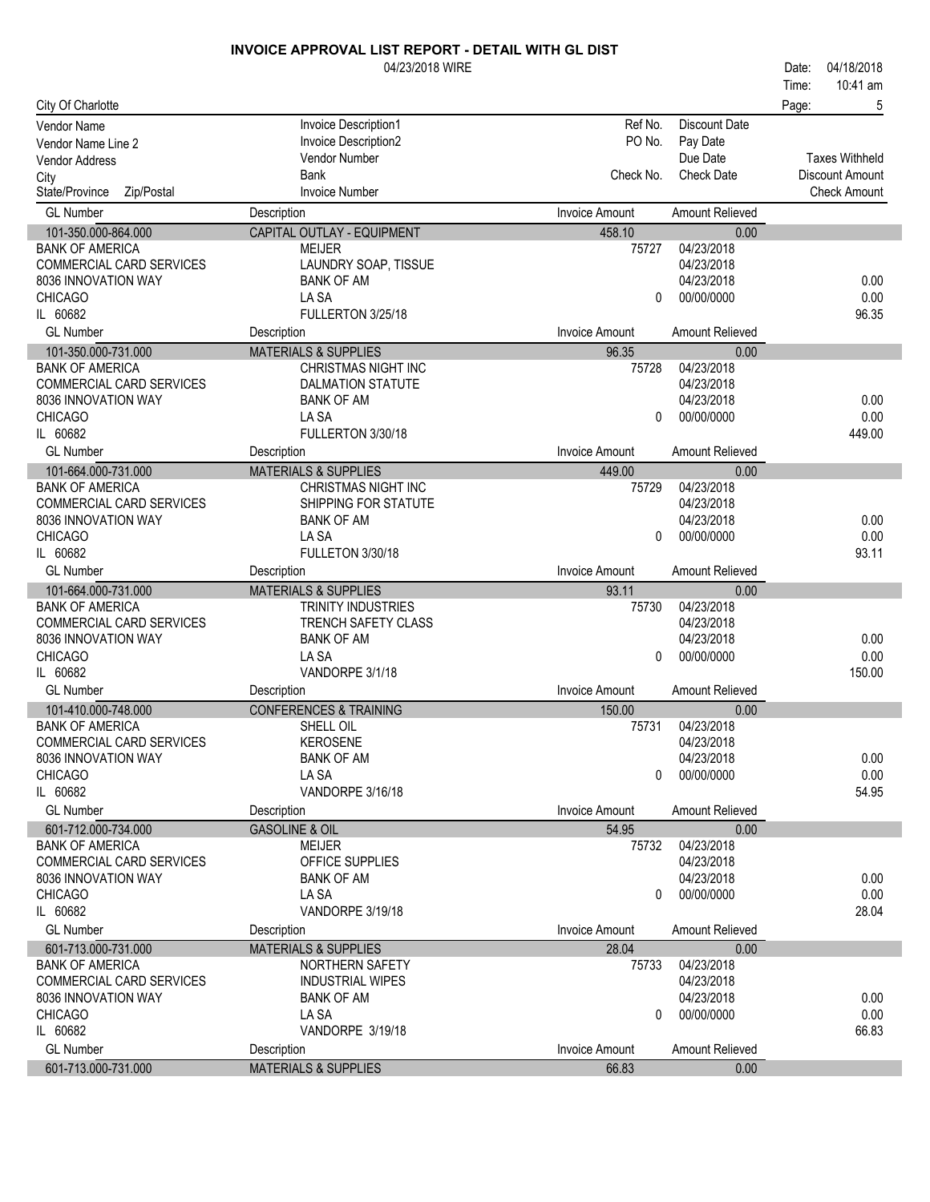# INVOICE APPROVAL LIST REPORT - DETAIL WITH GL DIST

04/23/2018 WIRE

Date: 04/18/2018
Time: 10:41 am

City Of Charlotte

| Vendor Name<br>Vendor Name Line 2<br>Vendor Address<br>City<br>State/Province Zip/Postal | Invoice Description1<br>Invoice Description2<br>Vendor Number<br>Bank<br>Invoice Number | Ref No.<br>PO No.<br><br>Check No. | Discount Date<br>Pay Date<br>Due Date<br>Check Date | <br><br>Taxes Withheld<br>Discount Amount<br>Check Amount |
|---|---|---|---|---|
| **GL Number** | **Description** | **Invoice Amount** | **Amount Relieved** | |
| 101-350.000-864.000 | CAPITAL OUTLAY - EQUIPMENT | 458.10 | 0.00 | |
| BANK OF AMERICA<br>COMMERCIAL CARD SERVICES<br>8036 INNOVATION WAY<br>CHICAGO<br>IL 60682 | MEIJER<br>LAUNDRY SOAP, TISSUE<br>BANK OF AM<br>LA SA<br>FULLERTON 3/25/18 | 75727<br><br><br>0 | 04/23/2018<br>04/23/2018<br>04/23/2018<br>00/00/0000 | <br><br>0.00<br>0.00<br>96.35 |
| **GL Number** | **Description** | **Invoice Amount** | **Amount Relieved** | |
| 101-350.000-731.000 | MATERIALS & SUPPLIES | 96.35 | 0.00 | |
| BANK OF AMERICA<br>COMMERCIAL CARD SERVICES<br>8036 INNOVATION WAY<br>CHICAGO<br>IL 60682 | CHRISTMAS NIGHT INC<br>DALMATION STATUTE<br>BANK OF AM<br>LA SA<br>FULLERTON 3/30/18 | 75728<br><br><br>0 | 04/23/2018<br>04/23/2018<br>04/23/2018<br>00/00/0000 | <br><br>0.00<br>0.00<br>449.00 |
| **GL Number** | **Description** | **Invoice Amount** | **Amount Relieved** | |
| 101-664.000-731.000 | MATERIALS & SUPPLIES | 449.00 | 0.00 | |
| BANK OF AMERICA<br>COMMERCIAL CARD SERVICES<br>8036 INNOVATION WAY<br>CHICAGO<br>IL 60682 | CHRISTMAS NIGHT INC<br>SHIPPING FOR STATUTE<br>BANK OF AM<br>LA SA<br>FULLETON 3/30/18 | 75729<br><br><br>0 | 04/23/2018<br>04/23/2018<br>04/23/2018<br>00/00/0000 | <br><br>0.00<br>0.00<br>93.11 |
| **GL Number** | **Description** | **Invoice Amount** | **Amount Relieved** | |
| 101-664.000-731.000 | MATERIALS & SUPPLIES | 93.11 | 0.00 | |
| BANK OF AMERICA<br>COMMERCIAL CARD SERVICES<br>8036 INNOVATION WAY<br>CHICAGO<br>IL 60682 | TRINITY INDUSTRIES<br>TRENCH SAFETY CLASS<br>BANK OF AM<br>LA SA<br>VANDORPE 3/1/18 | 75730<br><br><br>0 | 04/23/2018<br>04/23/2018<br>04/23/2018<br>00/00/0000 | <br><br>0.00<br>0.00<br>150.00 |
| **GL Number** | **Description** | **Invoice Amount** | **Amount Relieved** | |
| 101-410.000-748.000 | CONFERENCES & TRAINING | 150.00 | 0.00 | |
| BANK OF AMERICA<br>COMMERCIAL CARD SERVICES<br>8036 INNOVATION WAY<br>CHICAGO<br>IL 60682 | SHELL OIL<br>KEROSENE<br>BANK OF AM<br>LA SA<br>VANDORPE 3/16/18 | 75731<br><br><br>0 | 04/23/2018<br>04/23/2018<br>04/23/2018<br>00/00/0000 | <br><br>0.00<br>0.00<br>54.95 |
| **GL Number** | **Description** | **Invoice Amount** | **Amount Relieved** | |
| 601-712.000-734.000 | GASOLINE & OIL | 54.95 | 0.00 | |
| BANK OF AMERICA<br>COMMERCIAL CARD SERVICES<br>8036 INNOVATION WAY<br>CHICAGO<br>IL 60682 | MEIJER<br>OFFICE SUPPLIES<br>BANK OF AM<br>LA SA<br>VANDORPE 3/19/18 | 75732<br><br><br>0 | 04/23/2018<br>04/23/2018<br>04/23/2018<br>00/00/0000 | <br><br>0.00<br>0.00<br>28.04 |
| **GL Number** | **Description** | **Invoice Amount** | **Amount Relieved** | |
| 601-713.000-731.000 | MATERIALS & SUPPLIES | 28.04 | 0.00 | |
| BANK OF AMERICA<br>COMMERCIAL CARD SERVICES<br>8036 INNOVATION WAY<br>CHICAGO<br>IL 60682 | NORTHERN SAFETY<br>INDUSTRIAL WIPES<br>BANK OF AM<br>LA SA<br>VANDORPE 3/19/18 | 75733<br><br><br>0 | 04/23/2018<br>04/23/2018<br>04/23/2018<br>00/00/0000 | <br><br>0.00<br>0.00<br>66.83 |
| **GL Number** | **Description** | **Invoice Amount** | **Amount Relieved** | |
| 601-713.000-731.000 | MATERIALS & SUPPLIES | 66.83 | 0.00 | |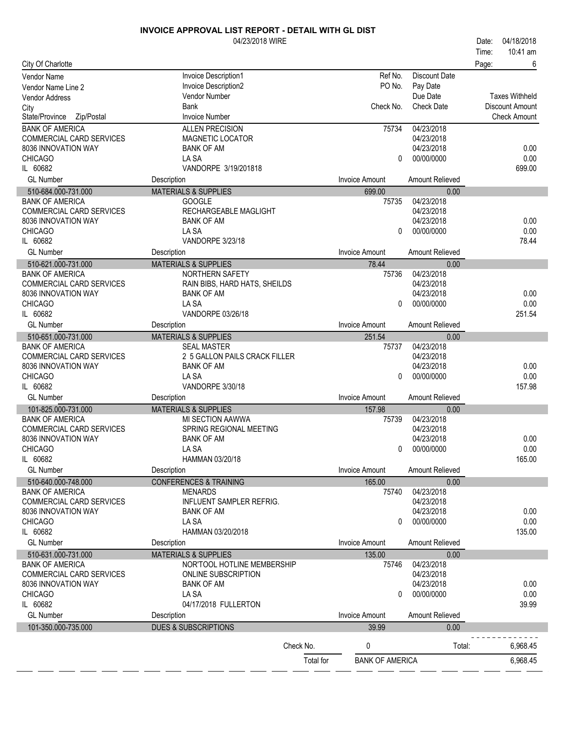# INVOICE APPROVAL LIST REPORT - DETAIL WITH GL DIST

04/23/2018 WIRE

Date: 04/18/2018
Time: 10:41 am

City Of Charlotte

| Vendor Name / Vendor Name Line 2 / Vendor Address / City / State/Province Zip/Postal | Invoice Description1 / Invoice Description2 / Vendor Number / Bank / Invoice Number | Ref No. / PO No. / Check No. | Discount Date / Pay Date / Due Date / Check Date | Taxes Withheld / Discount Amount / Check Amount |
|---|---|---|---|---|
| BANK OF AMERICA<br>COMMERCIAL CARD SERVICES<br>8036 INNOVATION WAY<br>CHICAGO<br>IL 60682 | ALLEN PRECISION<br>MAGNETIC LOCATOR<br>BANK OF AM<br>LA SA<br>VANDORPE 3/19/201818 | 75734<br><br><br>0 | 04/23/2018<br>04/23/2018<br>04/23/2018<br>00/00/0000 | <br><br>0.00<br>0.00<br>699.00 |
| **GL Number** | **Description** | **Invoice Amount** | **Amount Relieved** | |
| 510-684.000-731.000 | MATERIALS & SUPPLIES | 699.00 | 0.00 | |
| BANK OF AMERICA<br>COMMERCIAL CARD SERVICES<br>8036 INNOVATION WAY<br>CHICAGO<br>IL 60682 | GOOGLE<br>RECHARGEABLE MAGLIGHT<br>BANK OF AM<br>LA SA<br>VANDORPE 3/23/18 | 75735<br><br><br>0 | 04/23/2018<br>04/23/2018<br>04/23/2018<br>00/00/0000 | <br><br>0.00<br>0.00<br>78.44 |
| **GL Number** | **Description** | **Invoice Amount** | **Amount Relieved** | |
| 510-621.000-731.000 | MATERIALS & SUPPLIES | 78.44 | 0.00 | |
| BANK OF AMERICA<br>COMMERCIAL CARD SERVICES<br>8036 INNOVATION WAY<br>CHICAGO<br>IL 60682 | NORTHERN SAFETY<br>RAIN BIBS, HARD HATS, SHEILDS<br>BANK OF AM<br>LA SA<br>VANDORPE 03/26/18 | 75736<br><br><br>0 | 04/23/2018<br>04/23/2018<br>04/23/2018<br>00/00/0000 | <br><br>0.00<br>0.00<br>251.54 |
| **GL Number** | **Description** | **Invoice Amount** | **Amount Relieved** | |
| 510-651.000-731.000 | MATERIALS & SUPPLIES | 251.54 | 0.00 | |
| BANK OF AMERICA<br>COMMERCIAL CARD SERVICES<br>8036 INNOVATION WAY<br>CHICAGO<br>IL 60682 | SEAL MASTER<br>2 5 GALLON PAILS CRACK FILLER<br>BANK OF AM<br>LA SA<br>VANDORPE 3/30/18 | 75737<br><br><br>0 | 04/23/2018<br>04/23/2018<br>04/23/2018<br>00/00/0000 | <br><br>0.00<br>0.00<br>157.98 |
| **GL Number** | **Description** | **Invoice Amount** | **Amount Relieved** | |
| 101-825.000-731.000 | MATERIALS & SUPPLIES | 157.98 | 0.00 | |
| BANK OF AMERICA<br>COMMERCIAL CARD SERVICES<br>8036 INNOVATION WAY<br>CHICAGO<br>IL 60682 | MI SECTION AAWWA<br>SPRING REGIONAL MEETING<br>BANK OF AM<br>LA SA<br>HAMMAN 03/20/18 | 75739<br><br><br>0 | 04/23/2018<br>04/23/2018<br>04/23/2018<br>00/00/0000 | <br><br>0.00<br>0.00<br>165.00 |
| **GL Number** | **Description** | **Invoice Amount** | **Amount Relieved** | |
| 510-640.000-748.000 | CONFERENCES & TRAINING | 165.00 | 0.00 | |
| BANK OF AMERICA<br>COMMERCIAL CARD SERVICES<br>8036 INNOVATION WAY<br>CHICAGO<br>IL 60682 | MENARDS<br>INFLUENT SAMPLER REFRIG.<br>BANK OF AM<br>LA SA<br>HAMMAN 03/20/2018 | 75740<br><br><br>0 | 04/23/2018<br>04/23/2018<br>04/23/2018<br>00/00/0000 | <br><br>0.00<br>0.00<br>135.00 |
| **GL Number** | **Description** | **Invoice Amount** | **Amount Relieved** | |
| 510-631.000-731.000 | MATERIALS & SUPPLIES | 135.00 | 0.00 | |
| BANK OF AMERICA<br>COMMERCIAL CARD SERVICES<br>8036 INNOVATION WAY<br>CHICAGO<br>IL 60682 | NOR'TOOL HOTLINE MEMBERSHIP<br>ONLINE SUBSCRIPTION<br>BANK OF AM<br>LA SA<br>04/17/2018 FULLERTON | 75746<br><br><br>0 | 04/23/2018<br>04/23/2018<br>04/23/2018<br>00/00/0000 | <br><br>0.00<br>0.00<br>39.99 |
| **GL Number** | **Description** | **Invoice Amount** | **Amount Relieved** | |
| 101-350.000-735.000 | DUES & SUBSCRIPTIONS | 39.99 | 0.00 | |

| | | | | |
|---|---|---|---|---|
| | Check No. | 0 | Total: | 6,968.45 |
| | Total for | BANK OF AMERICA | | 6,968.45 |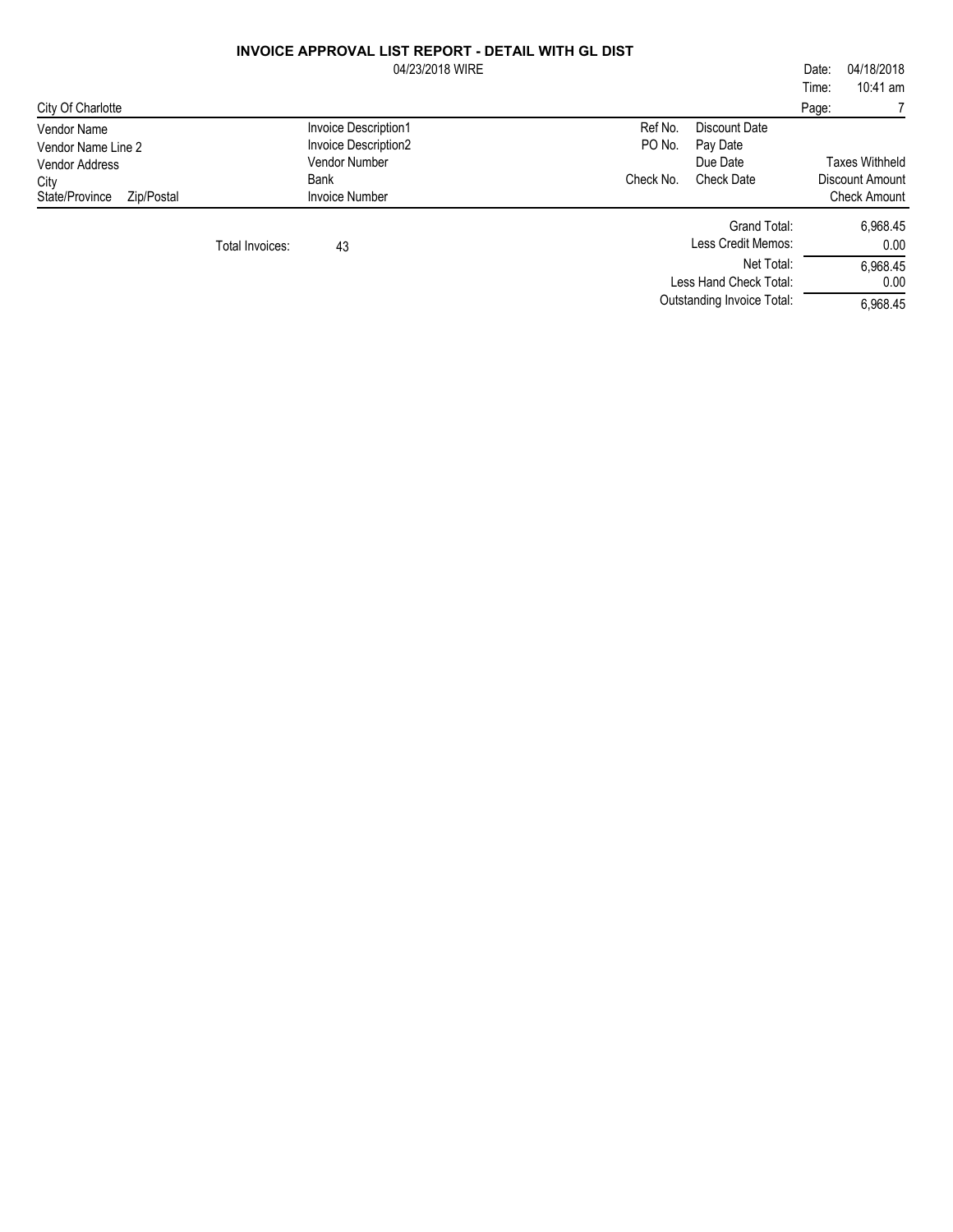# INVOICE APPROVAL LIST REPORT - DETAIL WITH GL DIST

04/23/2018 WIRE

Date: 04/18/2018
Time: 10:41 am

City Of Charlotte

| | | | | |
|---|---|---|---|---|
| Vendor Name | Invoice Description1 | Ref No. | Discount Date | |
| Vendor Name Line 2 | Invoice Description2 | PO No. | Pay Date | |
| Vendor Address | Vendor Number | | Due Date | Taxes Withheld |
| City | Bank | Check No. | Check Date | Discount Amount |
| State/Province Zip/Postal | Invoice Number | | | Check Amount |

Total Invoices: 43

| | |
|---|---|
| Grand Total: | 6,968.45 |
| Less Credit Memos: | 0.00 |
| Net Total: | 6,968.45 |
| Less Hand Check Total: | 0.00 |
| Outstanding Invoice Total: | 6,968.45 |